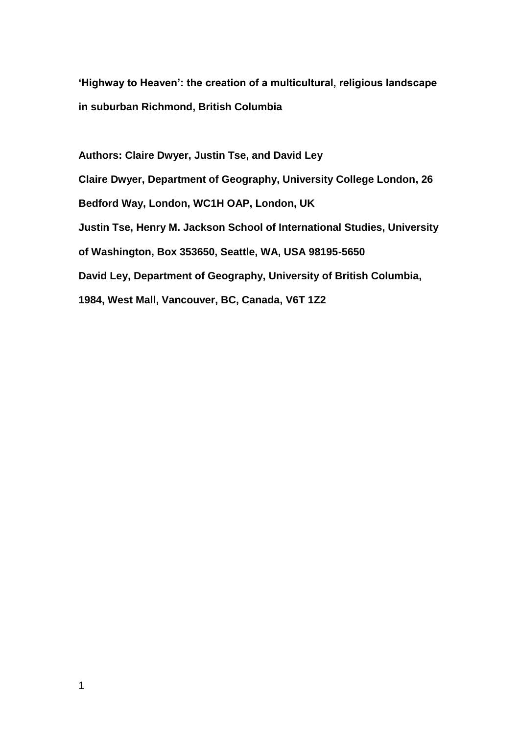# 'Highway to Heaven': the creation of a multicultural, religious landscape in suburban Richmond, British Columbia

**Authors: Claire Dwyer, Justin Tse, and David Ley**

**Claire Dwyer, Department of Geography, University College London, 26 Bedford Way, London, WC1H OAP, London, UK**

**Justin Tse, Henry M. Jackson School of International Studies, University of Washington, Box 353650, Seattle, WA, USA 98195-5650**

**David Ley, Department of Geography, University of British Columbia, 1984, West Mall, Vancouver, BC, Canada, V6T 1Z2**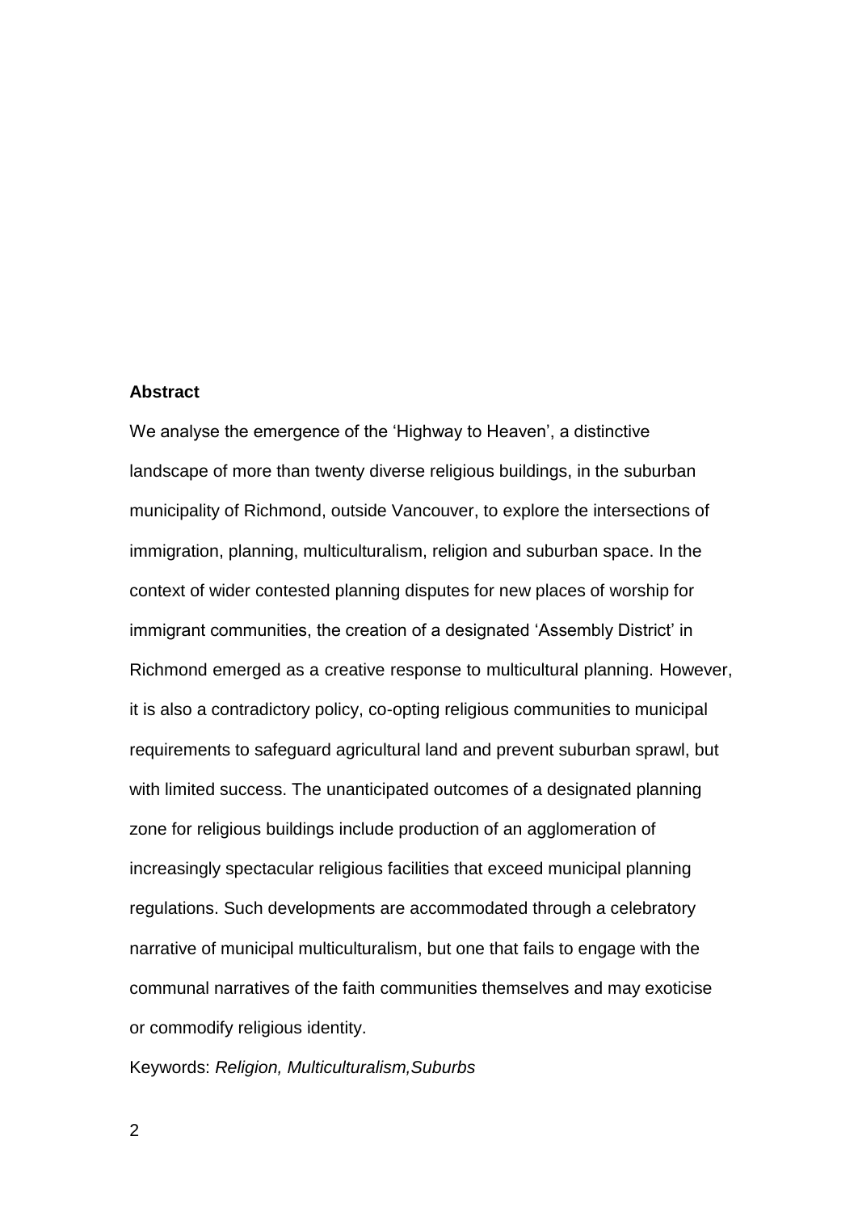## Abstract

We analyse the emergence of the 'Highway to Heaven', a distinctive landscape of more than twenty diverse religious buildings, in the suburban municipality of Richmond, outside Vancouver, to explore the intersections of immigration, planning, multiculturalism, religion and suburban space. In the context of wider contested planning disputes for new places of worship for immigrant communities, the creation of a designated 'Assembly District' in Richmond emerged as a creative response to multicultural planning. However, it is also a contradictory policy, co-opting religious communities to municipal requirements to safeguard agricultural land and prevent suburban sprawl, but with limited success. The unanticipated outcomes of a designated planning zone for religious buildings include production of an agglomeration of increasingly spectacular religious facilities that exceed municipal planning regulations. Such developments are accommodated through a celebratory narrative of municipal multiculturalism, but one that fails to engage with the communal narratives of the faith communities themselves and may exoticise or commodify religious identity.

Keywords: *Religion, Multiculturalism,Suburbs*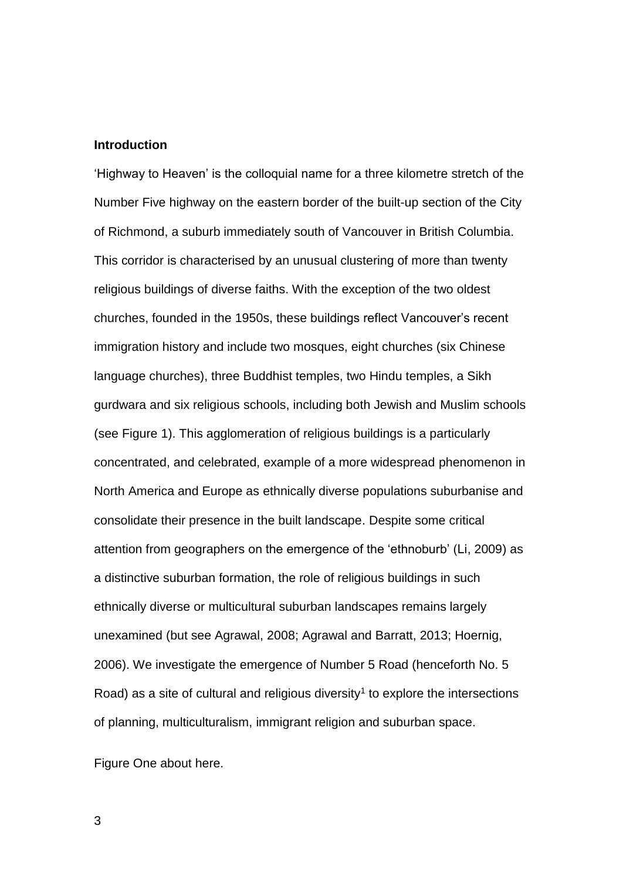## Introduction

'Highway to Heaven' is the colloquial name for a three kilometre stretch of the Number Five highway on the eastern border of the built-up section of the City of Richmond, a suburb immediately south of Vancouver in British Columbia. This corridor is characterised by an unusual clustering of more than twenty religious buildings of diverse faiths. With the exception of the two oldest churches, founded in the 1950s, these buildings reflect Vancouver's recent immigration history and include two mosques, eight churches (six Chinese language churches), three Buddhist temples, two Hindu temples, a Sikh gurdwara and six religious schools, including both Jewish and Muslim schools (see Figure 1). This agglomeration of religious buildings is a particularly concentrated, and celebrated, example of a more widespread phenomenon in North America and Europe as ethnically diverse populations suburbanise and consolidate their presence in the built landscape. Despite some critical attention from geographers on the emergence of the 'ethnoburb' (Li, 2009) as a distinctive suburban formation, the role of religious buildings in such ethnically diverse or multicultural suburban landscapes remains largely unexamined (but see Agrawal, 2008; Agrawal and Barratt, 2013; Hoernig, 2006). We investigate the emergence of Number 5 Road (henceforth No. 5 Road) as a site of cultural and religious diversity[1] to explore the intersections of planning, multiculturalism, immigrant religion and suburban space.

Figure One about here.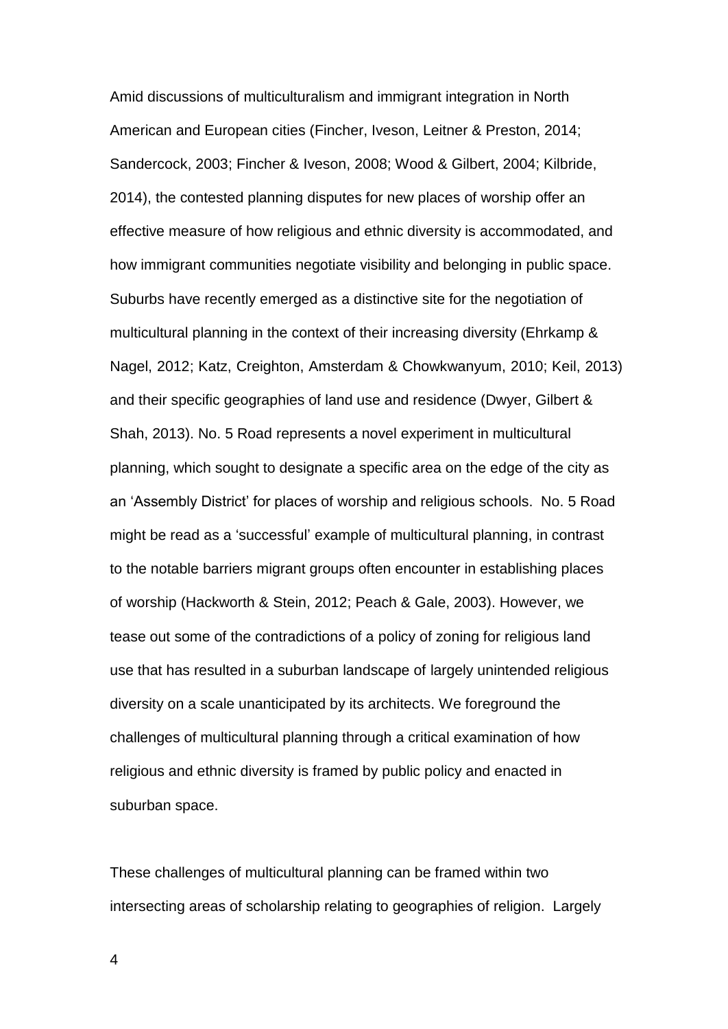Amid discussions of multiculturalism and immigrant integration in North American and European cities (Fincher, Iveson, Leitner & Preston, 2014; Sandercock, 2003; Fincher & Iveson, 2008; Wood & Gilbert, 2004; Kilbride, 2014), the contested planning disputes for new places of worship offer an effective measure of how religious and ethnic diversity is accommodated, and how immigrant communities negotiate visibility and belonging in public space. Suburbs have recently emerged as a distinctive site for the negotiation of multicultural planning in the context of their increasing diversity (Ehrkamp & Nagel, 2012; Katz, Creighton, Amsterdam & Chowkwanyum, 2010; Keil, 2013) and their specific geographies of land use and residence (Dwyer, Gilbert & Shah, 2013). No. 5 Road represents a novel experiment in multicultural planning, which sought to designate a specific area on the edge of the city as an 'Assembly District' for places of worship and religious schools. No. 5 Road might be read as a 'successful' example of multicultural planning, in contrast to the notable barriers migrant groups often encounter in establishing places of worship (Hackworth & Stein, 2012; Peach & Gale, 2003). However, we tease out some of the contradictions of a policy of zoning for religious land use that has resulted in a suburban landscape of largely unintended religious diversity on a scale unanticipated by its architects. We foreground the challenges of multicultural planning through a critical examination of how religious and ethnic diversity is framed by public policy and enacted in suburban space.

These challenges of multicultural planning can be framed within two intersecting areas of scholarship relating to geographies of religion. Largely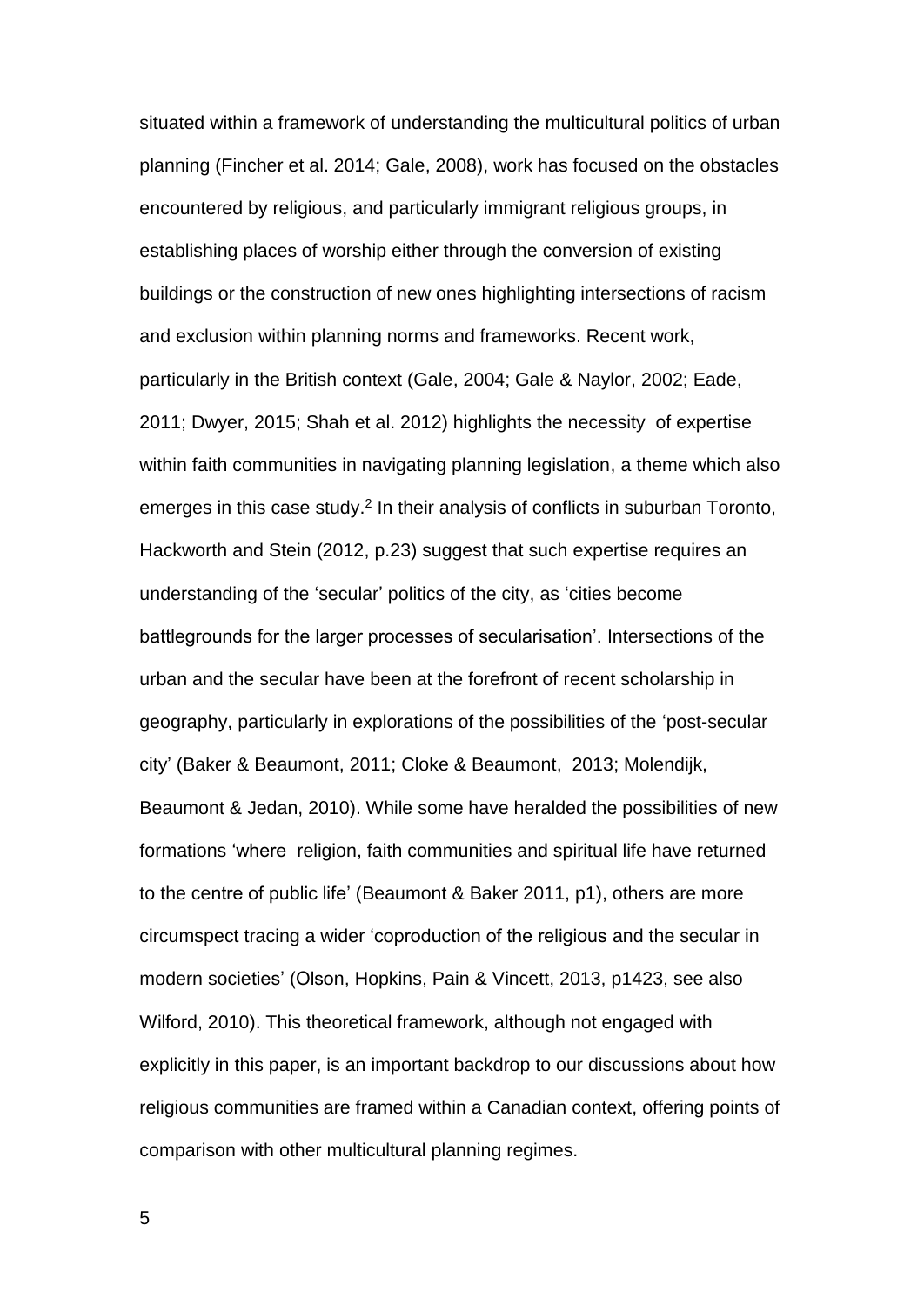situated within a framework of understanding the multicultural politics of urban planning (Fincher et al. 2014; Gale, 2008), work has focused on the obstacles encountered by religious, and particularly immigrant religious groups, in establishing places of worship either through the conversion of existing buildings or the construction of new ones highlighting intersections of racism and exclusion within planning norms and frameworks. Recent work, particularly in the British context (Gale, 2004; Gale & Naylor, 2002; Eade, 2011; Dwyer, 2015; Shah et al. 2012) highlights the necessity of expertise within faith communities in navigating planning legislation, a theme which also emerges in this case study.[2] In their analysis of conflicts in suburban Toronto, Hackworth and Stein (2012, p.23) suggest that such expertise requires an understanding of the 'secular' politics of the city, as 'cities become battlegrounds for the larger processes of secularisation'. Intersections of the urban and the secular have been at the forefront of recent scholarship in geography, particularly in explorations of the possibilities of the 'post-secular city' (Baker & Beaumont, 2011; Cloke & Beaumont, 2013; Molendijk, Beaumont & Jedan, 2010). While some have heralded the possibilities of new formations 'where religion, faith communities and spiritual life have returned to the centre of public life' (Beaumont & Baker 2011, p1), others are more circumspect tracing a wider 'coproduction of the religious and the secular in modern societies' (Olson, Hopkins, Pain & Vincett, 2013, p1423, see also Wilford, 2010). This theoretical framework, although not engaged with explicitly in this paper, is an important backdrop to our discussions about how religious communities are framed within a Canadian context, offering points of comparison with other multicultural planning regimes.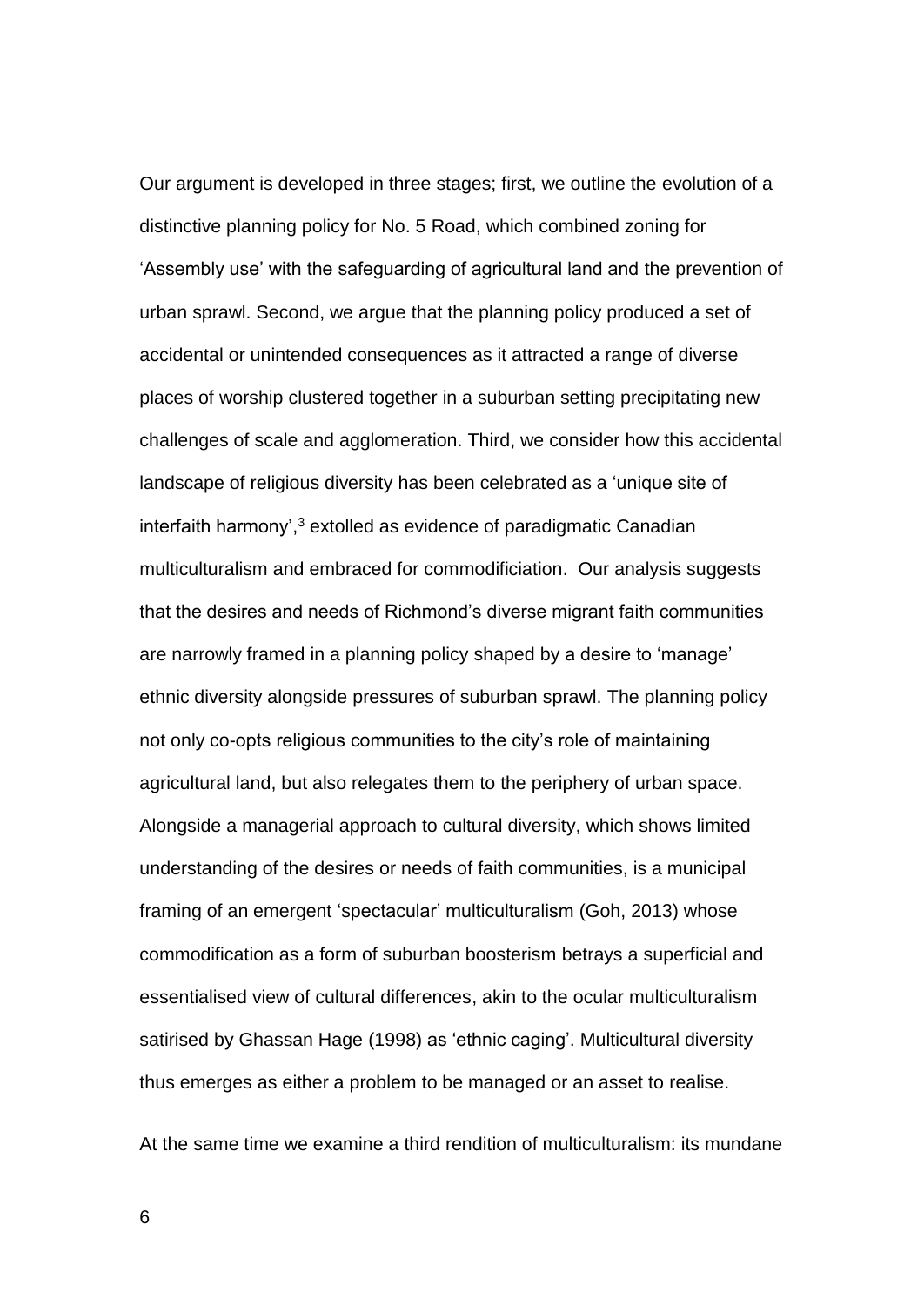Our argument is developed in three stages; first, we outline the evolution of a distinctive planning policy for No. 5 Road, which combined zoning for 'Assembly use' with the safeguarding of agricultural land and the prevention of urban sprawl. Second, we argue that the planning policy produced a set of accidental or unintended consequences as it attracted a range of diverse places of worship clustered together in a suburban setting precipitating new challenges of scale and agglomeration. Third, we consider how this accidental landscape of religious diversity has been celebrated as a 'unique site of interfaith harmony',[3] extolled as evidence of paradigmatic Canadian multiculturalism and embraced for commodificiation. Our analysis suggests that the desires and needs of Richmond's diverse migrant faith communities are narrowly framed in a planning policy shaped by a desire to 'manage' ethnic diversity alongside pressures of suburban sprawl. The planning policy not only co-opts religious communities to the city's role of maintaining agricultural land, but also relegates them to the periphery of urban space. Alongside a managerial approach to cultural diversity, which shows limited understanding of the desires or needs of faith communities, is a municipal framing of an emergent 'spectacular' multiculturalism (Goh, 2013) whose commodification as a form of suburban boosterism betrays a superficial and essentialised view of cultural differences, akin to the ocular multiculturalism satirised by Ghassan Hage (1998) as 'ethnic caging'. Multicultural diversity thus emerges as either a problem to be managed or an asset to realise.

At the same time we examine a third rendition of multiculturalism: its mundane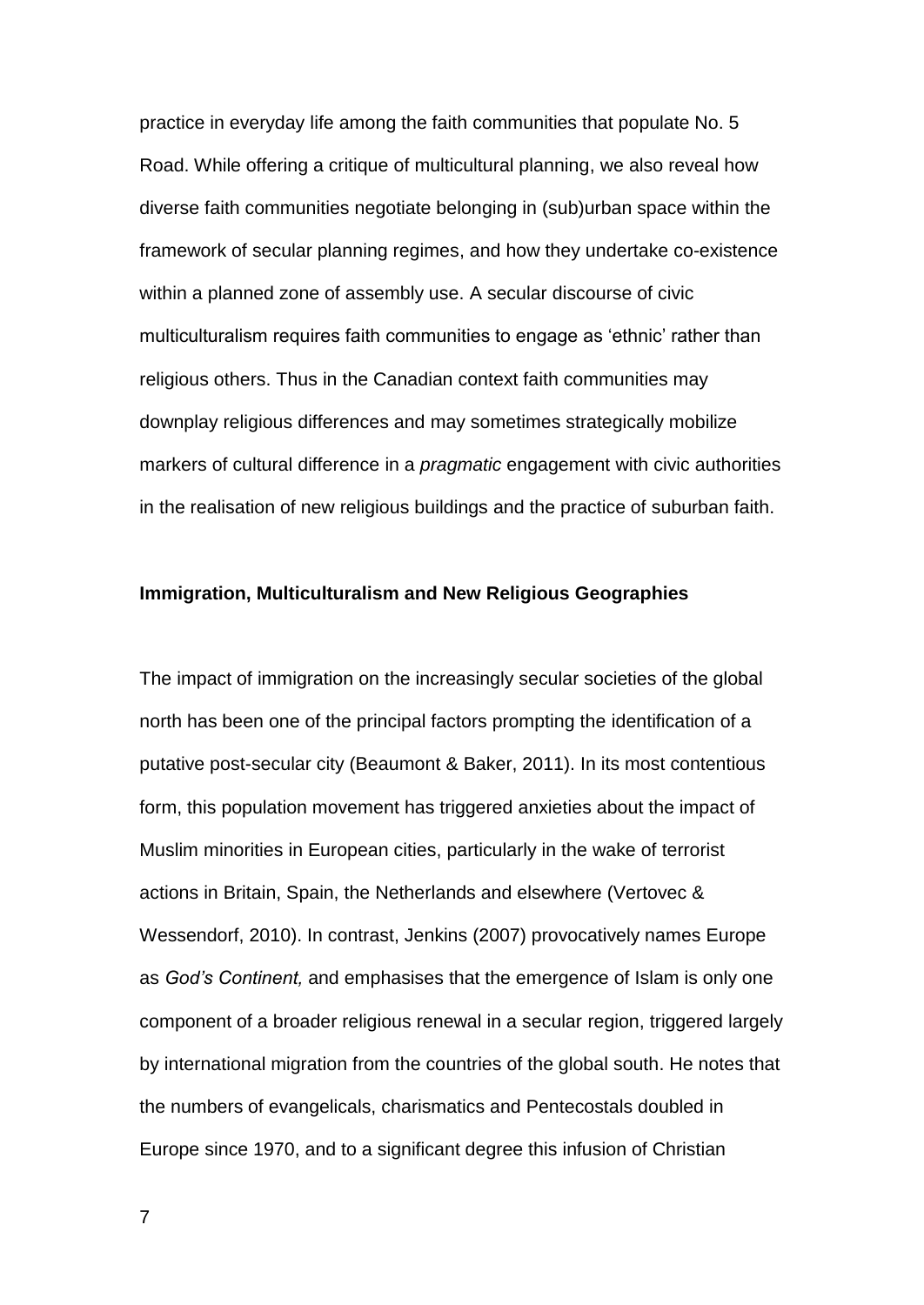practice in everyday life among the faith communities that populate No. 5 Road. While offering a critique of multicultural planning, we also reveal how diverse faith communities negotiate belonging in (sub)urban space within the framework of secular planning regimes, and how they undertake co-existence within a planned zone of assembly use. A secular discourse of civic multiculturalism requires faith communities to engage as 'ethnic' rather than religious others. Thus in the Canadian context faith communities may downplay religious differences and may sometimes strategically mobilize markers of cultural difference in a *pragmatic* engagement with civic authorities in the realisation of new religious buildings and the practice of suburban faith.

## Immigration, Multiculturalism and New Religious Geographies

The impact of immigration on the increasingly secular societies of the global north has been one of the principal factors prompting the identification of a putative post-secular city (Beaumont & Baker, 2011). In its most contentious form, this population movement has triggered anxieties about the impact of Muslim minorities in European cities, particularly in the wake of terrorist actions in Britain, Spain, the Netherlands and elsewhere (Vertovec & Wessendorf, 2010). In contrast, Jenkins (2007) provocatively names Europe as *God's Continent,* and emphasises that the emergence of Islam is only one component of a broader religious renewal in a secular region, triggered largely by international migration from the countries of the global south. He notes that the numbers of evangelicals, charismatics and Pentecostals doubled in Europe since 1970, and to a significant degree this infusion of Christian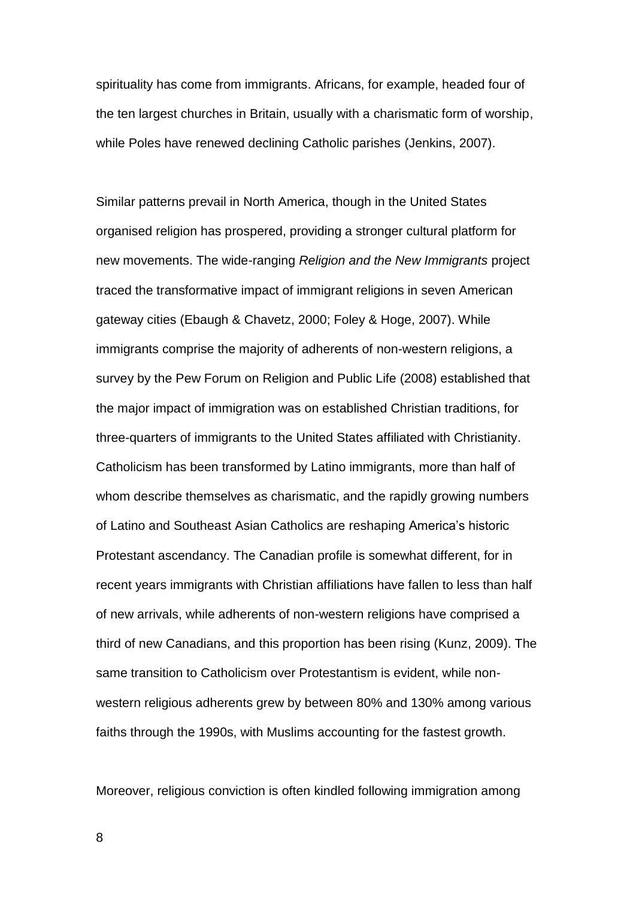spirituality has come from immigrants. Africans, for example, headed four of the ten largest churches in Britain, usually with a charismatic form of worship, while Poles have renewed declining Catholic parishes (Jenkins, 2007).

Similar patterns prevail in North America, though in the United States organised religion has prospered, providing a stronger cultural platform for new movements. The wide-ranging *Religion and the New Immigrants* project traced the transformative impact of immigrant religions in seven American gateway cities (Ebaugh & Chavetz, 2000; Foley & Hoge, 2007). While immigrants comprise the majority of adherents of non-western religions, a survey by the Pew Forum on Religion and Public Life (2008) established that the major impact of immigration was on established Christian traditions, for three-quarters of immigrants to the United States affiliated with Christianity. Catholicism has been transformed by Latino immigrants, more than half of whom describe themselves as charismatic, and the rapidly growing numbers of Latino and Southeast Asian Catholics are reshaping America's historic Protestant ascendancy. The Canadian profile is somewhat different, for in recent years immigrants with Christian affiliations have fallen to less than half of new arrivals, while adherents of non-western religions have comprised a third of new Canadians, and this proportion has been rising (Kunz, 2009). The same transition to Catholicism over Protestantism is evident, while non-western religious adherents grew by between 80% and 130% among various faiths through the 1990s, with Muslims accounting for the fastest growth.

Moreover, religious conviction is often kindled following immigration among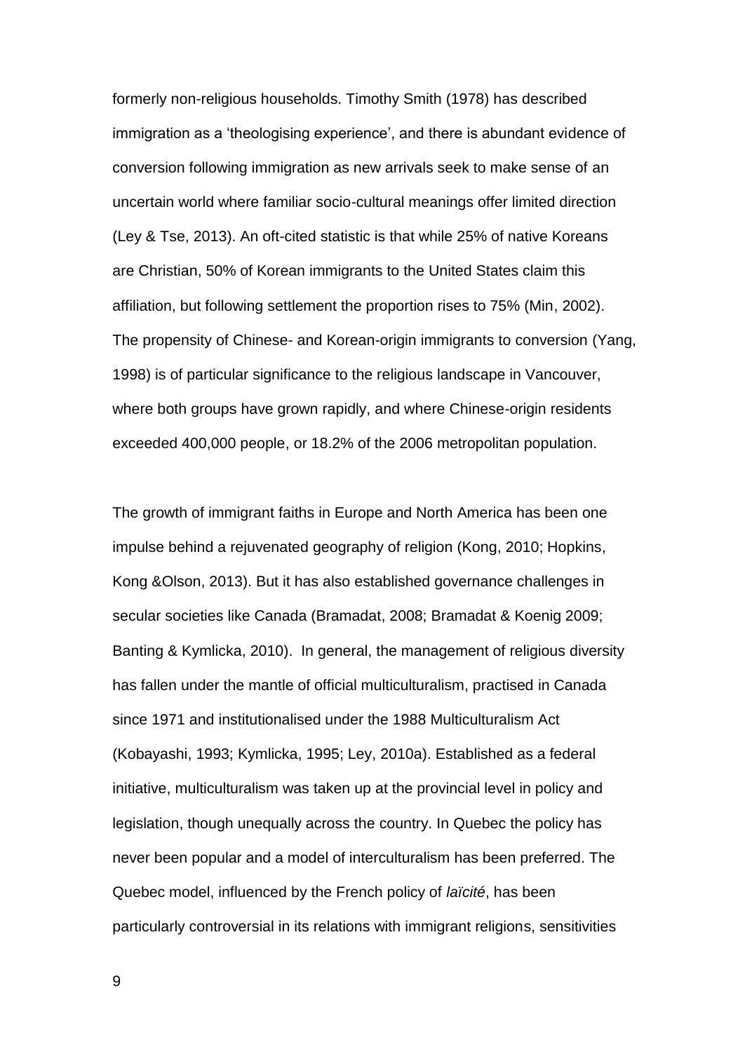formerly non-religious households. Timothy Smith (1978) has described immigration as a 'theologising experience', and there is abundant evidence of conversion following immigration as new arrivals seek to make sense of an uncertain world where familiar socio-cultural meanings offer limited direction (Ley & Tse, 2013). An oft-cited statistic is that while 25% of native Koreans are Christian, 50% of Korean immigrants to the United States claim this affiliation, but following settlement the proportion rises to 75% (Min, 2002). The propensity of Chinese- and Korean-origin immigrants to conversion (Yang, 1998) is of particular significance to the religious landscape in Vancouver, where both groups have grown rapidly, and where Chinese-origin residents exceeded 400,000 people, or 18.2% of the 2006 metropolitan population.

The growth of immigrant faiths in Europe and North America has been one impulse behind a rejuvenated geography of religion (Kong, 2010; Hopkins, Kong &Olson, 2013). But it has also established governance challenges in secular societies like Canada (Bramadat, 2008; Bramadat & Koenig 2009; Banting & Kymlicka, 2010). In general, the management of religious diversity has fallen under the mantle of official multiculturalism, practised in Canada since 1971 and institutionalised under the 1988 Multiculturalism Act (Kobayashi, 1993; Kymlicka, 1995; Ley, 2010a). Established as a federal initiative, multiculturalism was taken up at the provincial level in policy and legislation, though unequally across the country. In Quebec the policy has never been popular and a model of interculturalism has been preferred. The Quebec model, influenced by the French policy of *laïcité*, has been particularly controversial in its relations with immigrant religions, sensitivities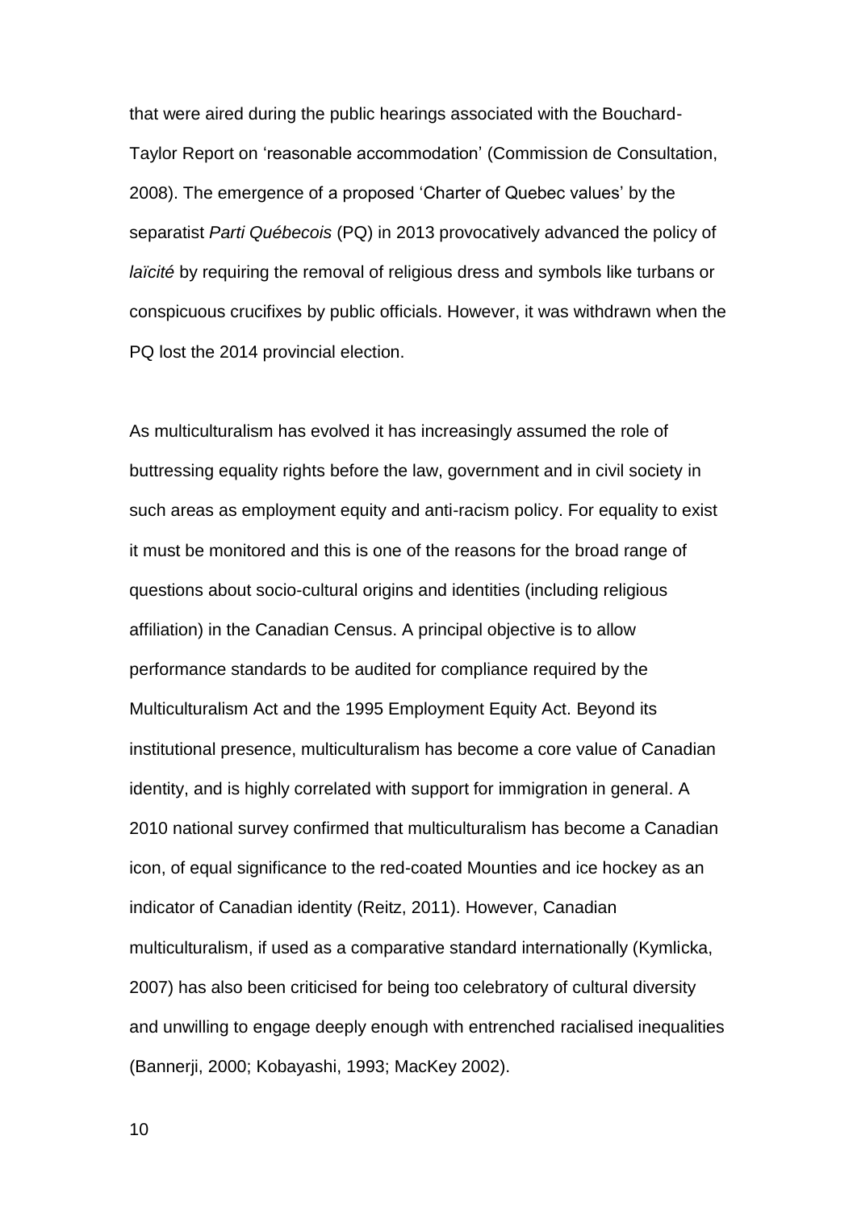that were aired during the public hearings associated with the Bouchard-Taylor Report on 'reasonable accommodation' (Commission de Consultation, 2008). The emergence of a proposed 'Charter of Quebec values' by the separatist *Parti Québecois* (PQ) in 2013 provocatively advanced the policy of *laïcité* by requiring the removal of religious dress and symbols like turbans or conspicuous crucifixes by public officials. However, it was withdrawn when the PQ lost the 2014 provincial election.

As multiculturalism has evolved it has increasingly assumed the role of buttressing equality rights before the law, government and in civil society in such areas as employment equity and anti-racism policy. For equality to exist it must be monitored and this is one of the reasons for the broad range of questions about socio-cultural origins and identities (including religious affiliation) in the Canadian Census. A principal objective is to allow performance standards to be audited for compliance required by the Multiculturalism Act and the 1995 Employment Equity Act. Beyond its institutional presence, multiculturalism has become a core value of Canadian identity, and is highly correlated with support for immigration in general. A 2010 national survey confirmed that multiculturalism has become a Canadian icon, of equal significance to the red-coated Mounties and ice hockey as an indicator of Canadian identity (Reitz, 2011). However, Canadian multiculturalism, if used as a comparative standard internationally (Kymlicka, 2007) has also been criticised for being too celebratory of cultural diversity and unwilling to engage deeply enough with entrenched racialised inequalities (Bannerji, 2000; Kobayashi, 1993; MacKey 2002).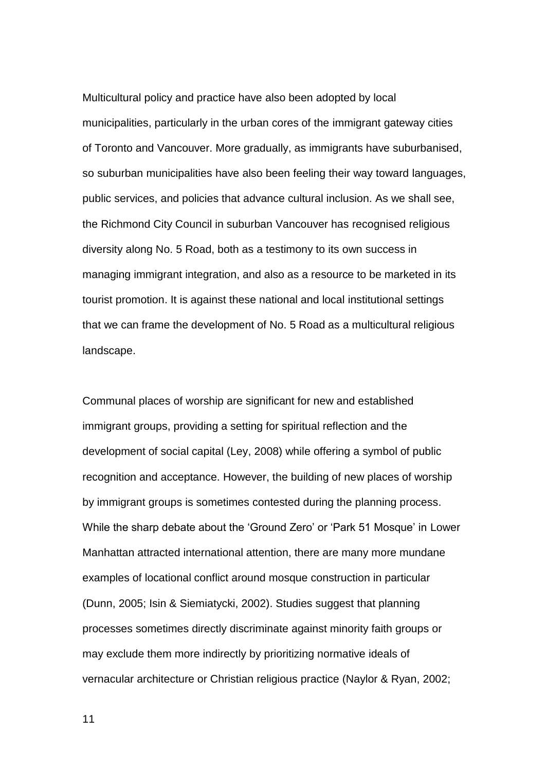Multicultural policy and practice have also been adopted by local municipalities, particularly in the urban cores of the immigrant gateway cities of Toronto and Vancouver. More gradually, as immigrants have suburbanised, so suburban municipalities have also been feeling their way toward languages, public services, and policies that advance cultural inclusion. As we shall see, the Richmond City Council in suburban Vancouver has recognised religious diversity along No. 5 Road, both as a testimony to its own success in managing immigrant integration, and also as a resource to be marketed in its tourist promotion. It is against these national and local institutional settings that we can frame the development of No. 5 Road as a multicultural religious landscape.

Communal places of worship are significant for new and established immigrant groups, providing a setting for spiritual reflection and the development of social capital (Ley, 2008) while offering a symbol of public recognition and acceptance. However, the building of new places of worship by immigrant groups is sometimes contested during the planning process. While the sharp debate about the 'Ground Zero' or 'Park 51 Mosque' in Lower Manhattan attracted international attention, there are many more mundane examples of locational conflict around mosque construction in particular (Dunn, 2005; Isin & Siemiatycki, 2002). Studies suggest that planning processes sometimes directly discriminate against minority faith groups or may exclude them more indirectly by prioritizing normative ideals of vernacular architecture or Christian religious practice (Naylor & Ryan, 2002;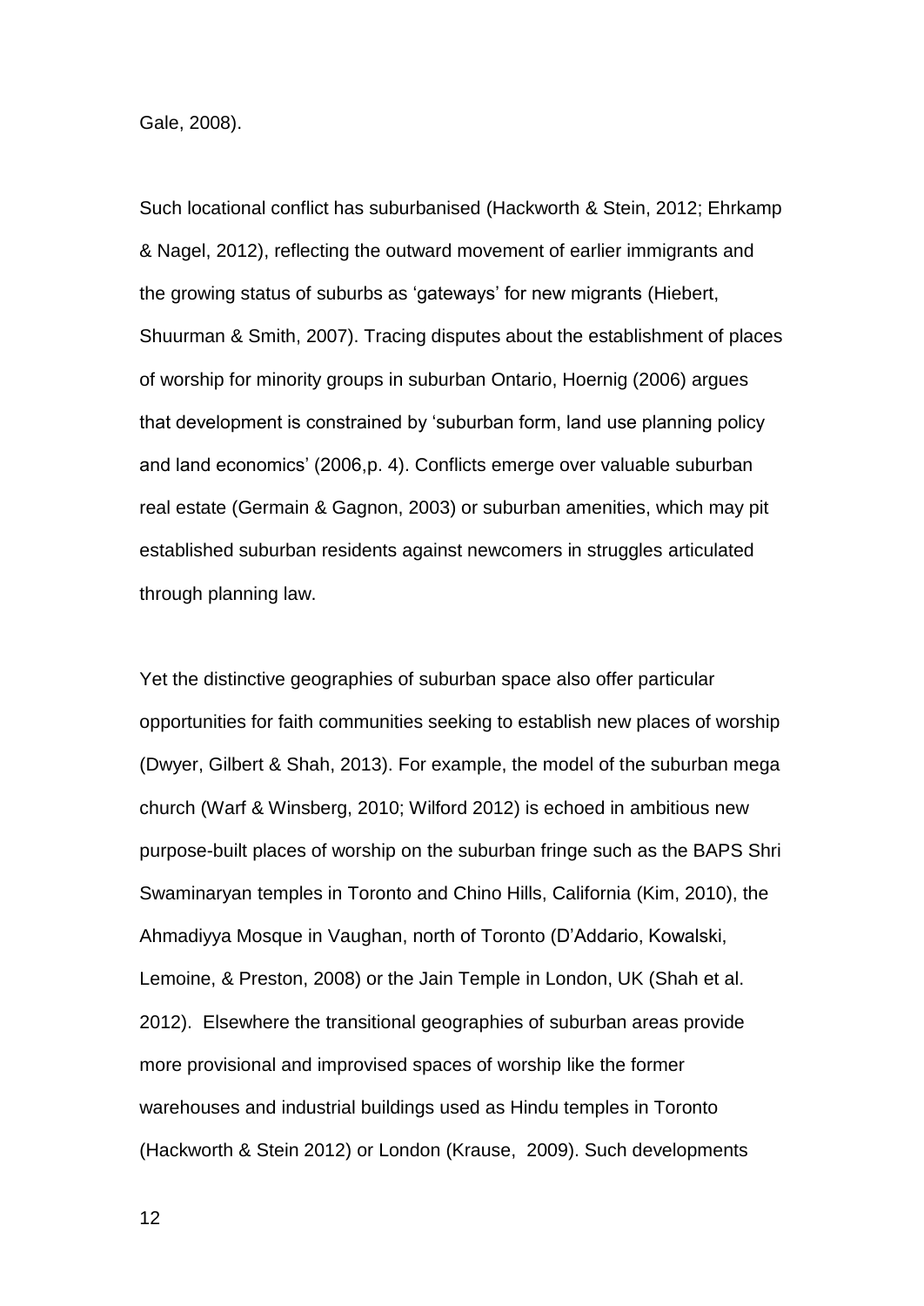Gale, 2008).

Such locational conflict has suburbanised (Hackworth & Stein, 2012; Ehrkamp & Nagel, 2012), reflecting the outward movement of earlier immigrants and the growing status of suburbs as 'gateways' for new migrants (Hiebert, Shuurman & Smith, 2007). Tracing disputes about the establishment of places of worship for minority groups in suburban Ontario, Hoernig (2006) argues that development is constrained by 'suburban form, land use planning policy and land economics' (2006,p. 4). Conflicts emerge over valuable suburban real estate (Germain & Gagnon, 2003) or suburban amenities, which may pit established suburban residents against newcomers in struggles articulated through planning law.

Yet the distinctive geographies of suburban space also offer particular opportunities for faith communities seeking to establish new places of worship (Dwyer, Gilbert & Shah, 2013). For example, the model of the suburban mega church (Warf & Winsberg, 2010; Wilford 2012) is echoed in ambitious new purpose-built places of worship on the suburban fringe such as the BAPS Shri Swaminaryan temples in Toronto and Chino Hills, California (Kim, 2010), the Ahmadiyya Mosque in Vaughan, north of Toronto (D'Addario, Kowalski, Lemoine, & Preston, 2008) or the Jain Temple in London, UK (Shah et al. 2012). Elsewhere the transitional geographies of suburban areas provide more provisional and improvised spaces of worship like the former warehouses and industrial buildings used as Hindu temples in Toronto (Hackworth & Stein 2012) or London (Krause, 2009). Such developments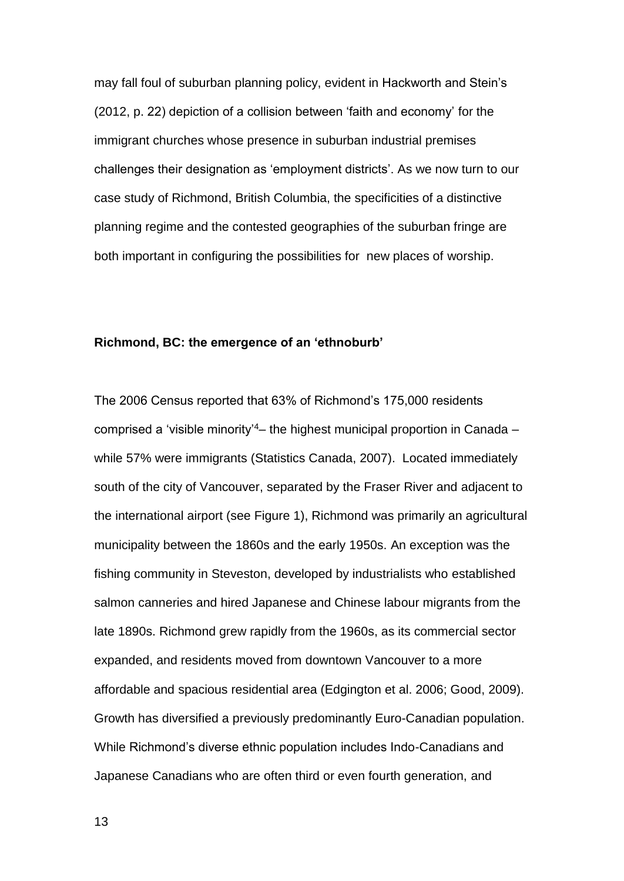may fall foul of suburban planning policy, evident in Hackworth and Stein's (2012, p. 22) depiction of a collision between 'faith and economy' for the immigrant churches whose presence in suburban industrial premises challenges their designation as 'employment districts'. As we now turn to our case study of Richmond, British Columbia, the specificities of a distinctive planning regime and the contested geographies of the suburban fringe are both important in configuring the possibilities for new places of worship.

**Richmond, BC: the emergence of an 'ethnoburb'**

The 2006 Census reported that 63% of Richmond's 175,000 residents comprised a 'visible minority'[4]– the highest municipal proportion in Canada – while 57% were immigrants (Statistics Canada, 2007). Located immediately south of the city of Vancouver, separated by the Fraser River and adjacent to the international airport (see Figure 1), Richmond was primarily an agricultural municipality between the 1860s and the early 1950s. An exception was the fishing community in Steveston, developed by industrialists who established salmon canneries and hired Japanese and Chinese labour migrants from the late 1890s. Richmond grew rapidly from the 1960s, as its commercial sector expanded, and residents moved from downtown Vancouver to a more affordable and spacious residential area (Edgington et al. 2006; Good, 2009). Growth has diversified a previously predominantly Euro-Canadian population. While Richmond's diverse ethnic population includes Indo-Canadians and Japanese Canadians who are often third or even fourth generation, and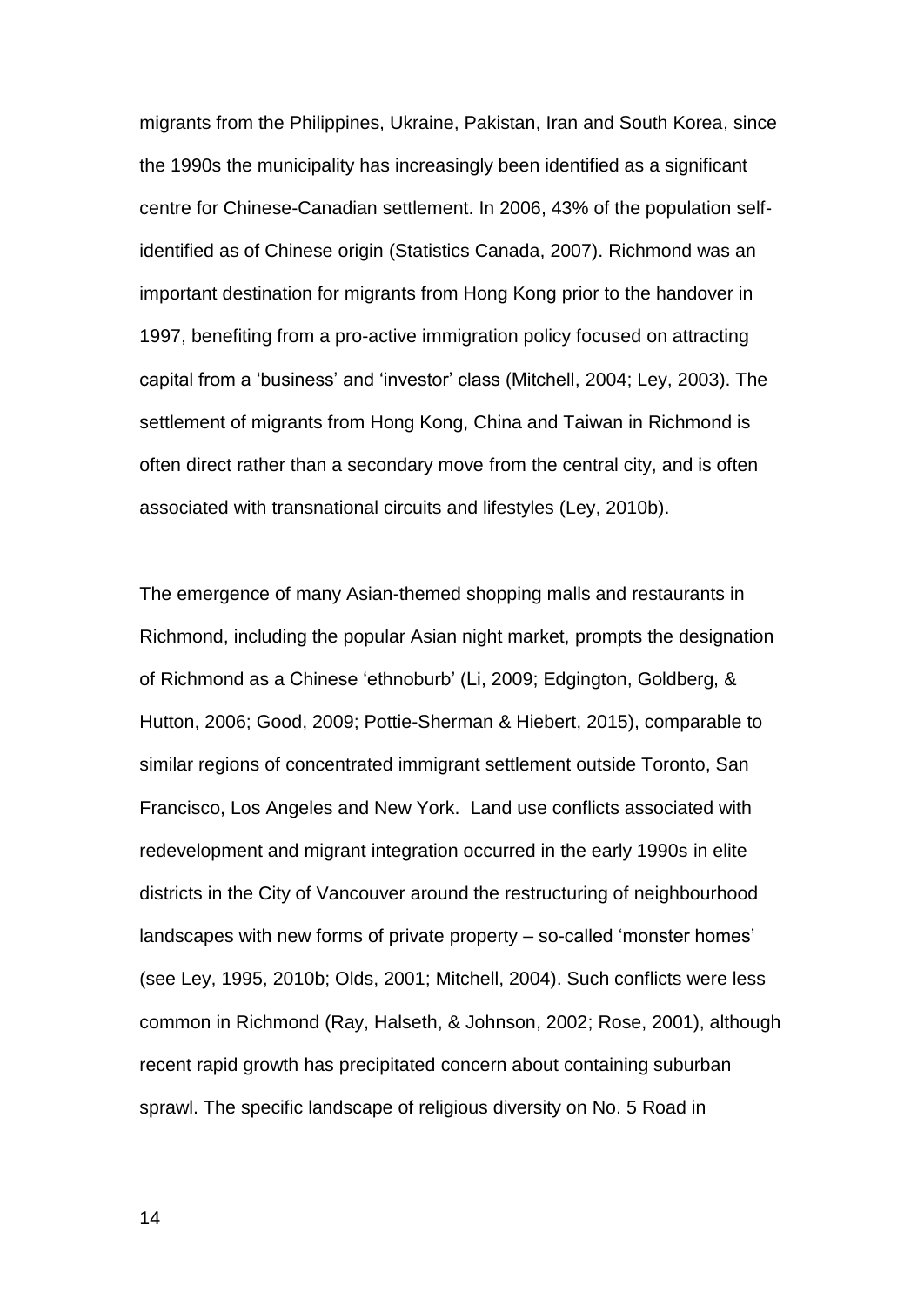migrants from the Philippines, Ukraine, Pakistan, Iran and South Korea, since the 1990s the municipality has increasingly been identified as a significant centre for Chinese-Canadian settlement. In 2006, 43% of the population self-identified as of Chinese origin (Statistics Canada, 2007). Richmond was an important destination for migrants from Hong Kong prior to the handover in 1997, benefiting from a pro-active immigration policy focused on attracting capital from a 'business' and 'investor' class (Mitchell, 2004; Ley, 2003). The settlement of migrants from Hong Kong, China and Taiwan in Richmond is often direct rather than a secondary move from the central city, and is often associated with transnational circuits and lifestyles (Ley, 2010b).

The emergence of many Asian-themed shopping malls and restaurants in Richmond, including the popular Asian night market, prompts the designation of Richmond as a Chinese 'ethnoburb' (Li, 2009; Edgington, Goldberg, & Hutton, 2006; Good, 2009; Pottie-Sherman & Hiebert, 2015), comparable to similar regions of concentrated immigrant settlement outside Toronto, San Francisco, Los Angeles and New York. Land use conflicts associated with redevelopment and migrant integration occurred in the early 1990s in elite districts in the City of Vancouver around the restructuring of neighbourhood landscapes with new forms of private property – so-called 'monster homes' (see Ley, 1995, 2010b; Olds, 2001; Mitchell, 2004). Such conflicts were less common in Richmond (Ray, Halseth, & Johnson, 2002; Rose, 2001), although recent rapid growth has precipitated concern about containing suburban sprawl. The specific landscape of religious diversity on No. 5 Road in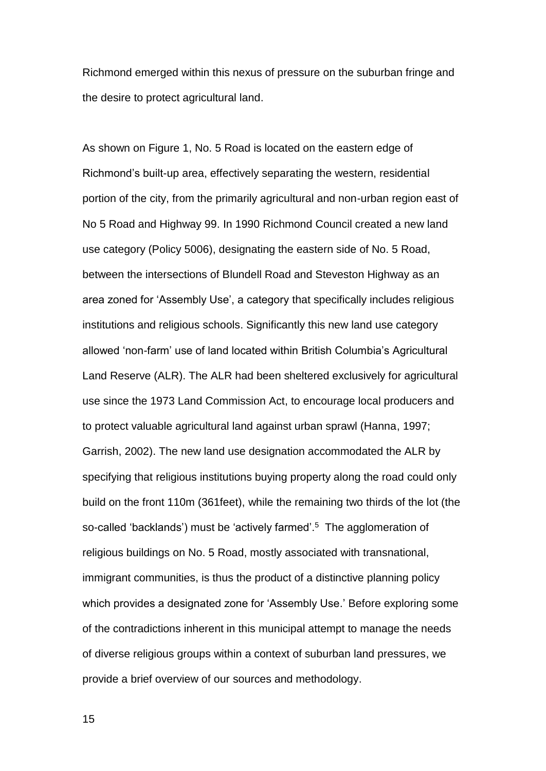Richmond emerged within this nexus of pressure on the suburban fringe and the desire to protect agricultural land.

As shown on Figure 1, No. 5 Road is located on the eastern edge of Richmond's built-up area, effectively separating the western, residential portion of the city, from the primarily agricultural and non-urban region east of No 5 Road and Highway 99. In 1990 Richmond Council created a new land use category (Policy 5006), designating the eastern side of No. 5 Road, between the intersections of Blundell Road and Steveston Highway as an area zoned for 'Assembly Use', a category that specifically includes religious institutions and religious schools. Significantly this new land use category allowed 'non-farm' use of land located within British Columbia's Agricultural Land Reserve (ALR). The ALR had been sheltered exclusively for agricultural use since the 1973 Land Commission Act, to encourage local producers and to protect valuable agricultural land against urban sprawl (Hanna, 1997; Garrish, 2002). The new land use designation accommodated the ALR by specifying that religious institutions buying property along the road could only build on the front 110m (361feet), while the remaining two thirds of the lot (the so-called 'backlands') must be 'actively farmed'.[5] The agglomeration of religious buildings on No. 5 Road, mostly associated with transnational, immigrant communities, is thus the product of a distinctive planning policy which provides a designated zone for 'Assembly Use.' Before exploring some of the contradictions inherent in this municipal attempt to manage the needs of diverse religious groups within a context of suburban land pressures, we provide a brief overview of our sources and methodology.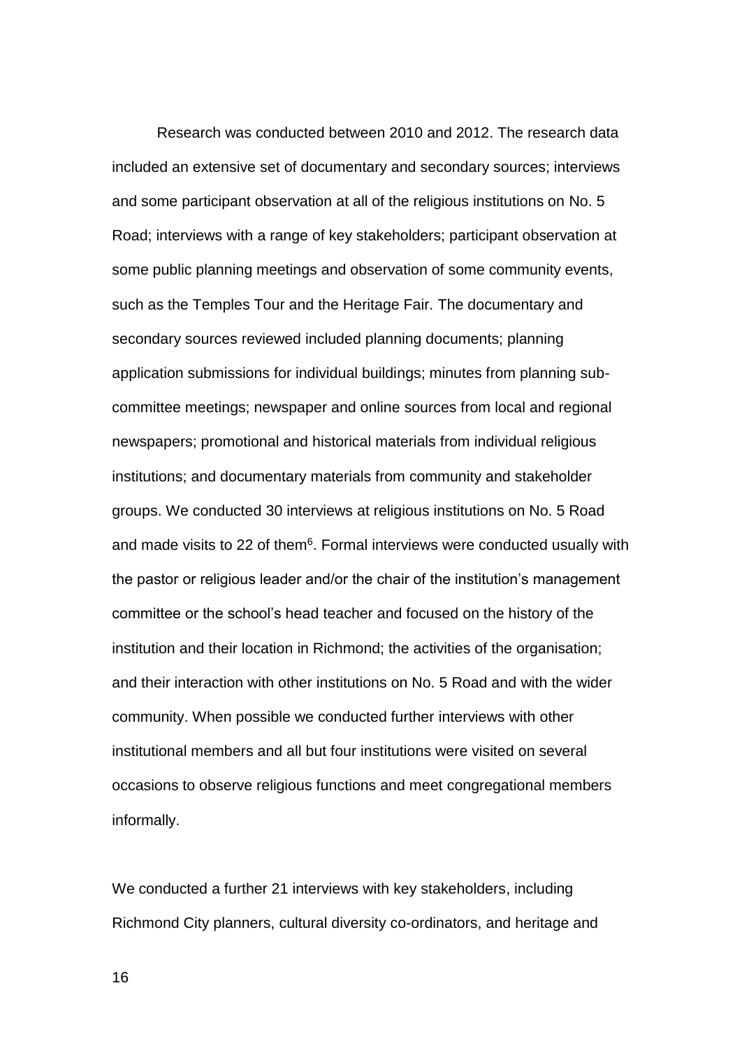Research was conducted between 2010 and 2012. The research data included an extensive set of documentary and secondary sources; interviews and some participant observation at all of the religious institutions on No. 5 Road; interviews with a range of key stakeholders; participant observation at some public planning meetings and observation of some community events, such as the Temples Tour and the Heritage Fair. The documentary and secondary sources reviewed included planning documents; planning application submissions for individual buildings; minutes from planning sub-committee meetings; newspaper and online sources from local and regional newspapers; promotional and historical materials from individual religious institutions; and documentary materials from community and stakeholder groups. We conducted 30 interviews at religious institutions on No. 5 Road and made visits to 22 of them[6]. Formal interviews were conducted usually with the pastor or religious leader and/or the chair of the institution's management committee or the school's head teacher and focused on the history of the institution and their location in Richmond; the activities of the organisation; and their interaction with other institutions on No. 5 Road and with the wider community. When possible we conducted further interviews with other institutional members and all but four institutions were visited on several occasions to observe religious functions and meet congregational members informally.

We conducted a further 21 interviews with key stakeholders, including Richmond City planners, cultural diversity co-ordinators, and heritage and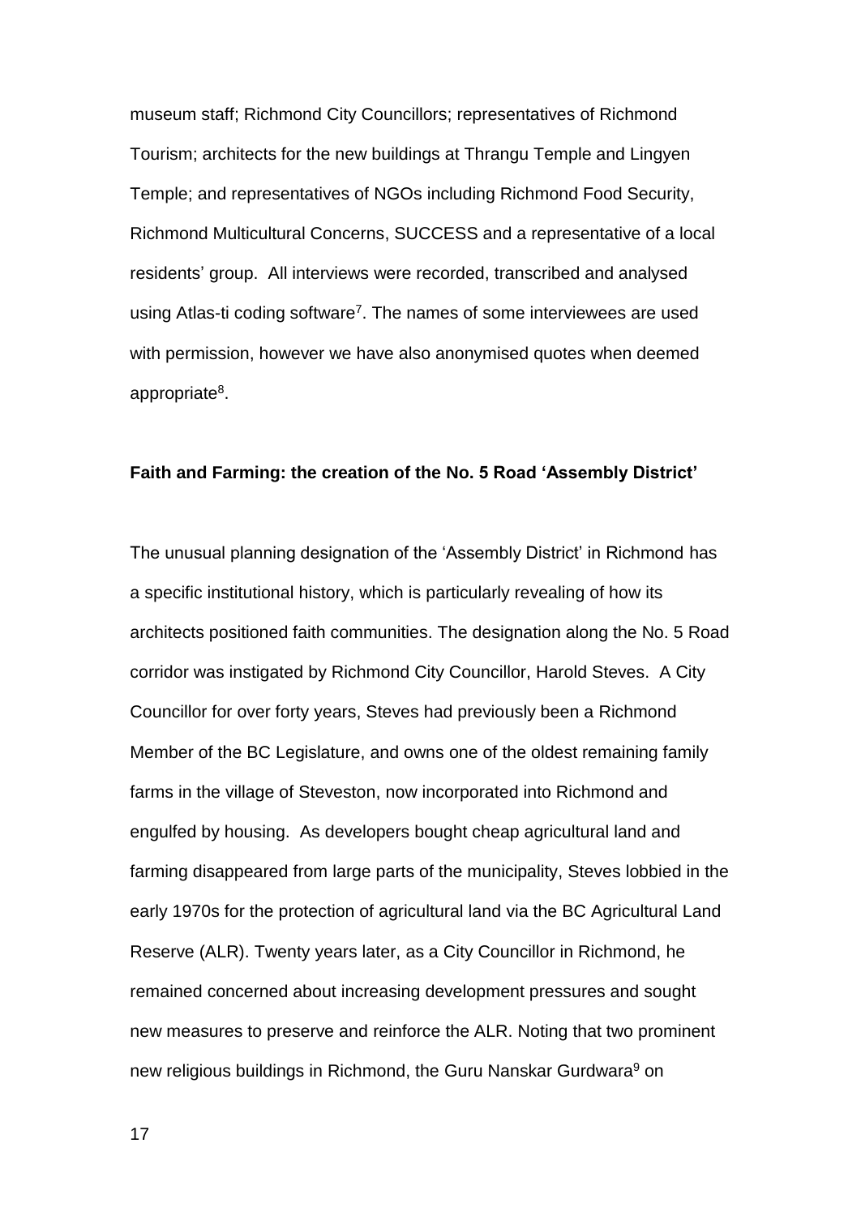museum staff; Richmond City Councillors; representatives of Richmond Tourism; architects for the new buildings at Thrangu Temple and Lingyen Temple; and representatives of NGOs including Richmond Food Security, Richmond Multicultural Concerns, SUCCESS and a representative of a local residents' group. All interviews were recorded, transcribed and analysed using Atlas-ti coding software[7]. The names of some interviewees are used with permission, however we have also anonymised quotes when deemed appropriate[8].

**Faith and Farming: the creation of the No. 5 Road 'Assembly District'**

The unusual planning designation of the 'Assembly District' in Richmond has a specific institutional history, which is particularly revealing of how its architects positioned faith communities. The designation along the No. 5 Road corridor was instigated by Richmond City Councillor, Harold Steves. A City Councillor for over forty years, Steves had previously been a Richmond Member of the BC Legislature, and owns one of the oldest remaining family farms in the village of Steveston, now incorporated into Richmond and engulfed by housing. As developers bought cheap agricultural land and farming disappeared from large parts of the municipality, Steves lobbied in the early 1970s for the protection of agricultural land via the BC Agricultural Land Reserve (ALR). Twenty years later, as a City Councillor in Richmond, he remained concerned about increasing development pressures and sought new measures to preserve and reinforce the ALR. Noting that two prominent new religious buildings in Richmond, the Guru Nanskar Gurdwara[9] on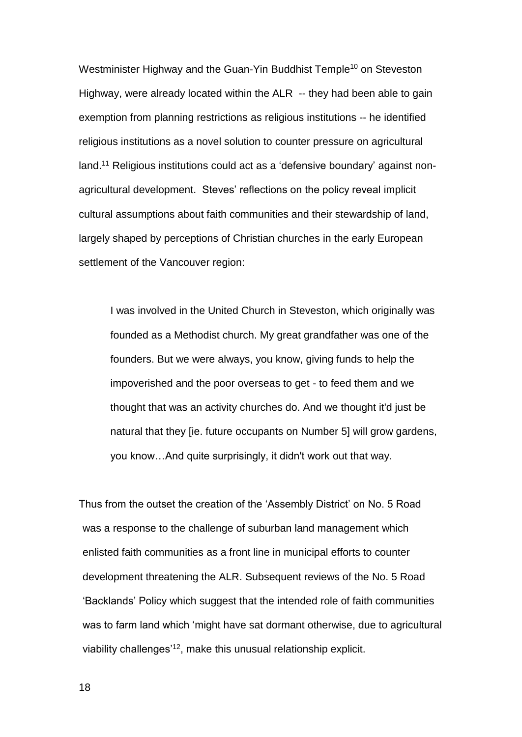Westminister Highway and the Guan-Yin Buddhist Temple[10] on Steveston Highway, were already located within the ALR -- they had been able to gain exemption from planning restrictions as religious institutions -- he identified religious institutions as a novel solution to counter pressure on agricultural land.[11] Religious institutions could act as a 'defensive boundary' against non-agricultural development. Steves' reflections on the policy reveal implicit cultural assumptions about faith communities and their stewardship of land, largely shaped by perceptions of Christian churches in the early European settlement of the Vancouver region:

> I was involved in the United Church in Steveston, which originally was founded as a Methodist church. My great grandfather was one of the founders. But we were always, you know, giving funds to help the impoverished and the poor overseas to get - to feed them and we thought that was an activity churches do. And we thought it'd just be natural that they [ie. future occupants on Number 5] will grow gardens, you know…And quite surprisingly, it didn't work out that way.

Thus from the outset the creation of the 'Assembly District' on No. 5 Road was a response to the challenge of suburban land management which enlisted faith communities as a front line in municipal efforts to counter development threatening the ALR. Subsequent reviews of the No. 5 Road 'Backlands' Policy which suggest that the intended role of faith communities was to farm land which 'might have sat dormant otherwise, due to agricultural viability challenges'[12], make this unusual relationship explicit.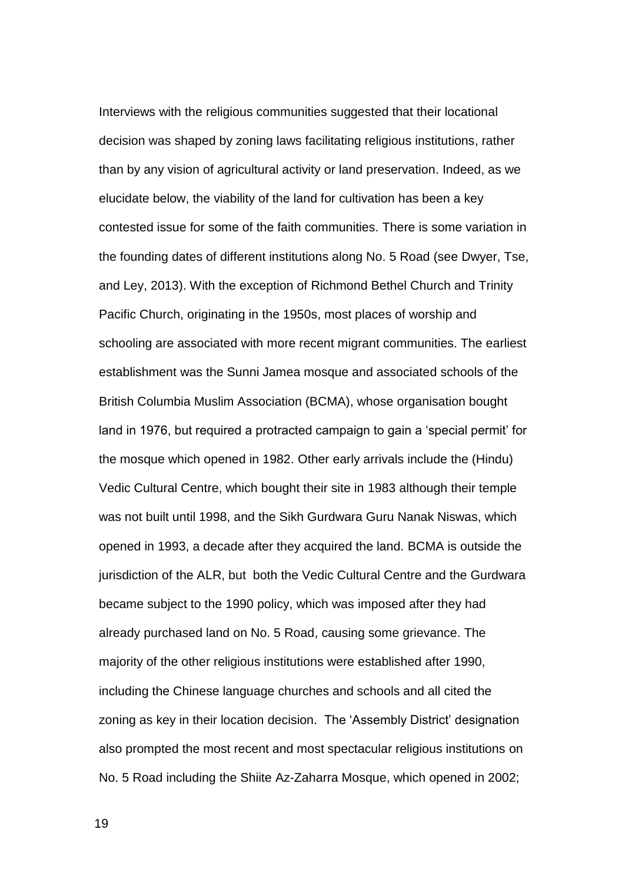Interviews with the religious communities suggested that their locational decision was shaped by zoning laws facilitating religious institutions, rather than by any vision of agricultural activity or land preservation. Indeed, as we elucidate below, the viability of the land for cultivation has been a key contested issue for some of the faith communities. There is some variation in the founding dates of different institutions along No. 5 Road (see Dwyer, Tse, and Ley, 2013). With the exception of Richmond Bethel Church and Trinity Pacific Church, originating in the 1950s, most places of worship and schooling are associated with more recent migrant communities. The earliest establishment was the Sunni Jamea mosque and associated schools of the British Columbia Muslim Association (BCMA), whose organisation bought land in 1976, but required a protracted campaign to gain a 'special permit' for the mosque which opened in 1982. Other early arrivals include the (Hindu) Vedic Cultural Centre, which bought their site in 1983 although their temple was not built until 1998, and the Sikh Gurdwara Guru Nanak Niswas, which opened in 1993, a decade after they acquired the land. BCMA is outside the jurisdiction of the ALR, but both the Vedic Cultural Centre and the Gurdwara became subject to the 1990 policy, which was imposed after they had already purchased land on No. 5 Road, causing some grievance. The majority of the other religious institutions were established after 1990, including the Chinese language churches and schools and all cited the zoning as key in their location decision. The 'Assembly District' designation also prompted the most recent and most spectacular religious institutions on No. 5 Road including the Shiite Az-Zaharra Mosque, which opened in 2002;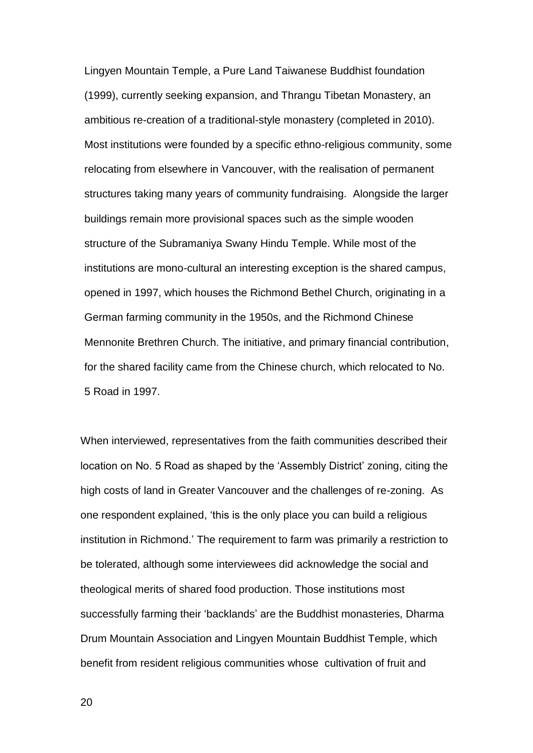Lingyen Mountain Temple, a Pure Land Taiwanese Buddhist foundation (1999), currently seeking expansion, and Thrangu Tibetan Monastery, an ambitious re-creation of a traditional-style monastery (completed in 2010). Most institutions were founded by a specific ethno-religious community, some relocating from elsewhere in Vancouver, with the realisation of permanent structures taking many years of community fundraising. Alongside the larger buildings remain more provisional spaces such as the simple wooden structure of the Subramaniya Swany Hindu Temple. While most of the institutions are mono-cultural an interesting exception is the shared campus, opened in 1997, which houses the Richmond Bethel Church, originating in a German farming community in the 1950s, and the Richmond Chinese Mennonite Brethren Church. The initiative, and primary financial contribution, for the shared facility came from the Chinese church, which relocated to No. 5 Road in 1997.

When interviewed, representatives from the faith communities described their location on No. 5 Road as shaped by the 'Assembly District' zoning, citing the high costs of land in Greater Vancouver and the challenges of re-zoning. As one respondent explained, 'this is the only place you can build a religious institution in Richmond.' The requirement to farm was primarily a restriction to be tolerated, although some interviewees did acknowledge the social and theological merits of shared food production. Those institutions most successfully farming their 'backlands' are the Buddhist monasteries, Dharma Drum Mountain Association and Lingyen Mountain Buddhist Temple, which benefit from resident religious communities whose cultivation of fruit and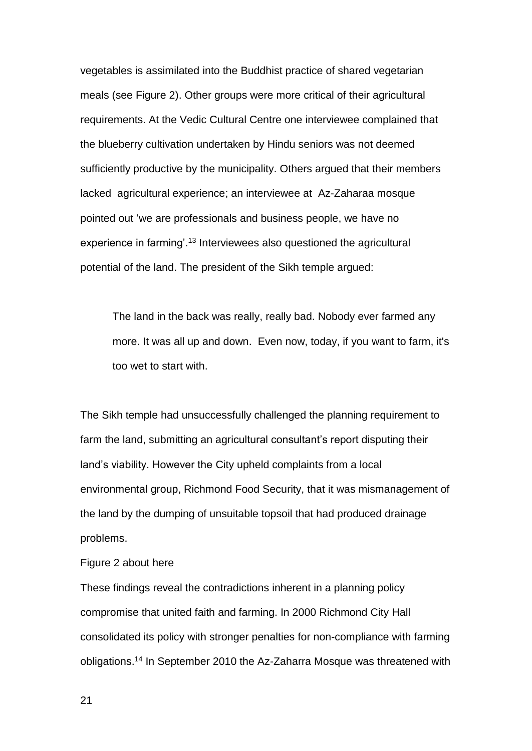vegetables is assimilated into the Buddhist practice of shared vegetarian meals (see Figure 2). Other groups were more critical of their agricultural requirements. At the Vedic Cultural Centre one interviewee complained that the blueberry cultivation undertaken by Hindu seniors was not deemed sufficiently productive by the municipality. Others argued that their members lacked agricultural experience; an interviewee at Az-Zaharaa mosque pointed out 'we are professionals and business people, we have no experience in farming'.[13] Interviewees also questioned the agricultural potential of the land. The president of the Sikh temple argued:

> The land in the back was really, really bad. Nobody ever farmed any more. It was all up and down. Even now, today, if you want to farm, it's too wet to start with.

The Sikh temple had unsuccessfully challenged the planning requirement to farm the land, submitting an agricultural consultant's report disputing their land's viability. However the City upheld complaints from a local environmental group, Richmond Food Security, that it was mismanagement of the land by the dumping of unsuitable topsoil that had produced drainage problems.

Figure 2 about here

These findings reveal the contradictions inherent in a planning policy compromise that united faith and farming. In 2000 Richmond City Hall consolidated its policy with stronger penalties for non-compliance with farming obligations.[14] In September 2010 the Az-Zaharra Mosque was threatened with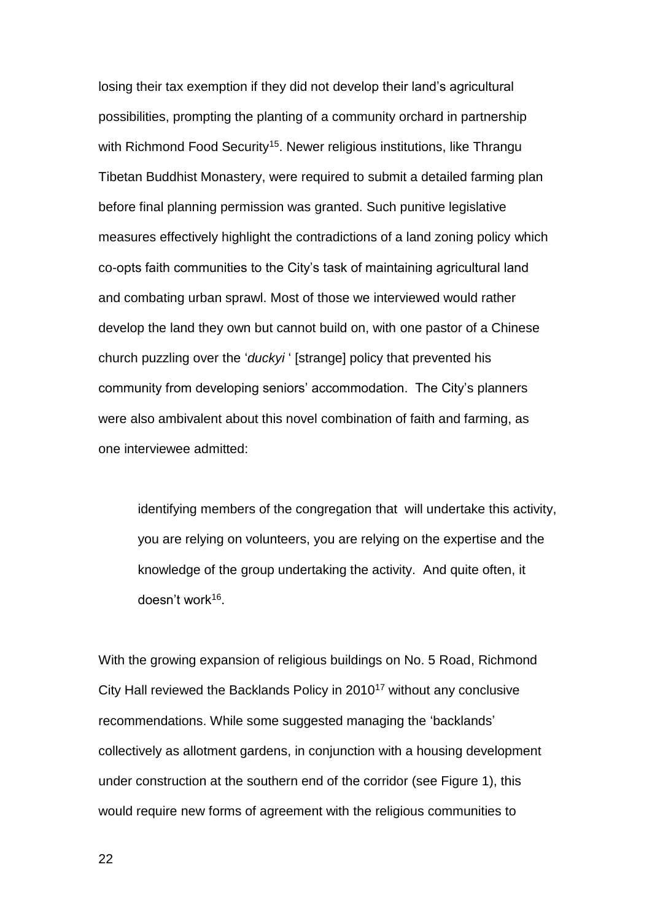losing their tax exemption if they did not develop their land's agricultural possibilities, prompting the planting of a community orchard in partnership with Richmond Food Security[15]. Newer religious institutions, like Thrangu Tibetan Buddhist Monastery, were required to submit a detailed farming plan before final planning permission was granted. Such punitive legislative measures effectively highlight the contradictions of a land zoning policy which co-opts faith communities to the City's task of maintaining agricultural land and combating urban sprawl. Most of those we interviewed would rather develop the land they own but cannot build on, with one pastor of a Chinese church puzzling over the '*duckyi* ' [strange] policy that prevented his community from developing seniors' accommodation. The City's planners were also ambivalent about this novel combination of faith and farming, as one interviewee admitted:

> identifying members of the congregation that will undertake this activity, you are relying on volunteers, you are relying on the expertise and the knowledge of the group undertaking the activity. And quite often, it doesn't work[16].

With the growing expansion of religious buildings on No. 5 Road, Richmond City Hall reviewed the Backlands Policy in 2010[17] without any conclusive recommendations. While some suggested managing the 'backlands' collectively as allotment gardens, in conjunction with a housing development under construction at the southern end of the corridor (see Figure 1), this would require new forms of agreement with the religious communities to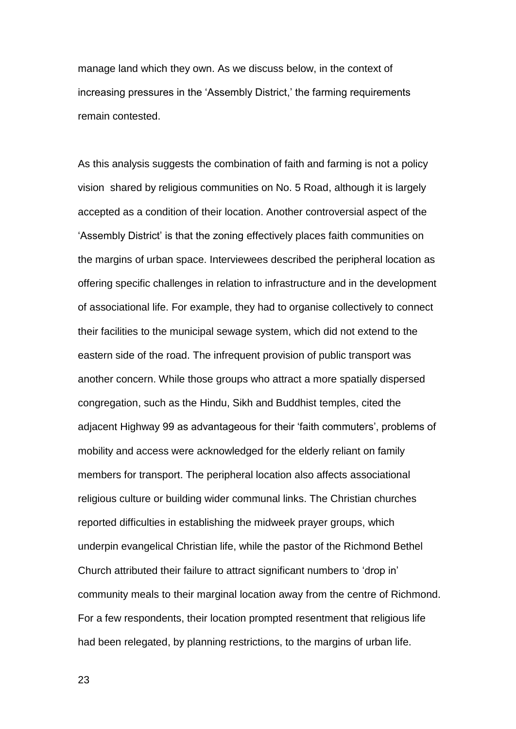manage land which they own. As we discuss below, in the context of increasing pressures in the 'Assembly District,' the farming requirements remain contested.

As this analysis suggests the combination of faith and farming is not a policy vision shared by religious communities on No. 5 Road, although it is largely accepted as a condition of their location. Another controversial aspect of the 'Assembly District' is that the zoning effectively places faith communities on the margins of urban space. Interviewees described the peripheral location as offering specific challenges in relation to infrastructure and in the development of associational life. For example, they had to organise collectively to connect their facilities to the municipal sewage system, which did not extend to the eastern side of the road. The infrequent provision of public transport was another concern. While those groups who attract a more spatially dispersed congregation, such as the Hindu, Sikh and Buddhist temples, cited the adjacent Highway 99 as advantageous for their 'faith commuters', problems of mobility and access were acknowledged for the elderly reliant on family members for transport. The peripheral location also affects associational religious culture or building wider communal links. The Christian churches reported difficulties in establishing the midweek prayer groups, which underpin evangelical Christian life, while the pastor of the Richmond Bethel Church attributed their failure to attract significant numbers to 'drop in' community meals to their marginal location away from the centre of Richmond. For a few respondents, their location prompted resentment that religious life had been relegated, by planning restrictions, to the margins of urban life.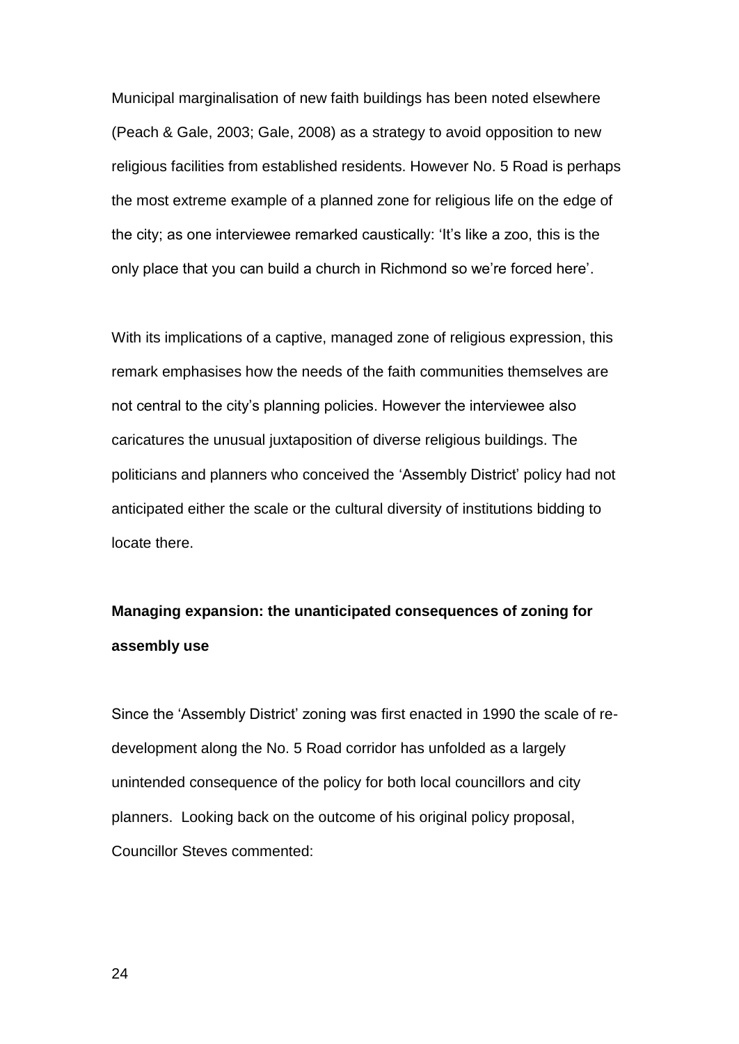Municipal marginalisation of new faith buildings has been noted elsewhere (Peach & Gale, 2003; Gale, 2008) as a strategy to avoid opposition to new religious facilities from established residents. However No. 5 Road is perhaps the most extreme example of a planned zone for religious life on the edge of the city; as one interviewee remarked caustically: 'It's like a zoo, this is the only place that you can build a church in Richmond so we're forced here'.

With its implications of a captive, managed zone of religious expression, this remark emphasises how the needs of the faith communities themselves are not central to the city's planning policies. However the interviewee also caricatures the unusual juxtaposition of diverse religious buildings. The politicians and planners who conceived the 'Assembly District' policy had not anticipated either the scale or the cultural diversity of institutions bidding to locate there.

**Managing expansion: the unanticipated consequences of zoning for assembly use**

Since the 'Assembly District' zoning was first enacted in 1990 the scale of re-development along the No. 5 Road corridor has unfolded as a largely unintended consequence of the policy for both local councillors and city planners. Looking back on the outcome of his original policy proposal, Councillor Steves commented: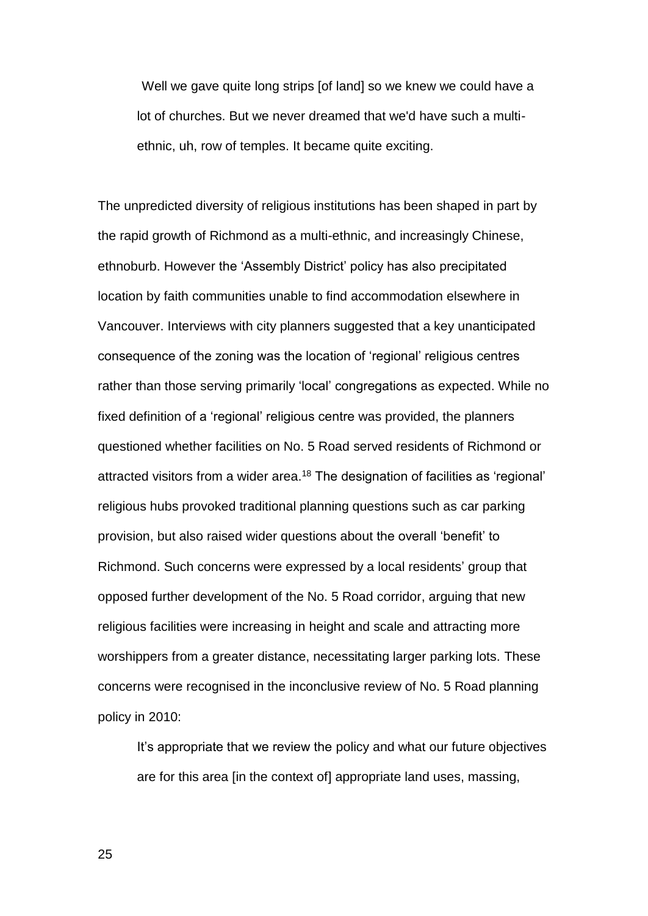> Well we gave quite long strips [of land] so we knew we could have a lot of churches. But we never dreamed that we'd have such a multi-ethnic, uh, row of temples. It became quite exciting.

The unpredicted diversity of religious institutions has been shaped in part by the rapid growth of Richmond as a multi-ethnic, and increasingly Chinese, ethnoburb. However the 'Assembly District' policy has also precipitated location by faith communities unable to find accommodation elsewhere in Vancouver. Interviews with city planners suggested that a key unanticipated consequence of the zoning was the location of 'regional' religious centres rather than those serving primarily 'local' congregations as expected. While no fixed definition of a 'regional' religious centre was provided, the planners questioned whether facilities on No. 5 Road served residents of Richmond or attracted visitors from a wider area.[18] The designation of facilities as 'regional' religious hubs provoked traditional planning questions such as car parking provision, but also raised wider questions about the overall 'benefit' to Richmond. Such concerns were expressed by a local residents' group that opposed further development of the No. 5 Road corridor, arguing that new religious facilities were increasing in height and scale and attracting more worshippers from a greater distance, necessitating larger parking lots. These concerns were recognised in the inconclusive review of No. 5 Road planning policy in 2010:

> It's appropriate that we review the policy and what our future objectives are for this area [in the context of] appropriate land uses, massing,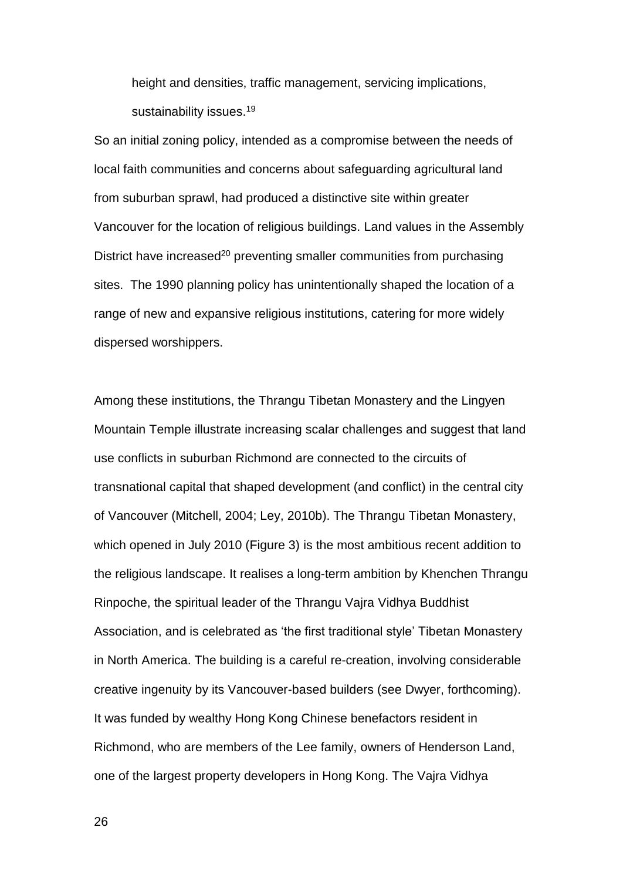height and densities, traffic management, servicing implications, sustainability issues.[19]

So an initial zoning policy, intended as a compromise between the needs of local faith communities and concerns about safeguarding agricultural land from suburban sprawl, had produced a distinctive site within greater Vancouver for the location of religious buildings. Land values in the Assembly District have increased[20] preventing smaller communities from purchasing sites. The 1990 planning policy has unintentionally shaped the location of a range of new and expansive religious institutions, catering for more widely dispersed worshippers.

Among these institutions, the Thrangu Tibetan Monastery and the Lingyen Mountain Temple illustrate increasing scalar challenges and suggest that land use conflicts in suburban Richmond are connected to the circuits of transnational capital that shaped development (and conflict) in the central city of Vancouver (Mitchell, 2004; Ley, 2010b). The Thrangu Tibetan Monastery, which opened in July 2010 (Figure 3) is the most ambitious recent addition to the religious landscape. It realises a long-term ambition by Khenchen Thrangu Rinpoche, the spiritual leader of the Thrangu Vajra Vidhya Buddhist Association, and is celebrated as 'the first traditional style' Tibetan Monastery in North America. The building is a careful re-creation, involving considerable creative ingenuity by its Vancouver-based builders (see Dwyer, forthcoming). It was funded by wealthy Hong Kong Chinese benefactors resident in Richmond, who are members of the Lee family, owners of Henderson Land, one of the largest property developers in Hong Kong. The Vajra Vidhya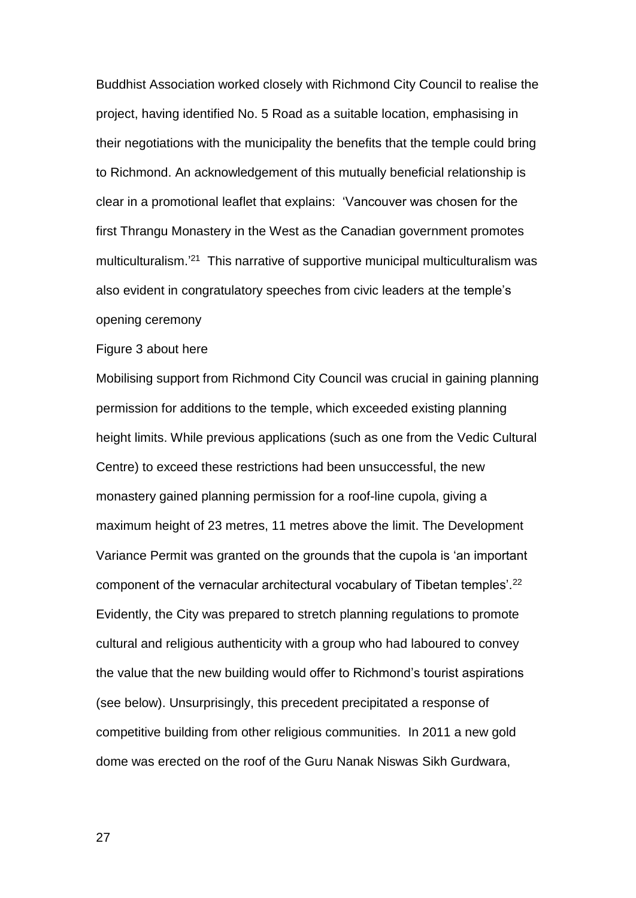Buddhist Association worked closely with Richmond City Council to realise the project, having identified No. 5 Road as a suitable location, emphasising in their negotiations with the municipality the benefits that the temple could bring to Richmond. An acknowledgement of this mutually beneficial relationship is clear in a promotional leaflet that explains: 'Vancouver was chosen for the first Thrangu Monastery in the West as the Canadian government promotes multiculturalism.'[21] This narrative of supportive municipal multiculturalism was also evident in congratulatory speeches from civic leaders at the temple's opening ceremony

Figure 3 about here

Mobilising support from Richmond City Council was crucial in gaining planning permission for additions to the temple, which exceeded existing planning height limits. While previous applications (such as one from the Vedic Cultural Centre) to exceed these restrictions had been unsuccessful, the new monastery gained planning permission for a roof-line cupola, giving a maximum height of 23 metres, 11 metres above the limit. The Development Variance Permit was granted on the grounds that the cupola is 'an important component of the vernacular architectural vocabulary of Tibetan temples'.[22] Evidently, the City was prepared to stretch planning regulations to promote cultural and religious authenticity with a group who had laboured to convey the value that the new building would offer to Richmond's tourist aspirations (see below). Unsurprisingly, this precedent precipitated a response of competitive building from other religious communities. In 2011 a new gold dome was erected on the roof of the Guru Nanak Niswas Sikh Gurdwara,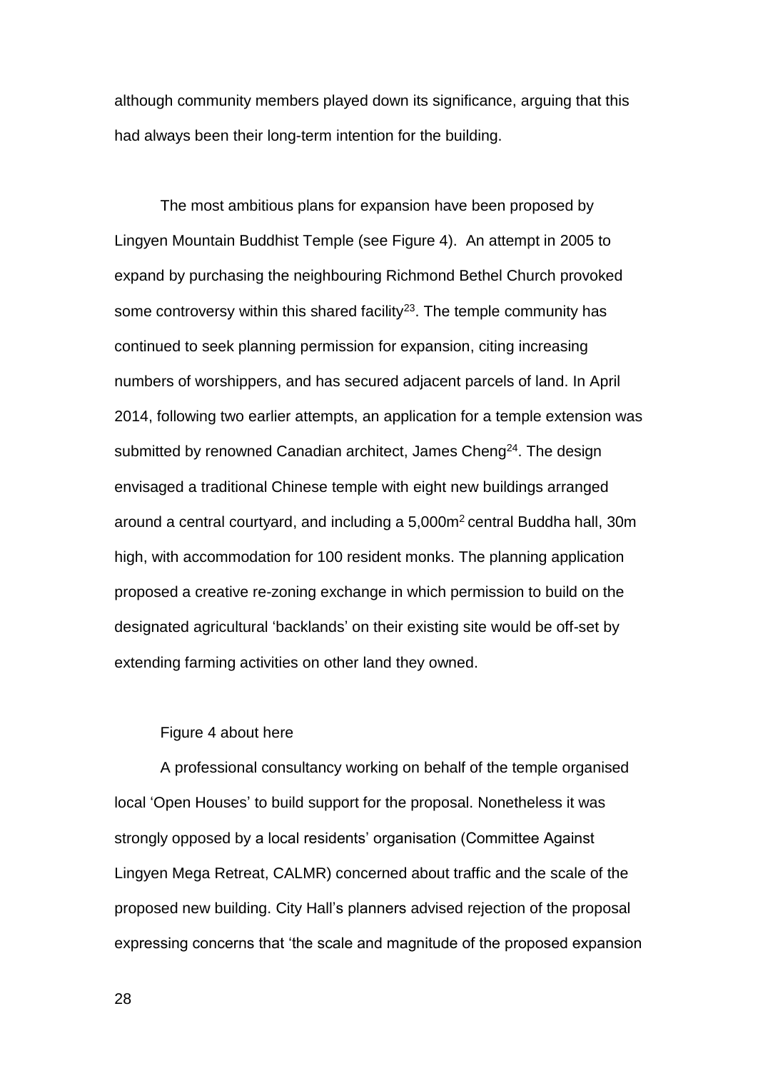although community members played down its significance, arguing that this had always been their long-term intention for the building.

The most ambitious plans for expansion have been proposed by Lingyen Mountain Buddhist Temple (see Figure 4). An attempt in 2005 to expand by purchasing the neighbouring Richmond Bethel Church provoked some controversy within this shared facility[23]. The temple community has continued to seek planning permission for expansion, citing increasing numbers of worshippers, and has secured adjacent parcels of land. In April 2014, following two earlier attempts, an application for a temple extension was submitted by renowned Canadian architect, James Cheng[24]. The design envisaged a traditional Chinese temple with eight new buildings arranged around a central courtyard, and including a 5,000m$^2$ central Buddha hall, 30m high, with accommodation for 100 resident monks. The planning application proposed a creative re-zoning exchange in which permission to build on the designated agricultural 'backlands' on their existing site would be off-set by extending farming activities on other land they owned.

Figure 4 about here

A professional consultancy working on behalf of the temple organised local 'Open Houses' to build support for the proposal. Nonetheless it was strongly opposed by a local residents' organisation (Committee Against Lingyen Mega Retreat, CALMR) concerned about traffic and the scale of the proposed new building. City Hall's planners advised rejection of the proposal expressing concerns that 'the scale and magnitude of the proposed expansion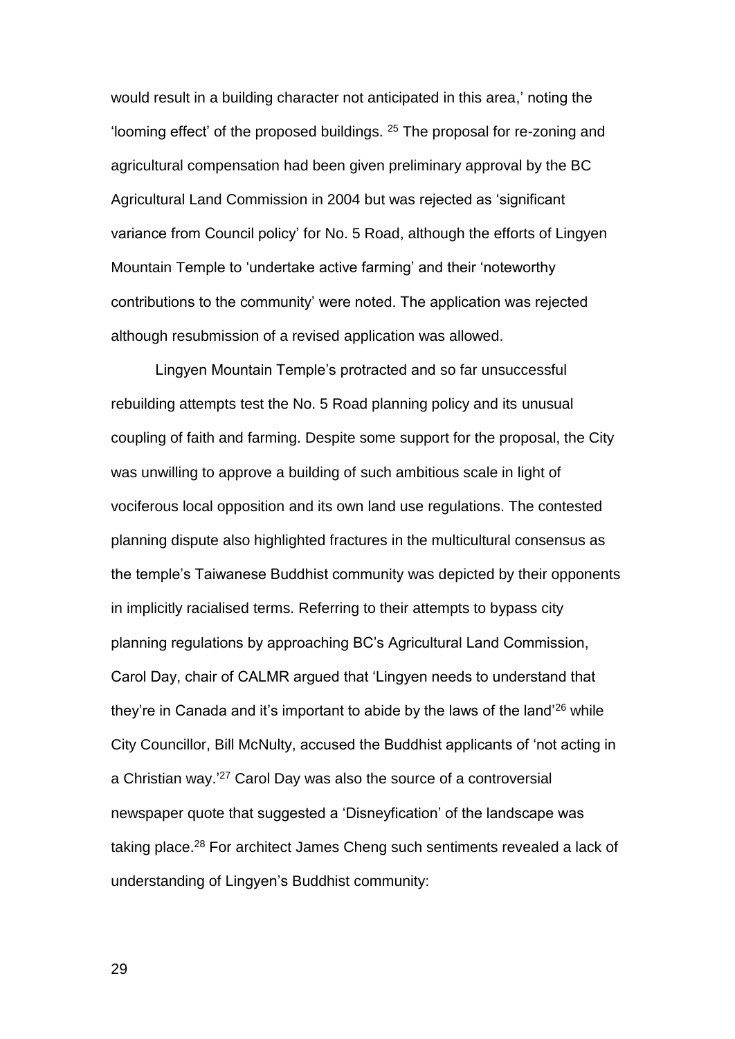would result in a building character not anticipated in this area,' noting the 'looming effect' of the proposed buildings. [25] The proposal for re-zoning and agricultural compensation had been given preliminary approval by the BC Agricultural Land Commission in 2004 but was rejected as 'significant variance from Council policy' for No. 5 Road, although the efforts of Lingyen Mountain Temple to 'undertake active farming' and their 'noteworthy contributions to the community' were noted. The application was rejected although resubmission of a revised application was allowed.

Lingyen Mountain Temple's protracted and so far unsuccessful rebuilding attempts test the No. 5 Road planning policy and its unusual coupling of faith and farming. Despite some support for the proposal, the City was unwilling to approve a building of such ambitious scale in light of vociferous local opposition and its own land use regulations. The contested planning dispute also highlighted fractures in the multicultural consensus as the temple's Taiwanese Buddhist community was depicted by their opponents in implicitly racialised terms. Referring to their attempts to bypass city planning regulations by approaching BC's Agricultural Land Commission, Carol Day, chair of CALMR argued that 'Lingyen needs to understand that they're in Canada and it's important to abide by the laws of the land'[26] while City Councillor, Bill McNulty, accused the Buddhist applicants of 'not acting in a Christian way.'[27] Carol Day was also the source of a controversial newspaper quote that suggested a 'Disneyfication' of the landscape was taking place.[28] For architect James Cheng such sentiments revealed a lack of understanding of Lingyen's Buddhist community: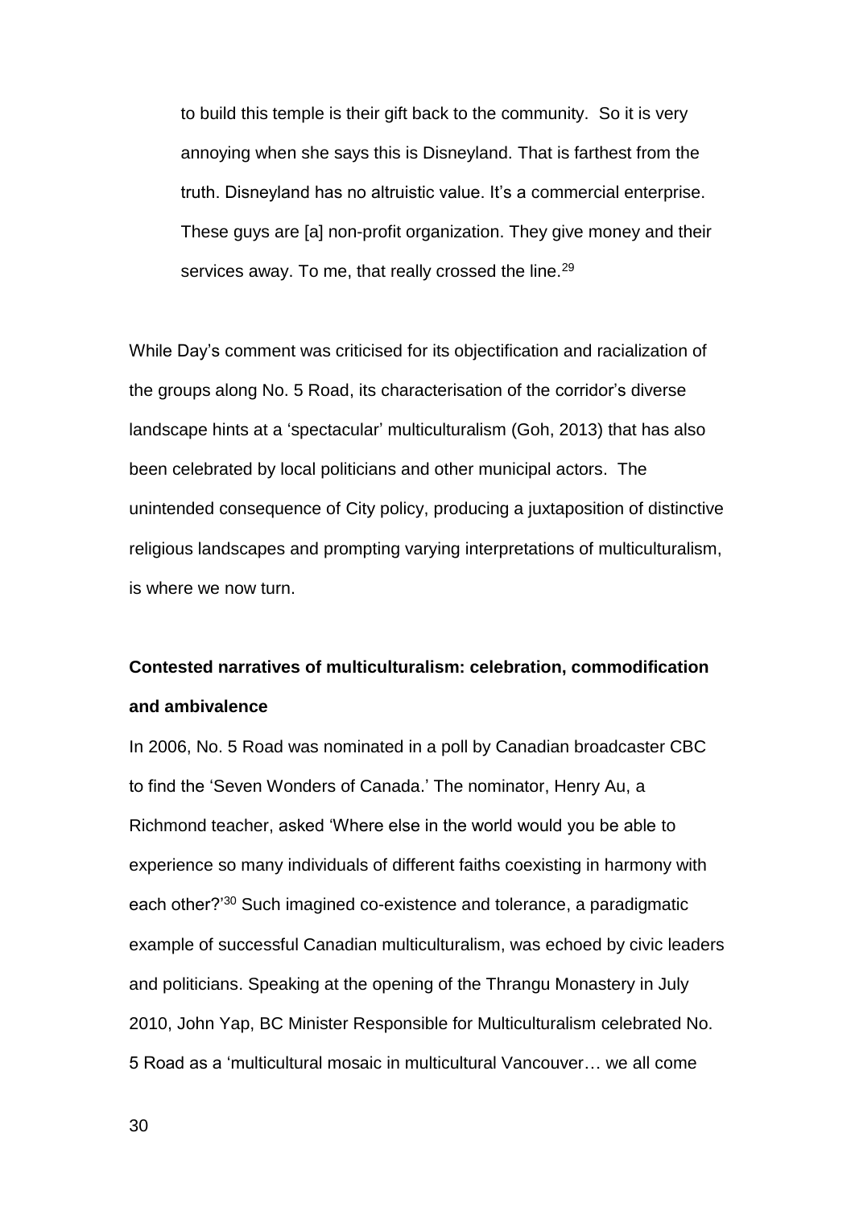> to build this temple is their gift back to the community. So it is very annoying when she says this is Disneyland. That is farthest from the truth. Disneyland has no altruistic value. It's a commercial enterprise. These guys are [a] non-profit organization. They give money and their services away. To me, that really crossed the line.[29]

While Day's comment was criticised for its objectification and racialization of the groups along No. 5 Road, its characterisation of the corridor's diverse landscape hints at a 'spectacular' multiculturalism (Goh, 2013) that has also been celebrated by local politicians and other municipal actors. The unintended consequence of City policy, producing a juxtaposition of distinctive religious landscapes and prompting varying interpretations of multiculturalism, is where we now turn.

**Contested narratives of multiculturalism: celebration, commodification and ambivalence**

In 2006, No. 5 Road was nominated in a poll by Canadian broadcaster CBC to find the 'Seven Wonders of Canada.' The nominator, Henry Au, a Richmond teacher, asked 'Where else in the world would you be able to experience so many individuals of different faiths coexisting in harmony with each other?'[30] Such imagined co-existence and tolerance, a paradigmatic example of successful Canadian multiculturalism, was echoed by civic leaders and politicians. Speaking at the opening of the Thrangu Monastery in July 2010, John Yap, BC Minister Responsible for Multiculturalism celebrated No. 5 Road as a 'multicultural mosaic in multicultural Vancouver… we all come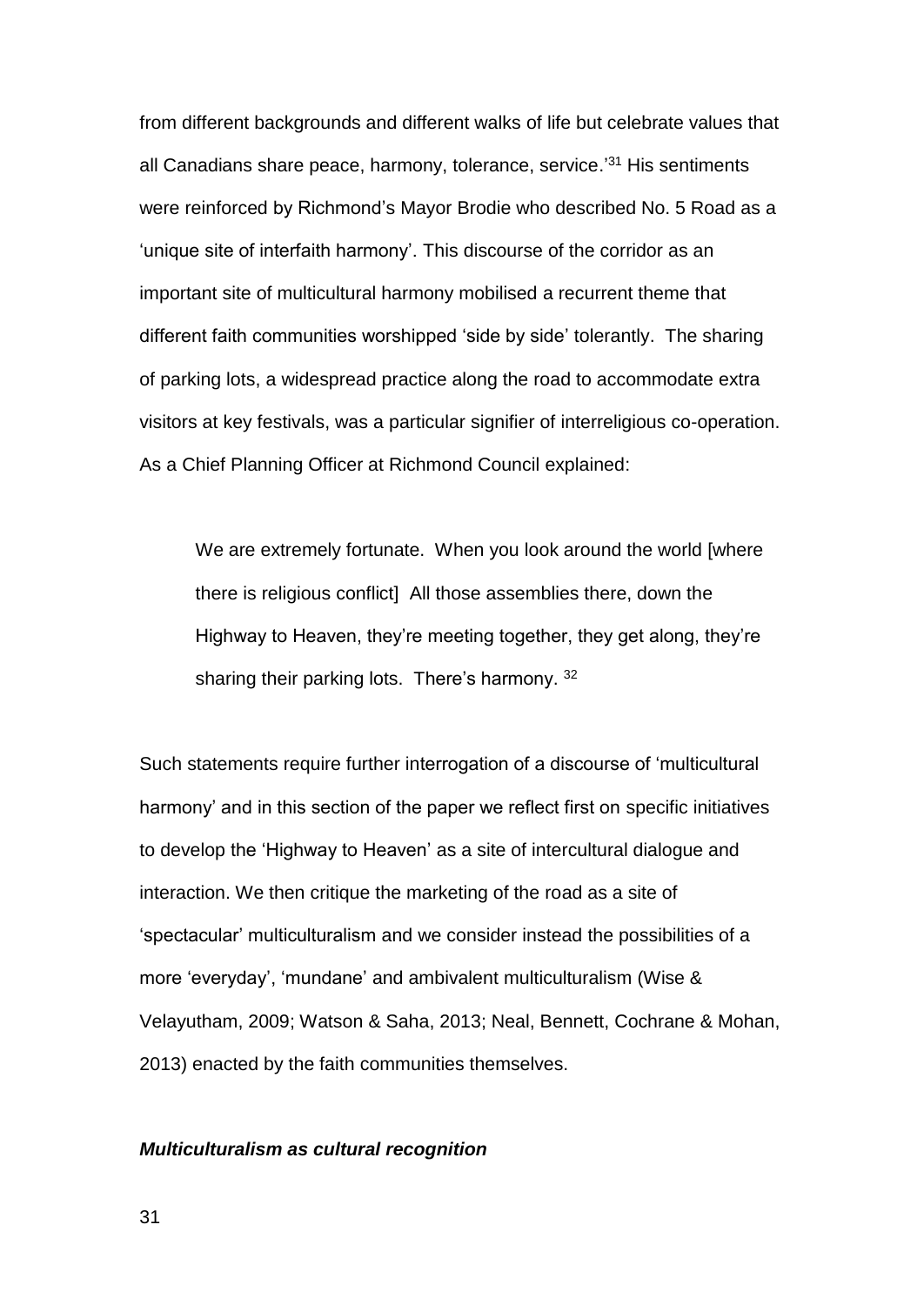from different backgrounds and different walks of life but celebrate values that all Canadians share peace, harmony, tolerance, service.'[31] His sentiments were reinforced by Richmond's Mayor Brodie who described No. 5 Road as a 'unique site of interfaith harmony'. This discourse of the corridor as an important site of multicultural harmony mobilised a recurrent theme that different faith communities worshipped 'side by side' tolerantly. The sharing of parking lots, a widespread practice along the road to accommodate extra visitors at key festivals, was a particular signifier of interreligious co-operation. As a Chief Planning Officer at Richmond Council explained:

> We are extremely fortunate. When you look around the world [where there is religious conflict] All those assemblies there, down the Highway to Heaven, they're meeting together, they get along, they're sharing their parking lots. There's harmony. [32]

Such statements require further interrogation of a discourse of 'multicultural harmony' and in this section of the paper we reflect first on specific initiatives to develop the 'Highway to Heaven' as a site of intercultural dialogue and interaction. We then critique the marketing of the road as a site of 'spectacular' multiculturalism and we consider instead the possibilities of a more 'everyday', 'mundane' and ambivalent multiculturalism (Wise & Velayutham, 2009; Watson & Saha, 2013; Neal, Bennett, Cochrane & Mohan, 2013) enacted by the faith communities themselves.

#### *Multiculturalism as cultural recognition*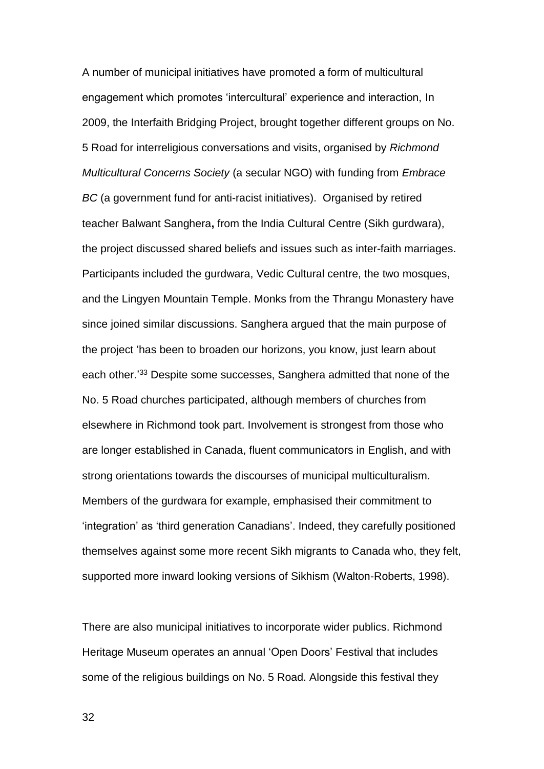A number of municipal initiatives have promoted a form of multicultural engagement which promotes 'intercultural' experience and interaction, In 2009, the Interfaith Bridging Project, brought together different groups on No. 5 Road for interreligious conversations and visits, organised by *Richmond Multicultural Concerns Society* (a secular NGO) with funding from *Embrace BC* (a government fund for anti-racist initiatives). Organised by retired teacher Balwant Sanghera**,** from the India Cultural Centre (Sikh gurdwara), the project discussed shared beliefs and issues such as inter-faith marriages. Participants included the gurdwara, Vedic Cultural centre, the two mosques, and the Lingyen Mountain Temple. Monks from the Thrangu Monastery have since joined similar discussions. Sanghera argued that the main purpose of the project 'has been to broaden our horizons, you know, just learn about each other.'[33] Despite some successes, Sanghera admitted that none of the No. 5 Road churches participated, although members of churches from elsewhere in Richmond took part. Involvement is strongest from those who are longer established in Canada, fluent communicators in English, and with strong orientations towards the discourses of municipal multiculturalism. Members of the gurdwara for example, emphasised their commitment to 'integration' as 'third generation Canadians'. Indeed, they carefully positioned themselves against some more recent Sikh migrants to Canada who, they felt, supported more inward looking versions of Sikhism (Walton-Roberts, 1998).

There are also municipal initiatives to incorporate wider publics. Richmond Heritage Museum operates an annual 'Open Doors' Festival that includes some of the religious buildings on No. 5 Road. Alongside this festival they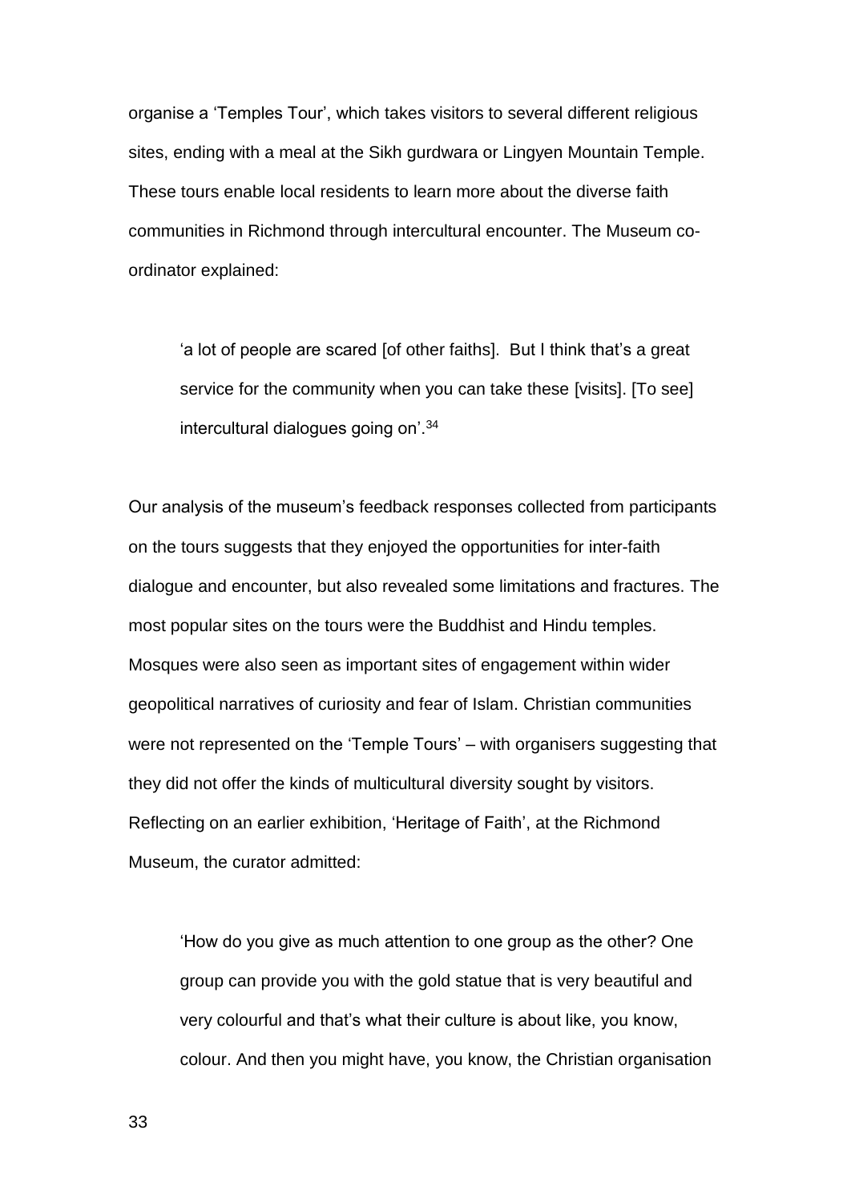organise a 'Temples Tour', which takes visitors to several different religious sites, ending with a meal at the Sikh gurdwara or Lingyen Mountain Temple. These tours enable local residents to learn more about the diverse faith communities in Richmond through intercultural encounter. The Museum co-ordinator explained:

> 'a lot of people are scared [of other faiths]. But I think that's a great service for the community when you can take these [visits]. [To see] intercultural dialogues going on'.[34]

Our analysis of the museum's feedback responses collected from participants on the tours suggests that they enjoyed the opportunities for inter-faith dialogue and encounter, but also revealed some limitations and fractures. The most popular sites on the tours were the Buddhist and Hindu temples. Mosques were also seen as important sites of engagement within wider geopolitical narratives of curiosity and fear of Islam. Christian communities were not represented on the 'Temple Tours' – with organisers suggesting that they did not offer the kinds of multicultural diversity sought by visitors. Reflecting on an earlier exhibition, 'Heritage of Faith', at the Richmond Museum, the curator admitted:

> 'How do you give as much attention to one group as the other? One group can provide you with the gold statue that is very beautiful and very colourful and that's what their culture is about like, you know, colour. And then you might have, you know, the Christian organisation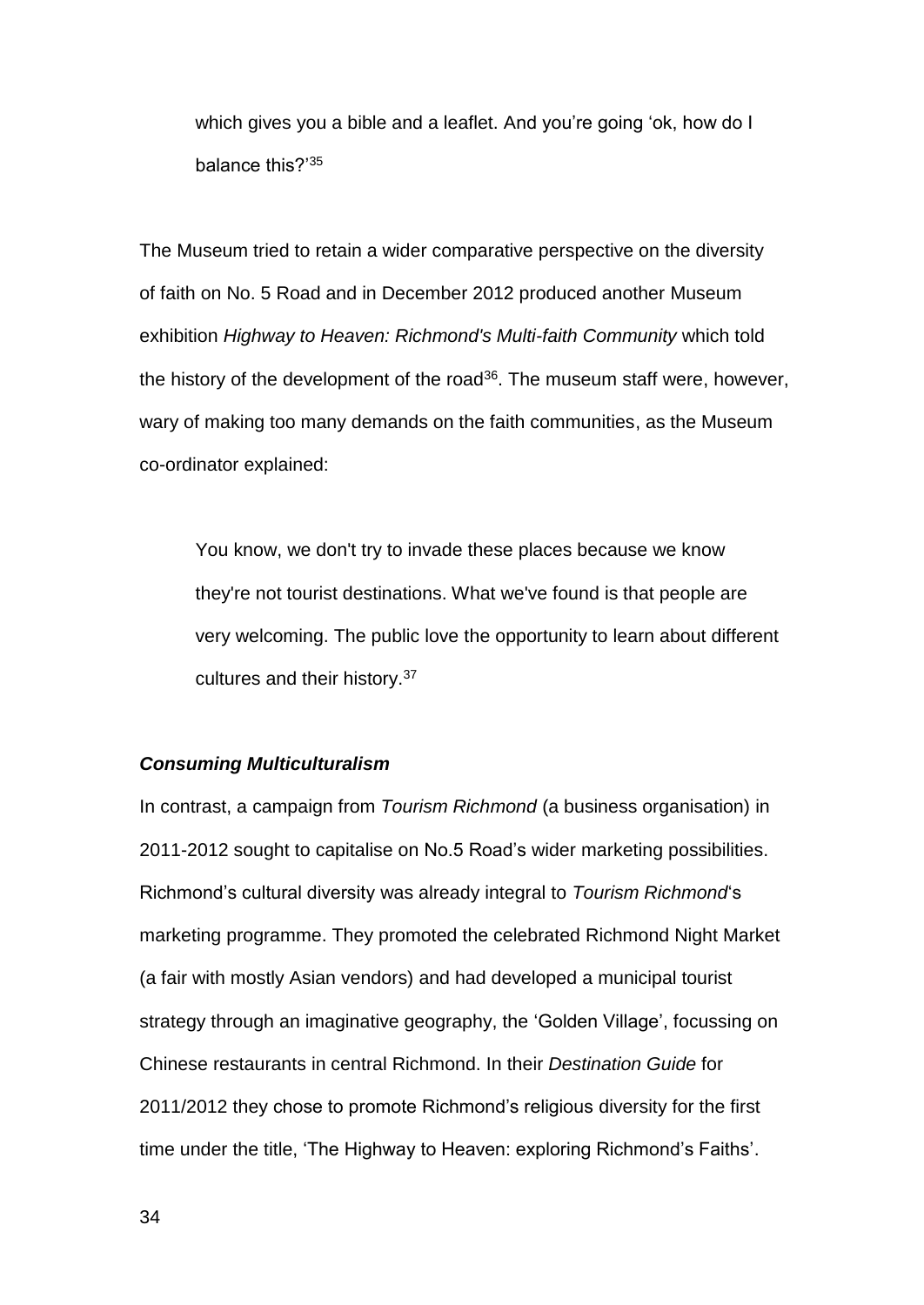> which gives you a bible and a leaflet. And you're going 'ok, how do I balance this?'[35]

The Museum tried to retain a wider comparative perspective on the diversity of faith on No. 5 Road and in December 2012 produced another Museum exhibition *Highway to Heaven: Richmond's Multi-faith Community* which told the history of the development of the road[36]. The museum staff were, however, wary of making too many demands on the faith communities, as the Museum co-ordinator explained:

> You know, we don't try to invade these places because we know they're not tourist destinations. What we've found is that people are very welcoming. The public love the opportunity to learn about different cultures and their history.[37]

### ***Consuming Multiculturalism***

In contrast, a campaign from *Tourism Richmond* (a business organisation) in 2011-2012 sought to capitalise on No.5 Road's wider marketing possibilities. Richmond's cultural diversity was already integral to *Tourism Richmond*'s marketing programme. They promoted the celebrated Richmond Night Market (a fair with mostly Asian vendors) and had developed a municipal tourist strategy through an imaginative geography, the 'Golden Village', focussing on Chinese restaurants in central Richmond. In their *Destination Guide* for 2011/2012 they chose to promote Richmond's religious diversity for the first time under the title, 'The Highway to Heaven: exploring Richmond's Faiths'.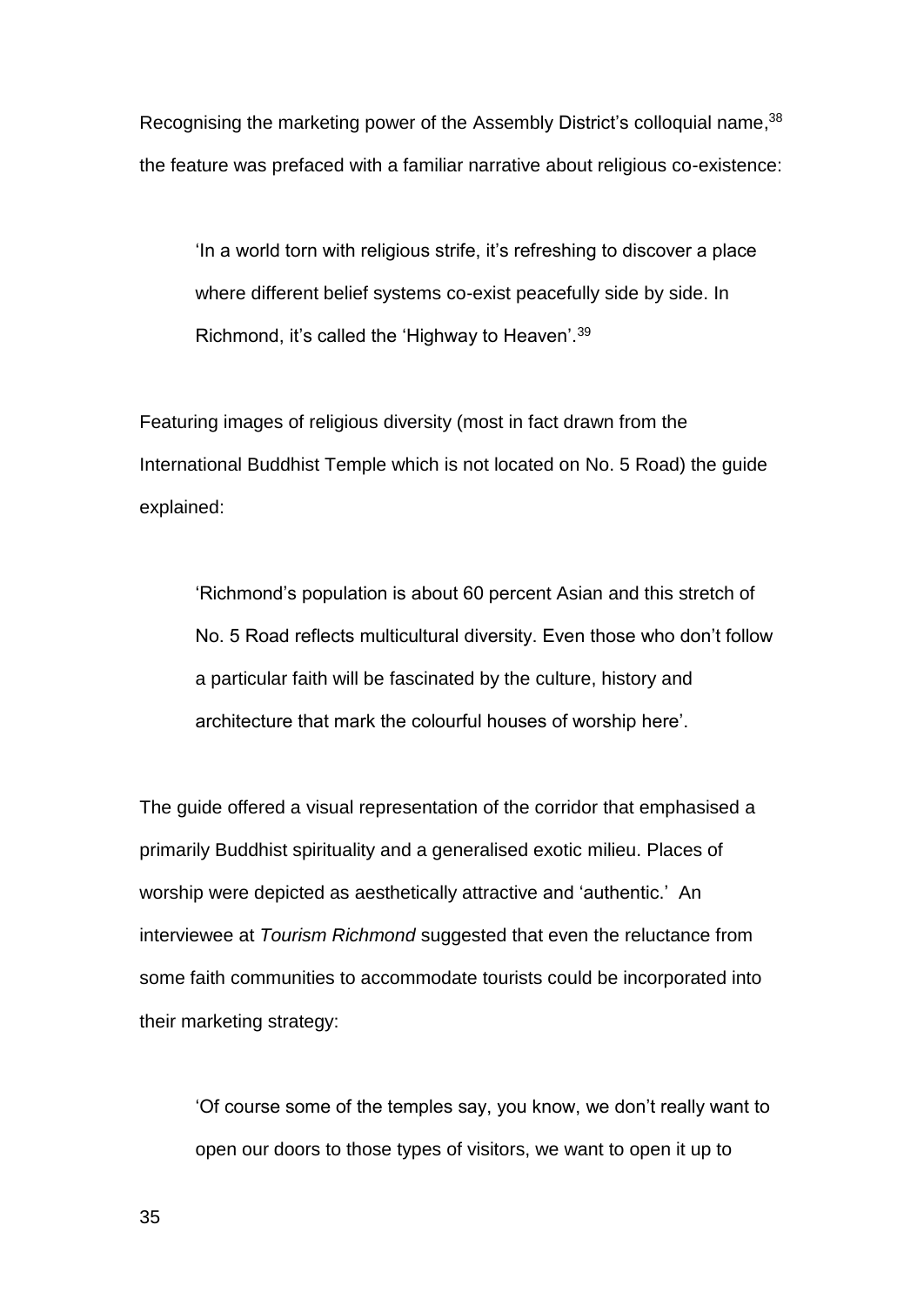Recognising the marketing power of the Assembly District's colloquial name,[38] the feature was prefaced with a familiar narrative about religious co-existence:

> 'In a world torn with religious strife, it's refreshing to discover a place where different belief systems co-exist peacefully side by side. In Richmond, it's called the 'Highway to Heaven'.[39]

Featuring images of religious diversity (most in fact drawn from the International Buddhist Temple which is not located on No. 5 Road) the guide explained:

> 'Richmond's population is about 60 percent Asian and this stretch of No. 5 Road reflects multicultural diversity. Even those who don't follow a particular faith will be fascinated by the culture, history and architecture that mark the colourful houses of worship here'.

The guide offered a visual representation of the corridor that emphasised a primarily Buddhist spirituality and a generalised exotic milieu. Places of worship were depicted as aesthetically attractive and 'authentic.' An interviewee at *Tourism Richmond* suggested that even the reluctance from some faith communities to accommodate tourists could be incorporated into their marketing strategy:

> 'Of course some of the temples say, you know, we don't really want to open our doors to those types of visitors, we want to open it up to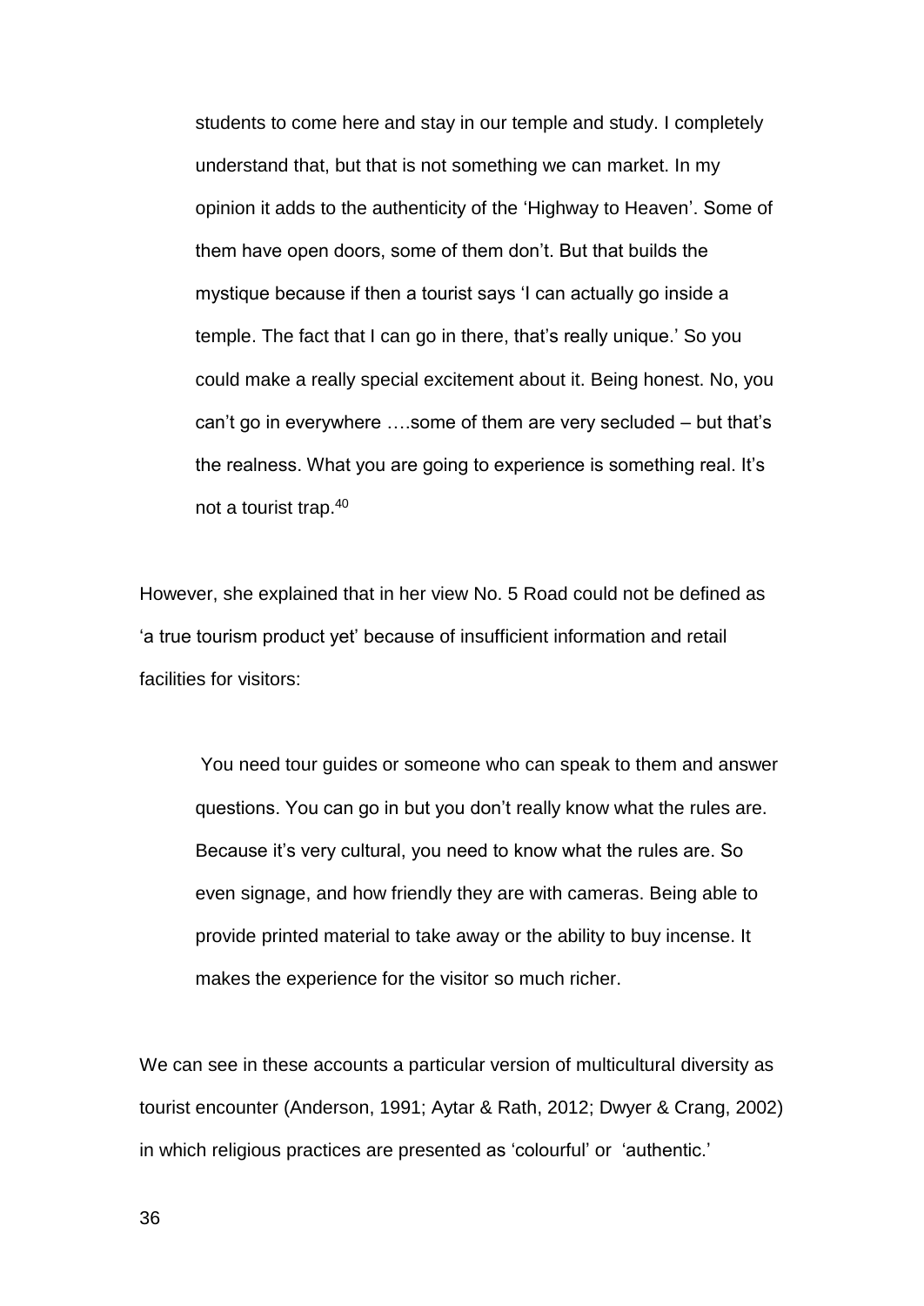> students to come here and stay in our temple and study. I completely understand that, but that is not something we can market. In my opinion it adds to the authenticity of the 'Highway to Heaven'. Some of them have open doors, some of them don't. But that builds the mystique because if then a tourist says 'I can actually go inside a temple. The fact that I can go in there, that's really unique.' So you could make a really special excitement about it. Being honest. No, you can't go in everywhere ….some of them are very secluded – but that's the realness. What you are going to experience is something real. It's not a tourist trap.[40]

However, she explained that in her view No. 5 Road could not be defined as 'a true tourism product yet' because of insufficient information and retail facilities for visitors:

> You need tour guides or someone who can speak to them and answer questions. You can go in but you don't really know what the rules are. Because it's very cultural, you need to know what the rules are. So even signage, and how friendly they are with cameras. Being able to provide printed material to take away or the ability to buy incense. It makes the experience for the visitor so much richer.

We can see in these accounts a particular version of multicultural diversity as tourist encounter (Anderson, 1991; Aytar & Rath, 2012; Dwyer & Crang, 2002) in which religious practices are presented as 'colourful' or 'authentic.'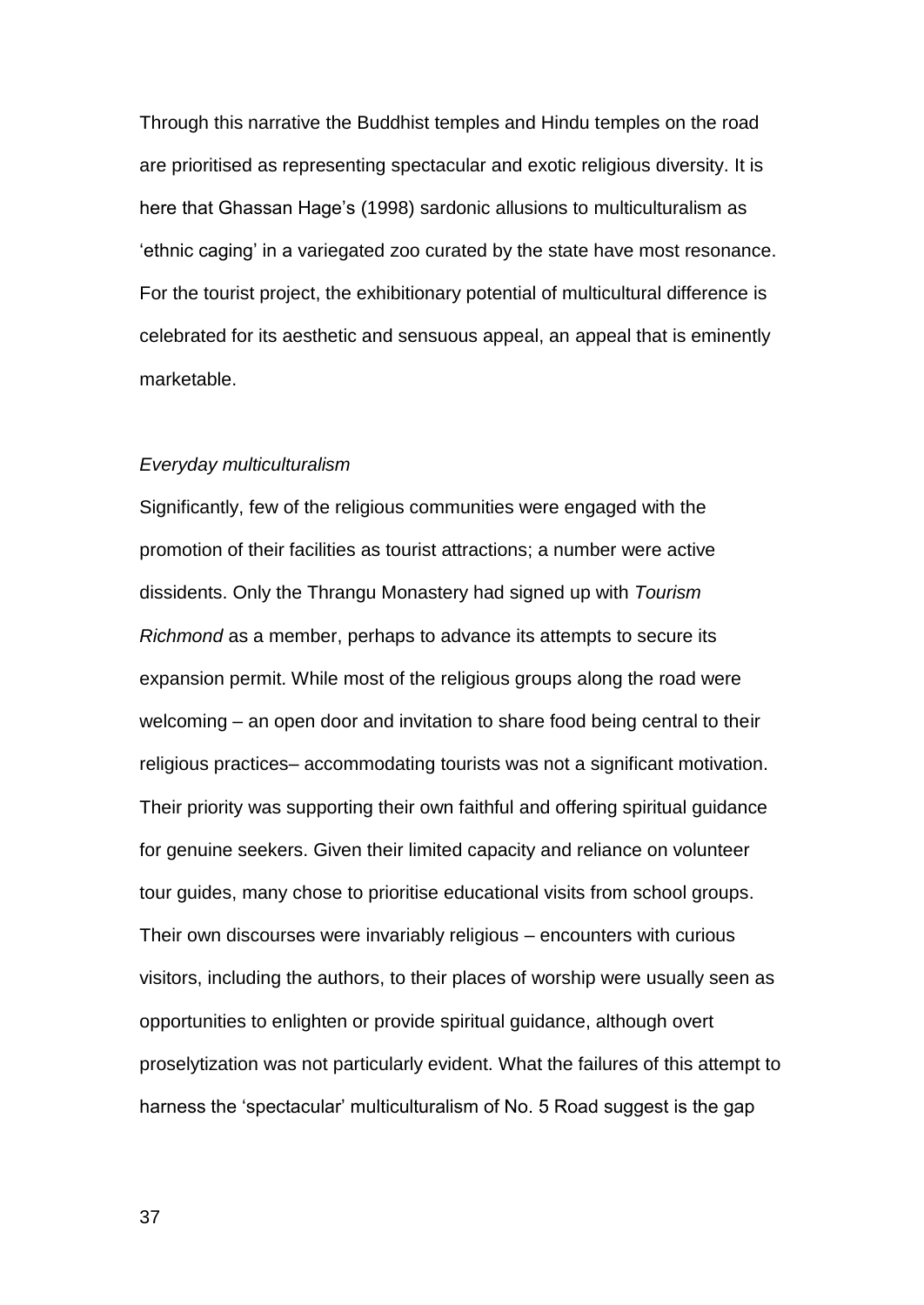Through this narrative the Buddhist temples and Hindu temples on the road are prioritised as representing spectacular and exotic religious diversity. It is here that Ghassan Hage's (1998) sardonic allusions to multiculturalism as 'ethnic caging' in a variegated zoo curated by the state have most resonance. For the tourist project, the exhibitionary potential of multicultural difference is celebrated for its aesthetic and sensuous appeal, an appeal that is eminently marketable.

*Everyday multiculturalism*

Significantly, few of the religious communities were engaged with the promotion of their facilities as tourist attractions; a number were active dissidents. Only the Thrangu Monastery had signed up with *Tourism Richmond* as a member, perhaps to advance its attempts to secure its expansion permit. While most of the religious groups along the road were welcoming – an open door and invitation to share food being central to their religious practices– accommodating tourists was not a significant motivation. Their priority was supporting their own faithful and offering spiritual guidance for genuine seekers. Given their limited capacity and reliance on volunteer tour guides, many chose to prioritise educational visits from school groups. Their own discourses were invariably religious – encounters with curious visitors, including the authors, to their places of worship were usually seen as opportunities to enlighten or provide spiritual guidance, although overt proselytization was not particularly evident. What the failures of this attempt to harness the 'spectacular' multiculturalism of No. 5 Road suggest is the gap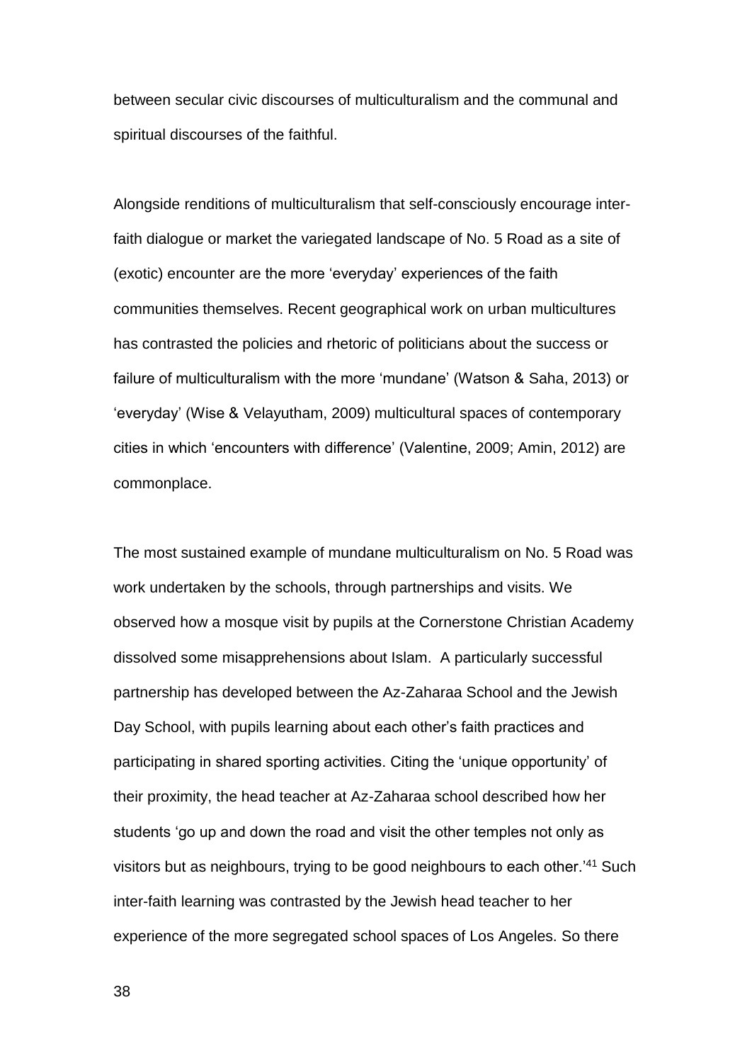between secular civic discourses of multiculturalism and the communal and spiritual discourses of the faithful.

Alongside renditions of multiculturalism that self-consciously encourage inter-faith dialogue or market the variegated landscape of No. 5 Road as a site of (exotic) encounter are the more 'everyday' experiences of the faith communities themselves. Recent geographical work on urban multicultures has contrasted the policies and rhetoric of politicians about the success or failure of multiculturalism with the more 'mundane' (Watson & Saha, 2013) or 'everyday' (Wise & Velayutham, 2009) multicultural spaces of contemporary cities in which 'encounters with difference' (Valentine, 2009; Amin, 2012) are commonplace.

The most sustained example of mundane multiculturalism on No. 5 Road was work undertaken by the schools, through partnerships and visits. We observed how a mosque visit by pupils at the Cornerstone Christian Academy dissolved some misapprehensions about Islam. A particularly successful partnership has developed between the Az-Zaharaa School and the Jewish Day School, with pupils learning about each other's faith practices and participating in shared sporting activities. Citing the 'unique opportunity' of their proximity, the head teacher at Az-Zaharaa school described how her students 'go up and down the road and visit the other temples not only as visitors but as neighbours, trying to be good neighbours to each other.'[41] Such inter-faith learning was contrasted by the Jewish head teacher to her experience of the more segregated school spaces of Los Angeles. So there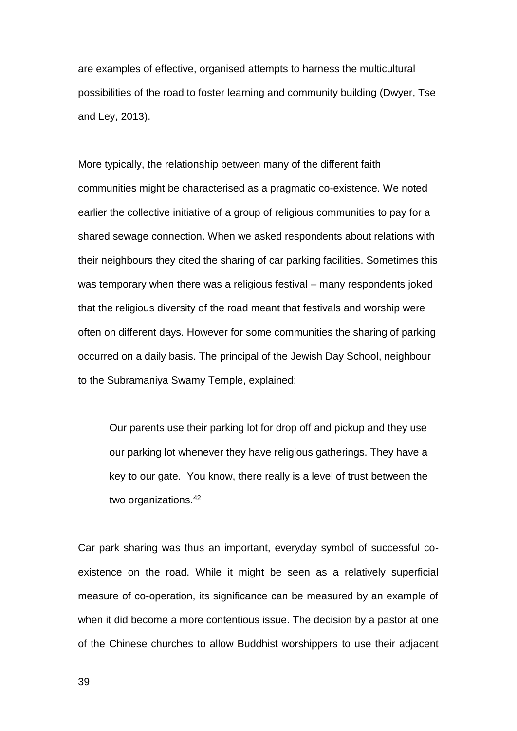are examples of effective, organised attempts to harness the multicultural possibilities of the road to foster learning and community building (Dwyer, Tse and Ley, 2013).

More typically, the relationship between many of the different faith communities might be characterised as a pragmatic co-existence. We noted earlier the collective initiative of a group of religious communities to pay for a shared sewage connection. When we asked respondents about relations with their neighbours they cited the sharing of car parking facilities. Sometimes this was temporary when there was a religious festival – many respondents joked that the religious diversity of the road meant that festivals and worship were often on different days. However for some communities the sharing of parking occurred on a daily basis. The principal of the Jewish Day School, neighbour to the Subramaniya Swamy Temple, explained:

> Our parents use their parking lot for drop off and pickup and they use our parking lot whenever they have religious gatherings. They have a key to our gate. You know, there really is a level of trust between the two organizations.[42]

Car park sharing was thus an important, everyday symbol of successful co-existence on the road. While it might be seen as a relatively superficial measure of co-operation, its significance can be measured by an example of when it did become a more contentious issue. The decision by a pastor at one of the Chinese churches to allow Buddhist worshippers to use their adjacent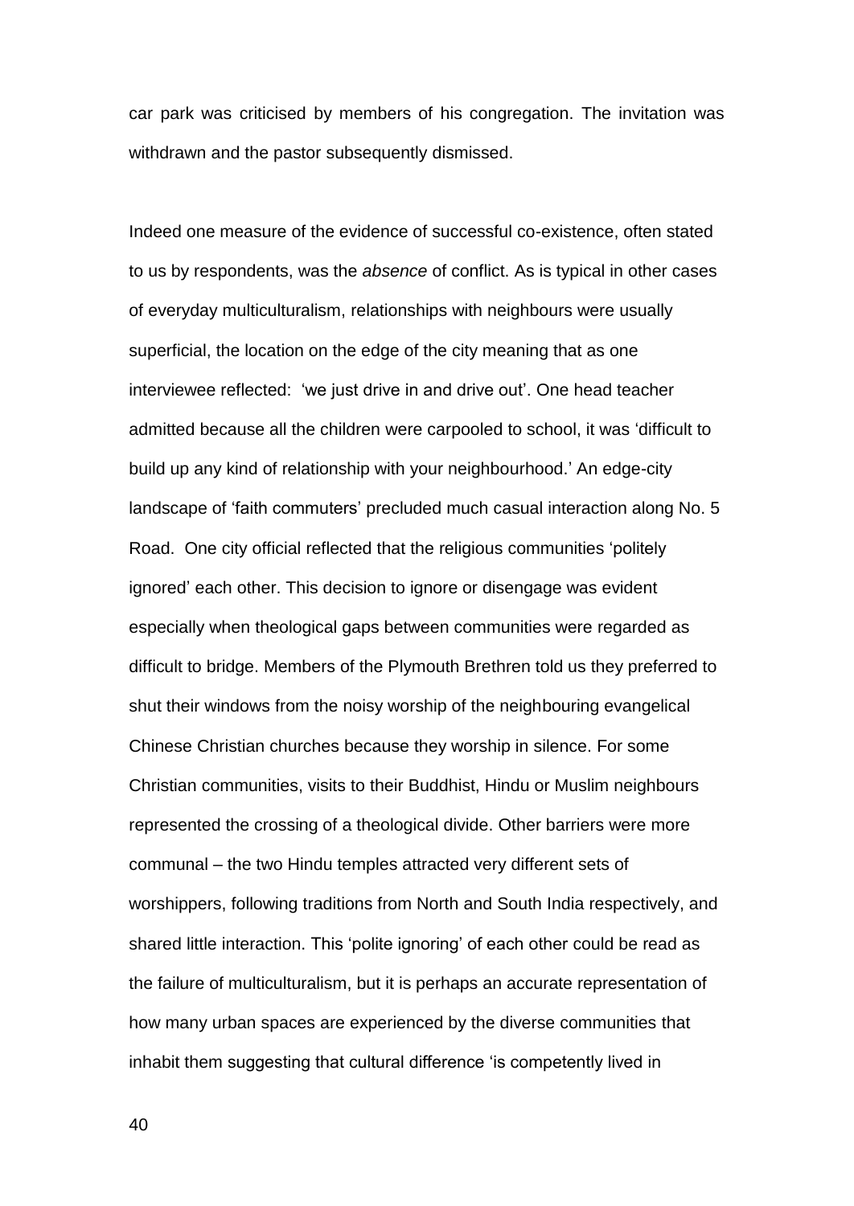car park was criticised by members of his congregation. The invitation was withdrawn and the pastor subsequently dismissed.

Indeed one measure of the evidence of successful co-existence, often stated to us by respondents, was the *absence* of conflict. As is typical in other cases of everyday multiculturalism, relationships with neighbours were usually superficial, the location on the edge of the city meaning that as one interviewee reflected: 'we just drive in and drive out'. One head teacher admitted because all the children were carpooled to school, it was 'difficult to build up any kind of relationship with your neighbourhood.' An edge-city landscape of 'faith commuters' precluded much casual interaction along No. 5 Road. One city official reflected that the religious communities 'politely ignored' each other. This decision to ignore or disengage was evident especially when theological gaps between communities were regarded as difficult to bridge. Members of the Plymouth Brethren told us they preferred to shut their windows from the noisy worship of the neighbouring evangelical Chinese Christian churches because they worship in silence. For some Christian communities, visits to their Buddhist, Hindu or Muslim neighbours represented the crossing of a theological divide. Other barriers were more communal – the two Hindu temples attracted very different sets of worshippers, following traditions from North and South India respectively, and shared little interaction. This 'polite ignoring' of each other could be read as the failure of multiculturalism, but it is perhaps an accurate representation of how many urban spaces are experienced by the diverse communities that inhabit them suggesting that cultural difference 'is competently lived in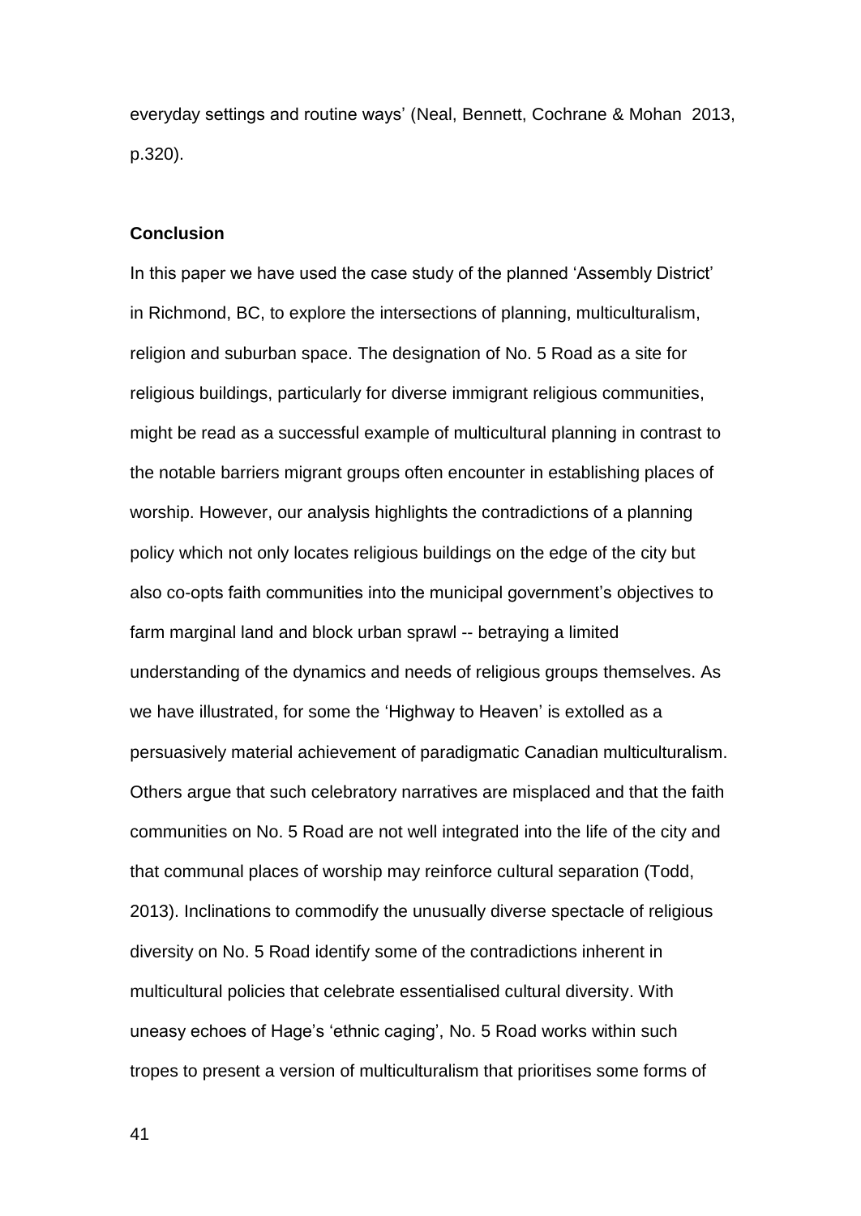everyday settings and routine ways' (Neal, Bennett, Cochrane & Mohan 2013, p.320).

**Conclusion**

In this paper we have used the case study of the planned 'Assembly District' in Richmond, BC, to explore the intersections of planning, multiculturalism, religion and suburban space. The designation of No. 5 Road as a site for religious buildings, particularly for diverse immigrant religious communities, might be read as a successful example of multicultural planning in contrast to the notable barriers migrant groups often encounter in establishing places of worship. However, our analysis highlights the contradictions of a planning policy which not only locates religious buildings on the edge of the city but also co-opts faith communities into the municipal government's objectives to farm marginal land and block urban sprawl -- betraying a limited understanding of the dynamics and needs of religious groups themselves. As we have illustrated, for some the 'Highway to Heaven' is extolled as a persuasively material achievement of paradigmatic Canadian multiculturalism. Others argue that such celebratory narratives are misplaced and that the faith communities on No. 5 Road are not well integrated into the life of the city and that communal places of worship may reinforce cultural separation (Todd, 2013). Inclinations to commodify the unusually diverse spectacle of religious diversity on No. 5 Road identify some of the contradictions inherent in multicultural policies that celebrate essentialised cultural diversity. With uneasy echoes of Hage's 'ethnic caging', No. 5 Road works within such tropes to present a version of multiculturalism that prioritises some forms of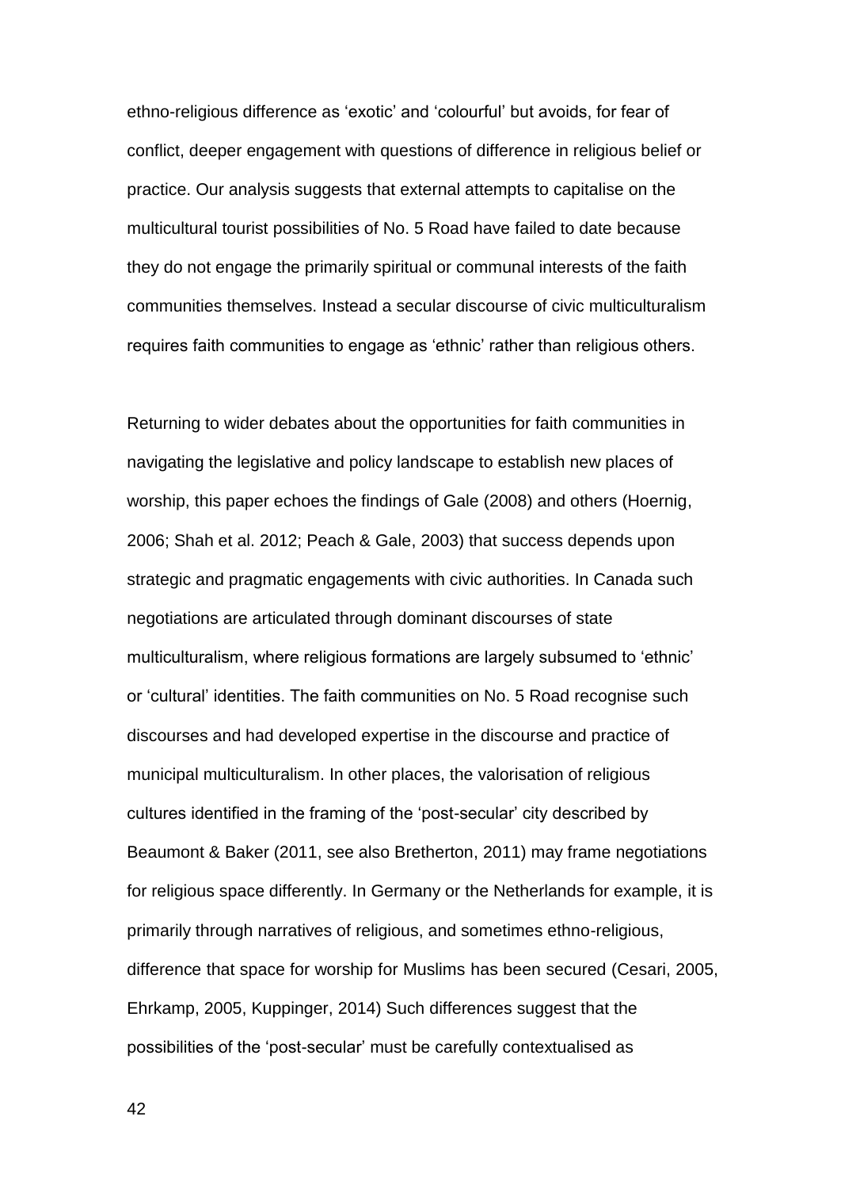ethno-religious difference as 'exotic' and 'colourful' but avoids, for fear of conflict, deeper engagement with questions of difference in religious belief or practice. Our analysis suggests that external attempts to capitalise on the multicultural tourist possibilities of No. 5 Road have failed to date because they do not engage the primarily spiritual or communal interests of the faith communities themselves. Instead a secular discourse of civic multiculturalism requires faith communities to engage as 'ethnic' rather than religious others.

Returning to wider debates about the opportunities for faith communities in navigating the legislative and policy landscape to establish new places of worship, this paper echoes the findings of Gale (2008) and others (Hoernig, 2006; Shah et al. 2012; Peach & Gale, 2003) that success depends upon strategic and pragmatic engagements with civic authorities. In Canada such negotiations are articulated through dominant discourses of state multiculturalism, where religious formations are largely subsumed to 'ethnic' or 'cultural' identities. The faith communities on No. 5 Road recognise such discourses and had developed expertise in the discourse and practice of municipal multiculturalism. In other places, the valorisation of religious cultures identified in the framing of the 'post-secular' city described by Beaumont & Baker (2011, see also Bretherton, 2011) may frame negotiations for religious space differently. In Germany or the Netherlands for example, it is primarily through narratives of religious, and sometimes ethno-religious, difference that space for worship for Muslims has been secured (Cesari, 2005, Ehrkamp, 2005, Kuppinger, 2014) Such differences suggest that the possibilities of the 'post-secular' must be carefully contextualised as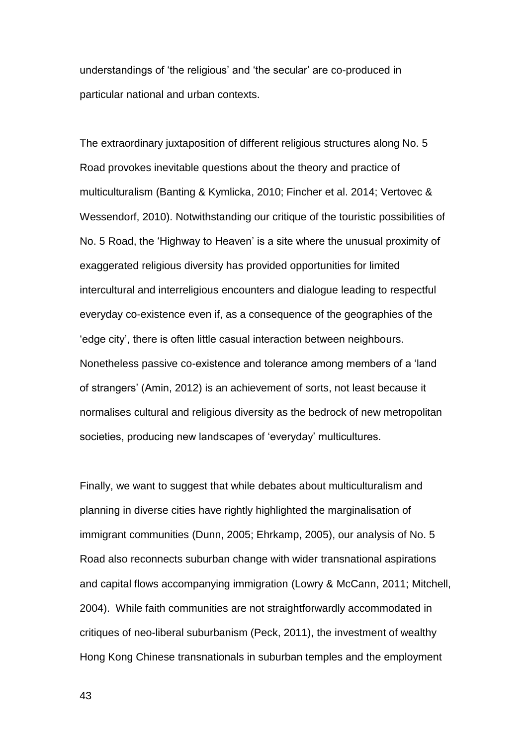understandings of 'the religious' and 'the secular' are co-produced in particular national and urban contexts.

The extraordinary juxtaposition of different religious structures along No. 5 Road provokes inevitable questions about the theory and practice of multiculturalism (Banting & Kymlicka, 2010; Fincher et al. 2014; Vertovec & Wessendorf, 2010). Notwithstanding our critique of the touristic possibilities of No. 5 Road, the 'Highway to Heaven' is a site where the unusual proximity of exaggerated religious diversity has provided opportunities for limited intercultural and interreligious encounters and dialogue leading to respectful everyday co-existence even if, as a consequence of the geographies of the 'edge city', there is often little casual interaction between neighbours. Nonetheless passive co-existence and tolerance among members of a 'land of strangers' (Amin, 2012) is an achievement of sorts, not least because it normalises cultural and religious diversity as the bedrock of new metropolitan societies, producing new landscapes of 'everyday' multicultures.

Finally, we want to suggest that while debates about multiculturalism and planning in diverse cities have rightly highlighted the marginalisation of immigrant communities (Dunn, 2005; Ehrkamp, 2005), our analysis of No. 5 Road also reconnects suburban change with wider transnational aspirations and capital flows accompanying immigration (Lowry & McCann, 2011; Mitchell, 2004). While faith communities are not straightforwardly accommodated in critiques of neo-liberal suburbanism (Peck, 2011), the investment of wealthy Hong Kong Chinese transnationals in suburban temples and the employment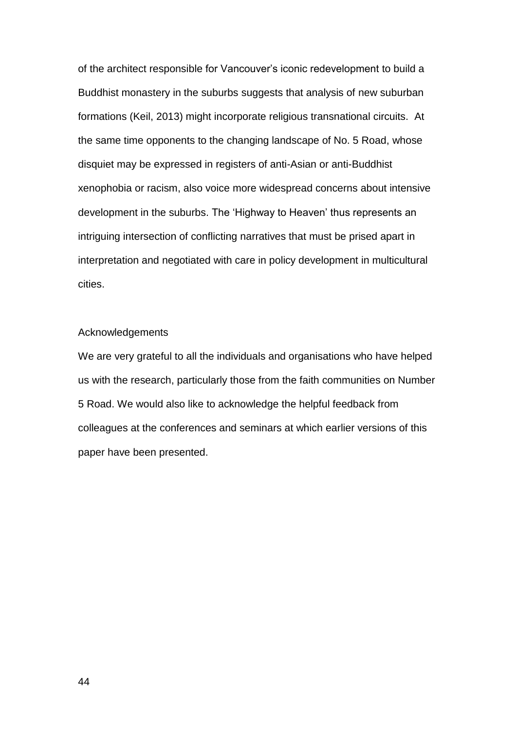of the architect responsible for Vancouver's iconic redevelopment to build a Buddhist monastery in the suburbs suggests that analysis of new suburban formations (Keil, 2013) might incorporate religious transnational circuits. At the same time opponents to the changing landscape of No. 5 Road, whose disquiet may be expressed in registers of anti-Asian or anti-Buddhist xenophobia or racism, also voice more widespread concerns about intensive development in the suburbs. The 'Highway to Heaven' thus represents an intriguing intersection of conflicting narratives that must be prised apart in interpretation and negotiated with care in policy development in multicultural cities.

## Acknowledgements

We are very grateful to all the individuals and organisations who have helped us with the research, particularly those from the faith communities on Number 5 Road. We would also like to acknowledge the helpful feedback from colleagues at the conferences and seminars at which earlier versions of this paper have been presented.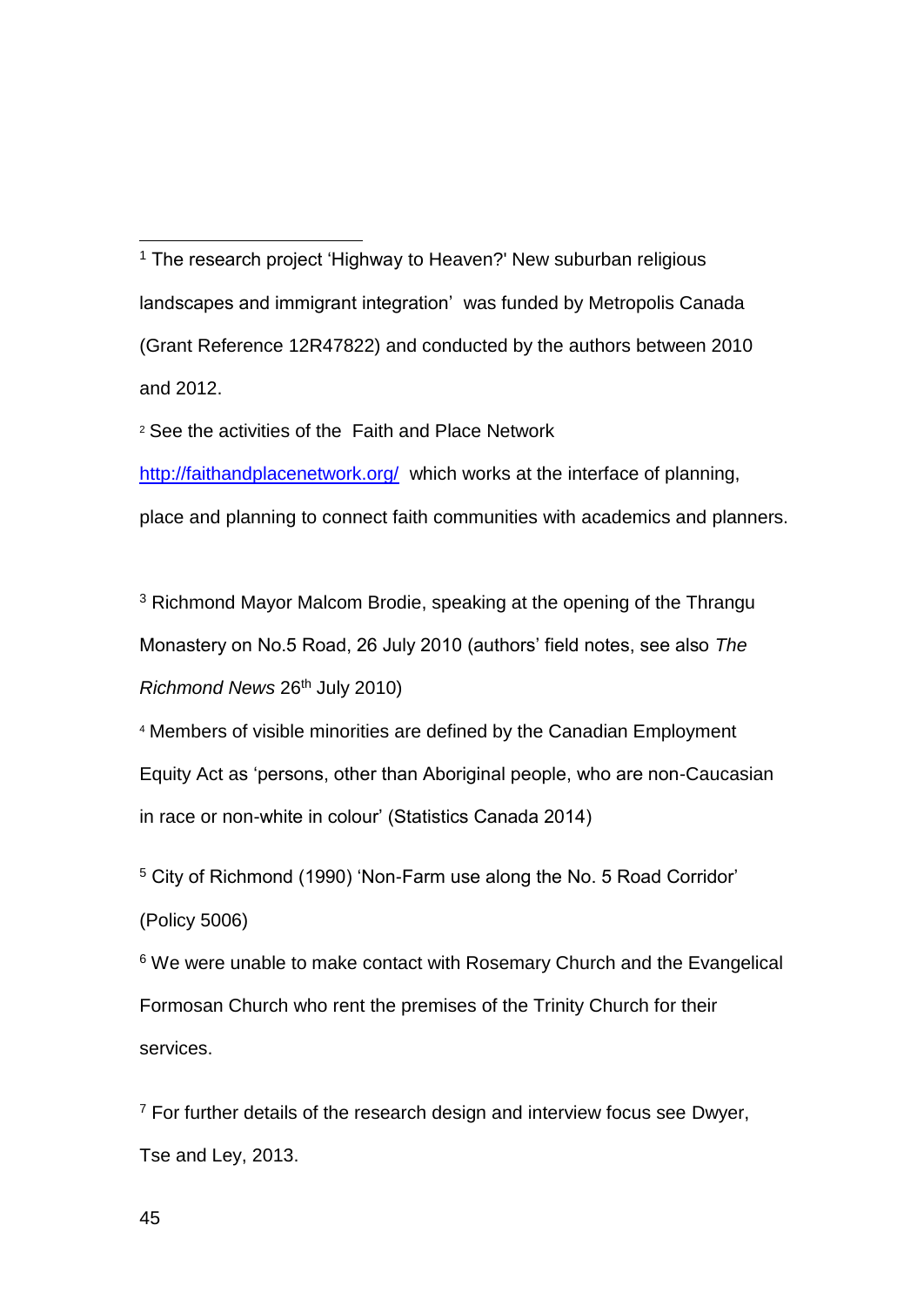[1] The research project 'Highway to Heaven?' New suburban religious landscapes and immigrant integration' was funded by Metropolis Canada (Grant Reference 12R47822) and conducted by the authors between 2010 and 2012.

[2] See the activities of the Faith and Place Network http://faithandplacenetwork.org/ which works at the interface of planning, place and planning to connect faith communities with academics and planners.

[3] Richmond Mayor Malcom Brodie, speaking at the opening of the Thrangu Monastery on No.5 Road, 26 July 2010 (authors' field notes, see also *The Richmond News* 26th July 2010)

[4] Members of visible minorities are defined by the Canadian Employment Equity Act as 'persons, other than Aboriginal people, who are non-Caucasian in race or non-white in colour' (Statistics Canada 2014)

[5] City of Richmond (1990) 'Non-Farm use along the No. 5 Road Corridor' (Policy 5006)

[6] We were unable to make contact with Rosemary Church and the Evangelical Formosan Church who rent the premises of the Trinity Church for their services.

[7] For further details of the research design and interview focus see Dwyer, Tse and Ley, 2013.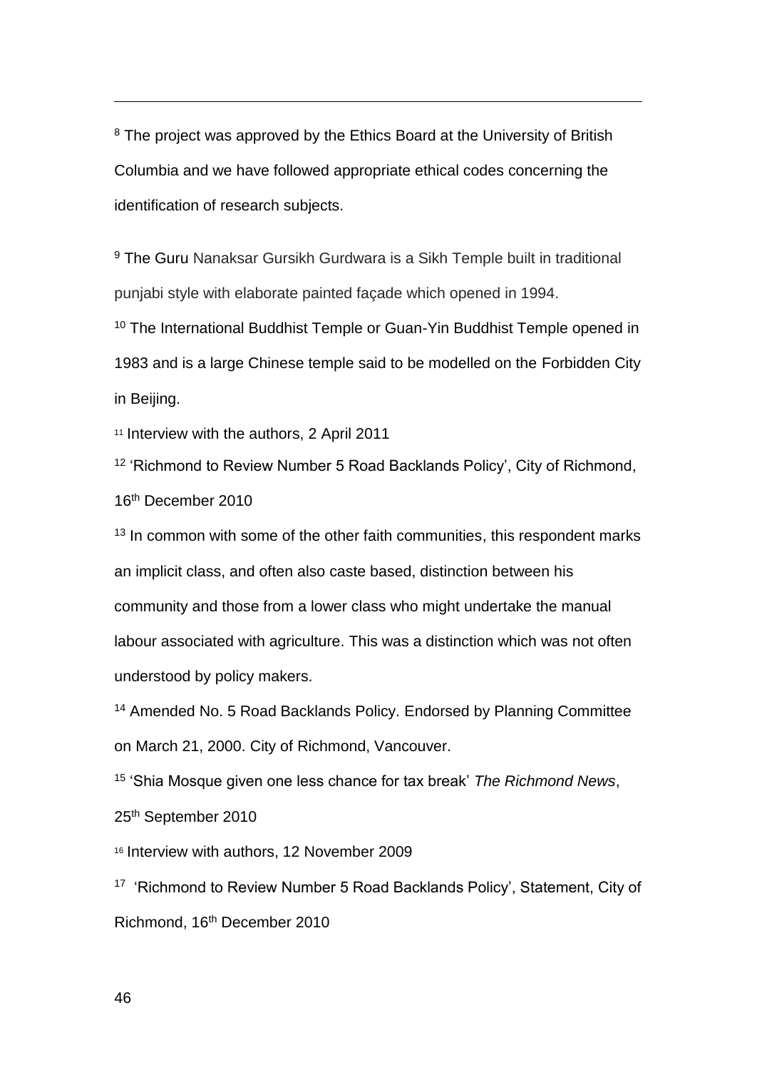[8] The project was approved by the Ethics Board at the University of British Columbia and we have followed appropriate ethical codes concerning the identification of research subjects.

[9] The Guru Nanaksar Gursikh Gurdwara is a Sikh Temple built in traditional punjabi style with elaborate painted façade which opened in 1994.

[10] The International Buddhist Temple or Guan-Yin Buddhist Temple opened in 1983 and is a large Chinese temple said to be modelled on the Forbidden City in Beijing.

[11] Interview with the authors, 2 April 2011

[12] 'Richmond to Review Number 5 Road Backlands Policy', City of Richmond, 16th December 2010

[13] In common with some of the other faith communities, this respondent marks an implicit class, and often also caste based, distinction between his community and those from a lower class who might undertake the manual labour associated with agriculture. This was a distinction which was not often understood by policy makers.

[14] Amended No. 5 Road Backlands Policy. Endorsed by Planning Committee on March 21, 2000. City of Richmond, Vancouver.

[15] 'Shia Mosque given one less chance for tax break' *The Richmond News*, 25th September 2010

[16] Interview with authors, 12 November 2009

[17] 'Richmond to Review Number 5 Road Backlands Policy', Statement, City of Richmond, 16th December 2010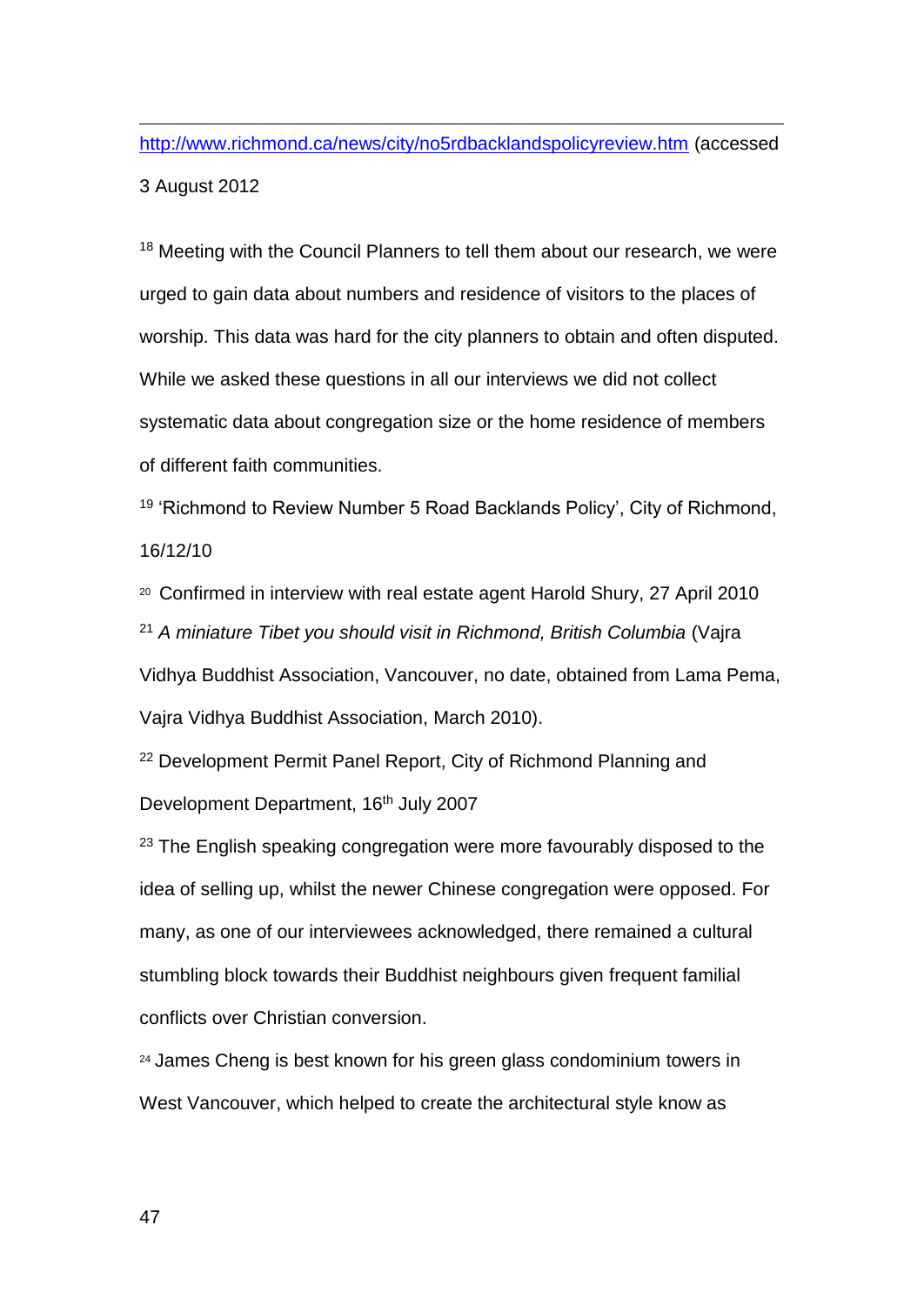http://www.richmond.ca/news/city/no5rdbacklandspolicyreview.htm (accessed 3 August 2012

[18] Meeting with the Council Planners to tell them about our research, we were urged to gain data about numbers and residence of visitors to the places of worship. This data was hard for the city planners to obtain and often disputed. While we asked these questions in all our interviews we did not collect systematic data about congregation size or the home residence of members of different faith communities.

[19] 'Richmond to Review Number 5 Road Backlands Policy', City of Richmond, 16/12/10

[20] Confirmed in interview with real estate agent Harold Shury, 27 April 2010

[21] *A miniature Tibet you should visit in Richmond, British Columbia* (Vajra Vidhya Buddhist Association, Vancouver, no date, obtained from Lama Pema, Vajra Vidhya Buddhist Association, March 2010).

[22] Development Permit Panel Report, City of Richmond Planning and Development Department, 16th July 2007

[23] The English speaking congregation were more favourably disposed to the idea of selling up, whilst the newer Chinese congregation were opposed. For many, as one of our interviewees acknowledged, there remained a cultural stumbling block towards their Buddhist neighbours given frequent familial conflicts over Christian conversion.

[24] James Cheng is best known for his green glass condominium towers in West Vancouver, which helped to create the architectural style know as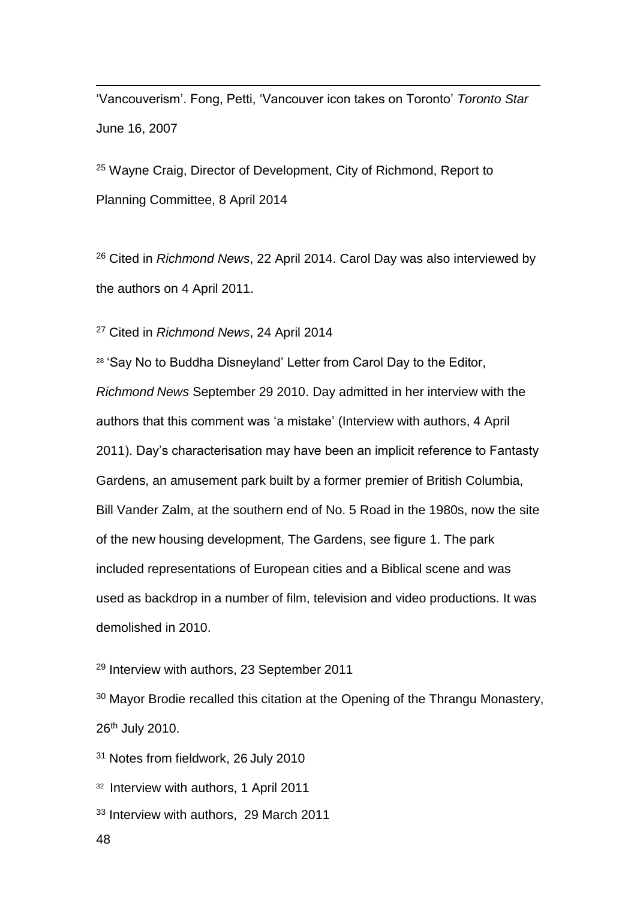'Vancouverism'. Fong, Petti, 'Vancouver icon takes on Toronto' *Toronto Star* June 16, 2007

[25] Wayne Craig, Director of Development, City of Richmond, Report to Planning Committee, 8 April 2014

[26] Cited in *Richmond News*, 22 April 2014. Carol Day was also interviewed by the authors on 4 April 2011.

[27] Cited in *Richmond News*, 24 April 2014

[28] 'Say No to Buddha Disneyland' Letter from Carol Day to the Editor, *Richmond News* September 29 2010. Day admitted in her interview with the authors that this comment was 'a mistake' (Interview with authors, 4 April 2011). Day's characterisation may have been an implicit reference to Fantasty Gardens, an amusement park built by a former premier of British Columbia, Bill Vander Zalm, at the southern end of No. 5 Road in the 1980s, now the site of the new housing development, The Gardens, see figure 1. The park included representations of European cities and a Biblical scene and was used as backdrop in a number of film, television and video productions. It was demolished in 2010.

[29] Interview with authors, 23 September 2011

[30] Mayor Brodie recalled this citation at the Opening of the Thrangu Monastery, 26th July 2010.

[31] Notes from fieldwork, 26 July 2010

[32] Interview with authors, 1 April 2011

[33] Interview with authors, 29 March 2011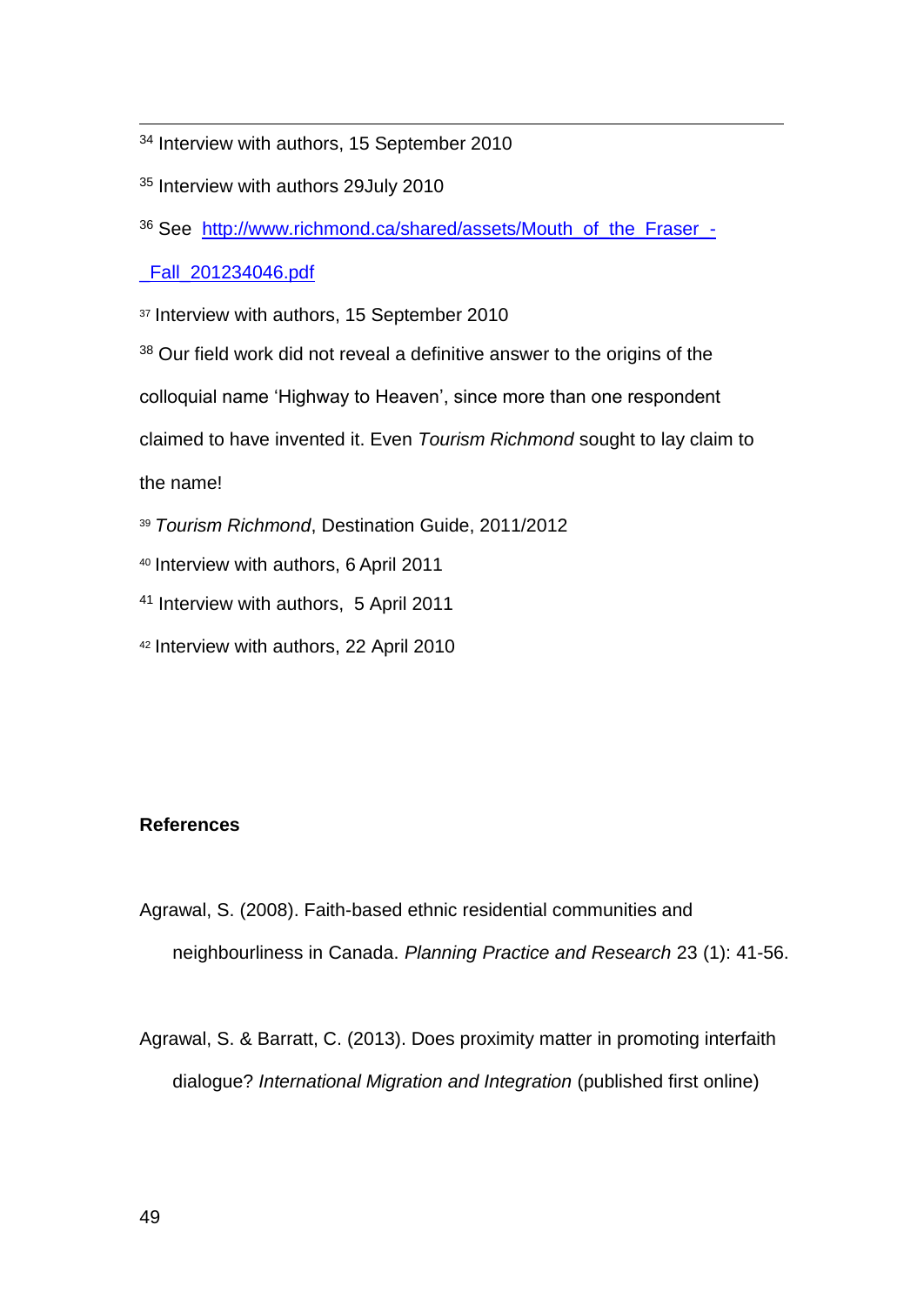[34] Interview with authors, 15 September 2010

[35] Interview with authors 29July 2010

[36] See http://www.richmond.ca/shared/assets/Mouth_of_the_Fraser_-_Fall_201234046.pdf

[37] Interview with authors, 15 September 2010

[38] Our field work did not reveal a definitive answer to the origins of the colloquial name 'Highway to Heaven', since more than one respondent claimed to have invented it. Even *Tourism Richmond* sought to lay claim to the name!

[39] *Tourism Richmond*, Destination Guide, 2011/2012

[40] Interview with authors, 6 April 2011

[41] Interview with authors, 5 April 2011

[42] Interview with authors, 22 April 2010

**References**

Agrawal, S. (2008). Faith-based ethnic residential communities and neighbourliness in Canada. *Planning Practice and Research* 23 (1): 41-56.

Agrawal, S. & Barratt, C. (2013). Does proximity matter in promoting interfaith dialogue? *International Migration and Integration* (published first online)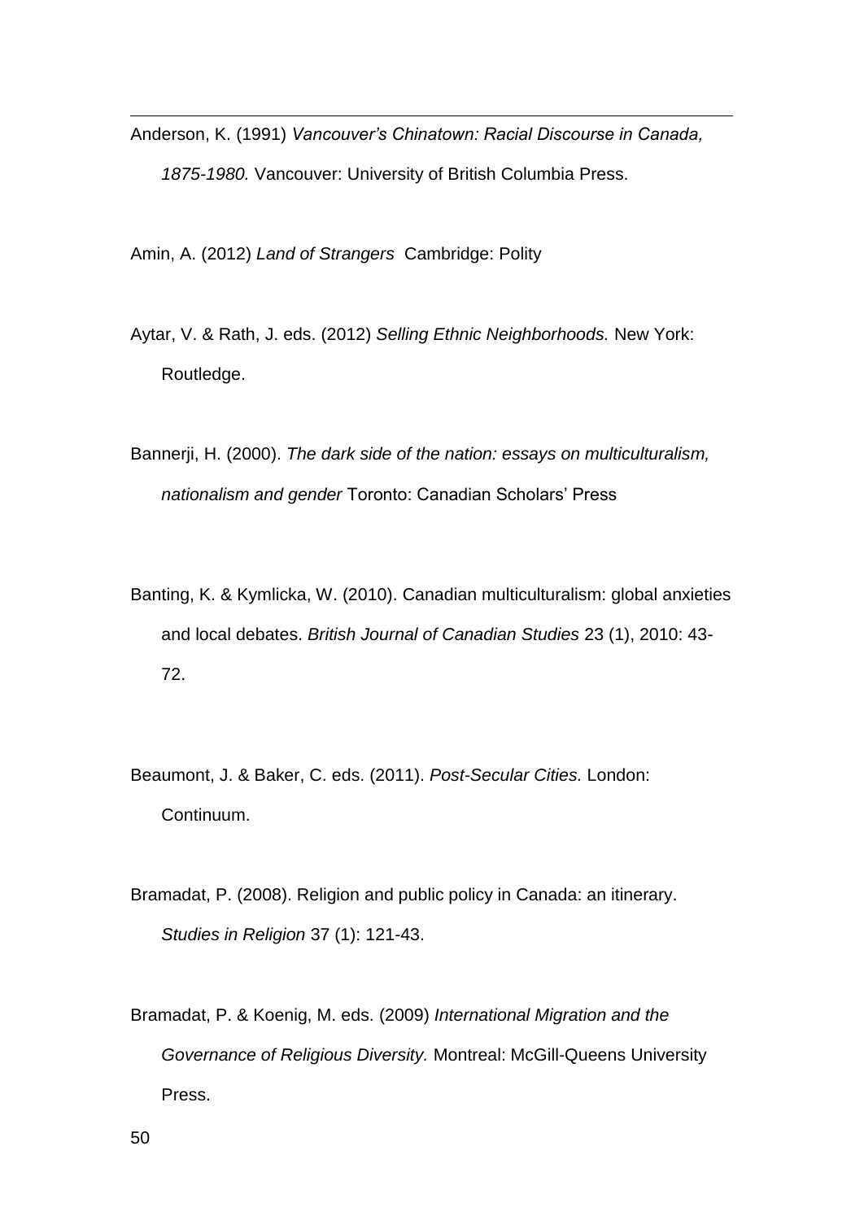Anderson, K. (1991) *Vancouver's Chinatown: Racial Discourse in Canada, 1875-1980.* Vancouver: University of British Columbia Press.

Amin, A. (2012) *Land of Strangers* Cambridge: Polity

Aytar, V. & Rath, J. eds. (2012) *Selling Ethnic Neighborhoods.* New York: Routledge.

Bannerji, H. (2000). *The dark side of the nation: essays on multiculturalism, nationalism and gender* Toronto: Canadian Scholars' Press

Banting, K. & Kymlicka, W. (2010). Canadian multiculturalism: global anxieties and local debates. *British Journal of Canadian Studies* 23 (1), 2010: 43-72.

Beaumont, J. & Baker, C. eds. (2011). *Post-Secular Cities.* London: Continuum.

Bramadat, P. (2008). Religion and public policy in Canada: an itinerary. *Studies in Religion* 37 (1): 121-43.

Bramadat, P. & Koenig, M. eds. (2009) *International Migration and the Governance of Religious Diversity.* Montreal: McGill-Queens University Press.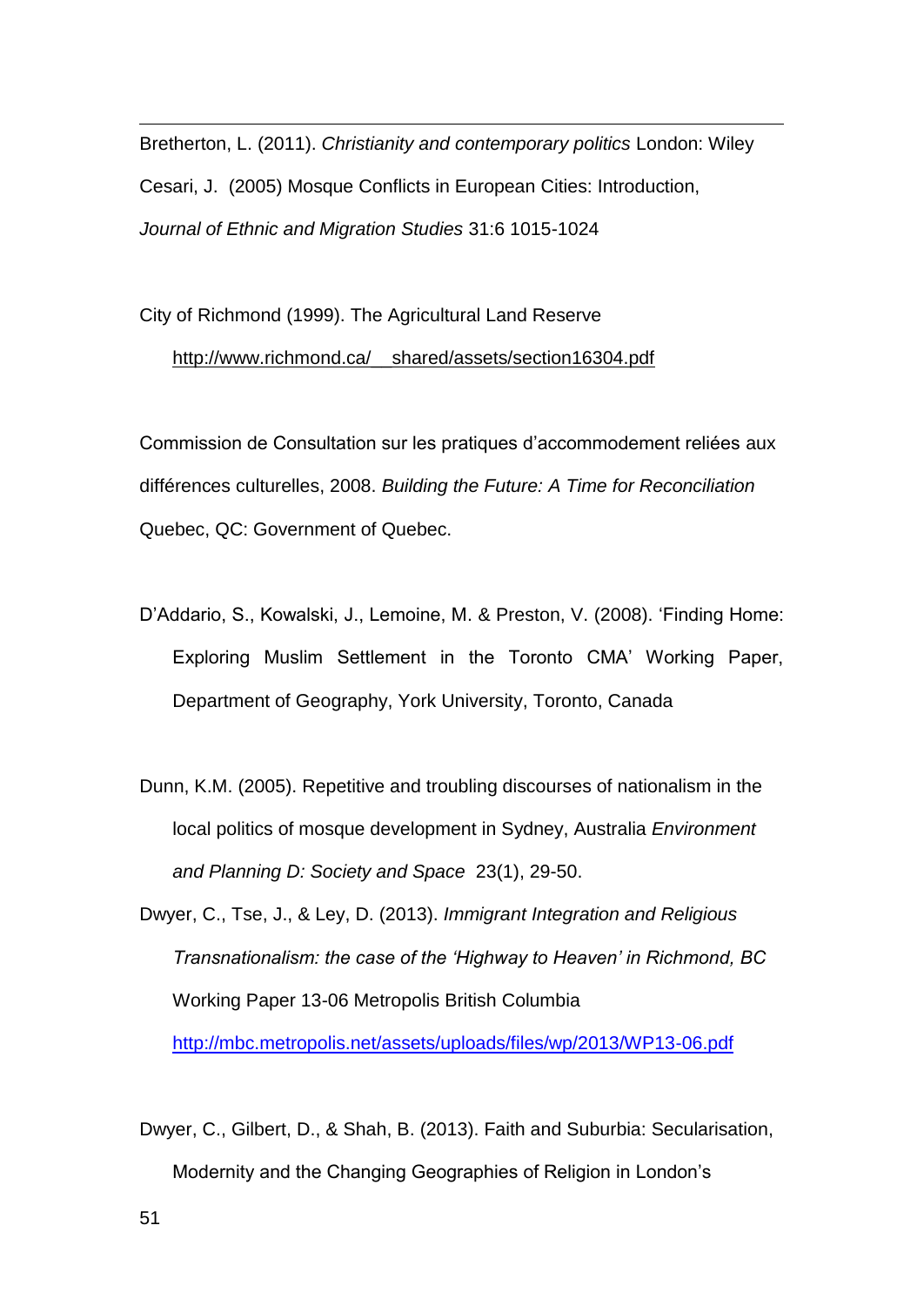Bretherton, L. (2011). *Christianity and contemporary politics* London: Wiley

Cesari, J. (2005) Mosque Conflicts in European Cities: Introduction, *Journal of Ethnic and Migration Studies* 31:6 1015-1024

City of Richmond (1999). The Agricultural Land Reserve http://www.richmond.ca/__shared/assets/section16304.pdf

Commission de Consultation sur les pratiques d'accommodement reliées aux différences culturelles, 2008. *Building the Future: A Time for Reconciliation* Quebec, QC: Government of Quebec.

D'Addario, S., Kowalski, J., Lemoine, M. & Preston, V. (2008). 'Finding Home: Exploring Muslim Settlement in the Toronto CMA' Working Paper, Department of Geography, York University, Toronto, Canada

Dunn, K.M. (2005). Repetitive and troubling discourses of nationalism in the local politics of mosque development in Sydney, Australia *Environment and Planning D: Society and Space* 23(1), 29-50.

Dwyer, C., Tse, J., & Ley, D. (2013). *Immigrant Integration and Religious Transnationalism: the case of the 'Highway to Heaven' in Richmond, BC* Working Paper 13-06 Metropolis British Columbia http://mbc.metropolis.net/assets/uploads/files/wp/2013/WP13-06.pdf

Dwyer, C., Gilbert, D., & Shah, B. (2013). Faith and Suburbia: Secularisation, Modernity and the Changing Geographies of Religion in London's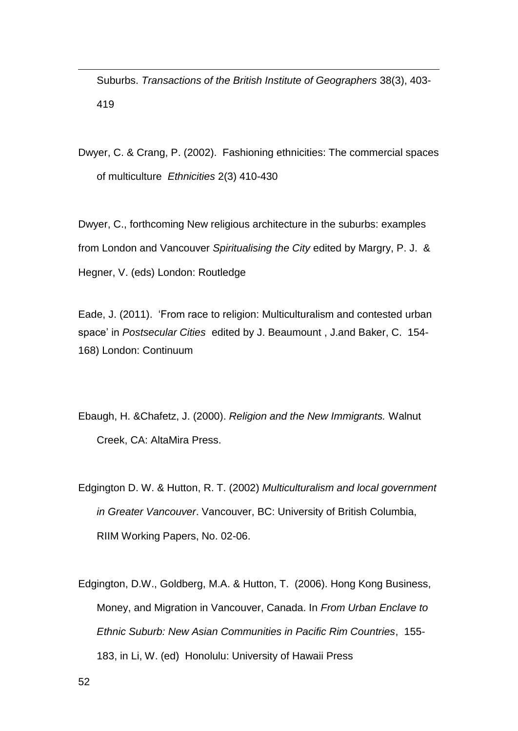Suburbs. *Transactions of the British Institute of Geographers* 38(3), 403-419

Dwyer, C. & Crang, P. (2002). Fashioning ethnicities: The commercial spaces of multiculture *Ethnicities* 2(3) 410-430

Dwyer, C., forthcoming New religious architecture in the suburbs: examples from London and Vancouver *Spiritualising the City* edited by Margry, P. J. & Hegner, V. (eds) London: Routledge

Eade, J. (2011). 'From race to religion: Multiculturalism and contested urban space' in *Postsecular Cities* edited by J. Beaumount , J.and Baker, C. 154-168) London: Continuum

Ebaugh, H. &Chafetz, J. (2000). *Religion and the New Immigrants.* Walnut Creek, CA: AltaMira Press.

Edgington D. W. & Hutton, R. T. (2002) *Multiculturalism and local government in Greater Vancouver*. Vancouver, BC: University of British Columbia, RIIM Working Papers, No. 02-06.

Edgington, D.W., Goldberg, M.A. & Hutton, T. (2006). Hong Kong Business, Money, and Migration in Vancouver, Canada. In *From Urban Enclave to Ethnic Suburb: New Asian Communities in Pacific Rim Countries*, 155-183, in Li, W. (ed) Honolulu: University of Hawaii Press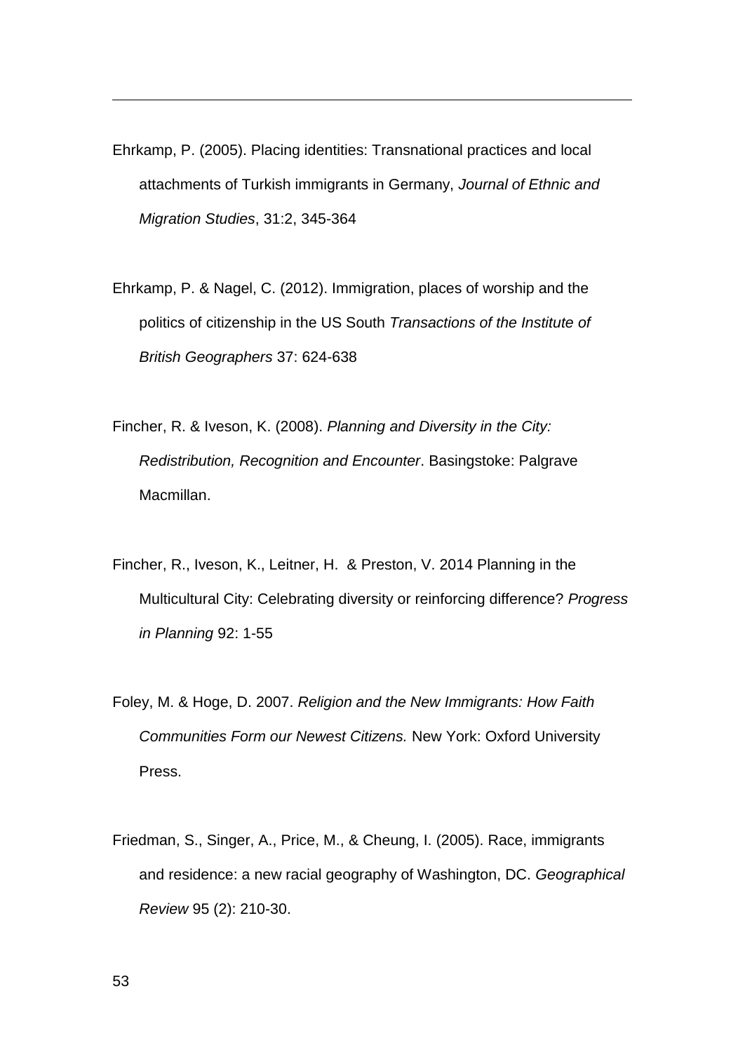Ehrkamp, P. (2005). Placing identities: Transnational practices and local attachments of Turkish immigrants in Germany, *Journal of Ethnic and Migration Studies*, 31:2, 345-364

Ehrkamp, P. & Nagel, C. (2012). Immigration, places of worship and the politics of citizenship in the US South *Transactions of the Institute of British Geographers* 37: 624-638

Fincher, R. & Iveson, K. (2008). *Planning and Diversity in the City: Redistribution, Recognition and Encounter*. Basingstoke: Palgrave Macmillan.

Fincher, R., Iveson, K., Leitner, H. & Preston, V. 2014 Planning in the Multicultural City: Celebrating diversity or reinforcing difference? *Progress in Planning* 92: 1-55

Foley, M. & Hoge, D. 2007. *Religion and the New Immigrants: How Faith Communities Form our Newest Citizens.* New York: Oxford University Press.

Friedman, S., Singer, A., Price, M., & Cheung, I. (2005). Race, immigrants and residence: a new racial geography of Washington, DC. *Geographical Review* 95 (2): 210-30.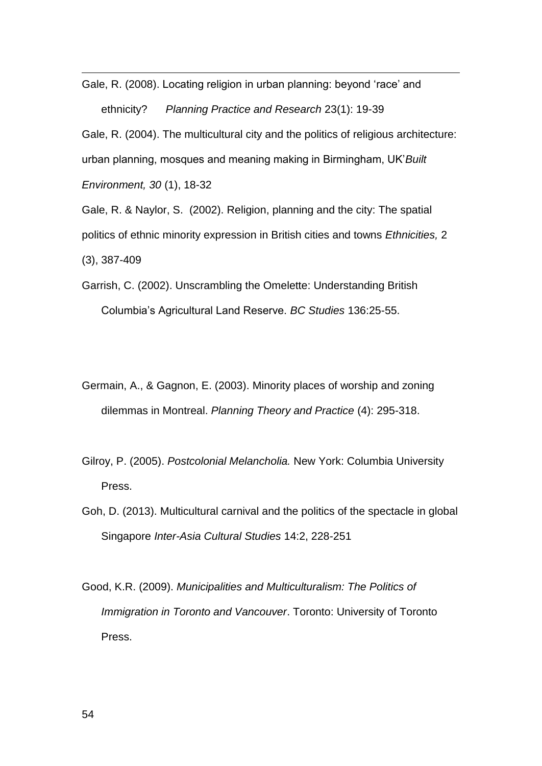Gale, R. (2008). Locating religion in urban planning: beyond 'race' and ethnicity? *Planning Practice and Research* 23(1): 19-39

Gale, R. (2004). The multicultural city and the politics of religious architecture: urban planning, mosques and meaning making in Birmingham, UK'*Built Environment, 30* (1), 18-32

Gale, R. & Naylor, S. (2002). Religion, planning and the city: The spatial politics of ethnic minority expression in British cities and towns *Ethnicities,* 2 (3), 387-409

Garrish, C. (2002). Unscrambling the Omelette: Understanding British Columbia's Agricultural Land Reserve. *BC Studies* 136:25-55.

Germain, A., & Gagnon, E. (2003). Minority places of worship and zoning dilemmas in Montreal. *Planning Theory and Practice* (4): 295-318.

Gilroy, P. (2005). *Postcolonial Melancholia.* New York: Columbia University Press.

Goh, D. (2013). Multicultural carnival and the politics of the spectacle in global Singapore *Inter-Asia Cultural Studies* 14:2, 228-251

Good, K.R. (2009). *Municipalities and Multiculturalism: The Politics of Immigration in Toronto and Vancouver*. Toronto: University of Toronto Press.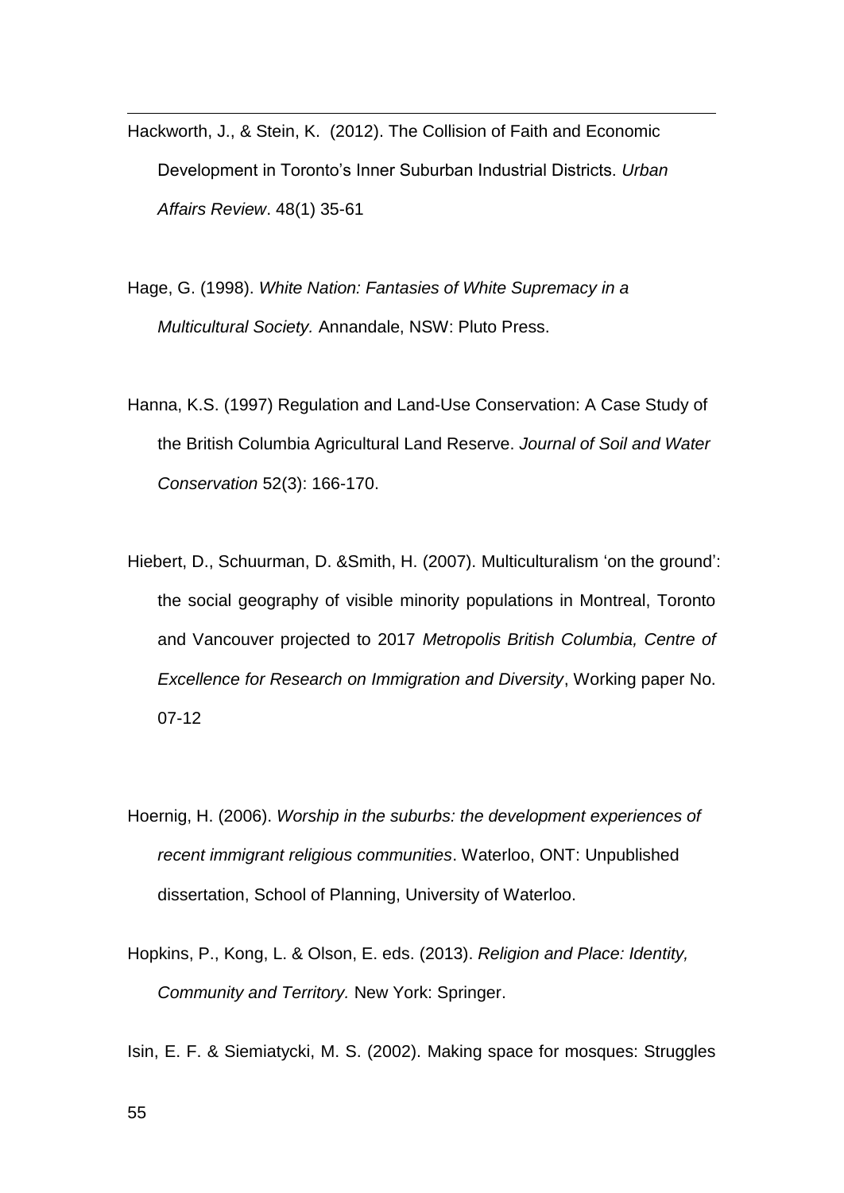Hackworth, J., & Stein, K. (2012). The Collision of Faith and Economic Development in Toronto's Inner Suburban Industrial Districts. *Urban Affairs Review*. 48(1) 35-61

Hage, G. (1998). *White Nation: Fantasies of White Supremacy in a Multicultural Society.* Annandale, NSW: Pluto Press.

Hanna, K.S. (1997) Regulation and Land-Use Conservation: A Case Study of the British Columbia Agricultural Land Reserve. *Journal of Soil and Water Conservation* 52(3): 166-170.

Hiebert, D., Schuurman, D. &Smith, H. (2007). Multiculturalism 'on the ground': the social geography of visible minority populations in Montreal, Toronto and Vancouver projected to 2017 *Metropolis British Columbia, Centre of Excellence for Research on Immigration and Diversity*, Working paper No. 07-12

Hoernig, H. (2006). *Worship in the suburbs: the development experiences of recent immigrant religious communities*. Waterloo, ONT: Unpublished dissertation, School of Planning, University of Waterloo.

Hopkins, P., Kong, L. & Olson, E. eds. (2013). *Religion and Place: Identity, Community and Territory.* New York: Springer.

Isin, E. F. & Siemiatycki, M. S. (2002). Making space for mosques: Struggles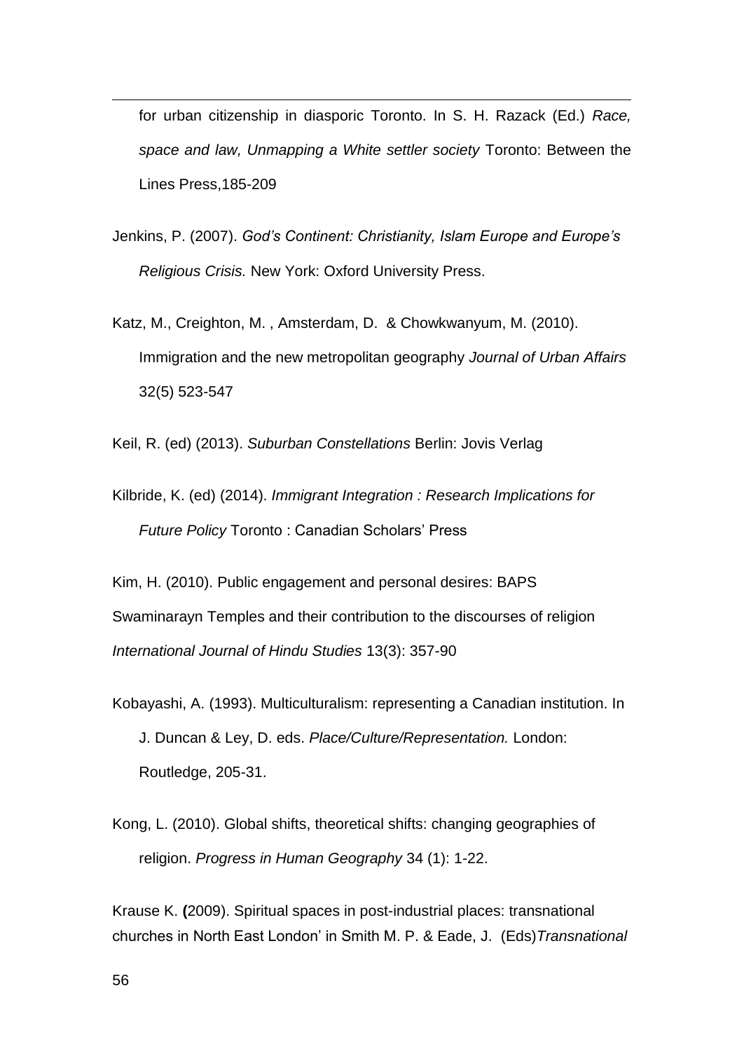for urban citizenship in diasporic Toronto. In S. H. Razack (Ed.) *Race, space and law, Unmapping a White settler society* Toronto: Between the Lines Press,185-209

Jenkins, P. (2007). *God's Continent: Christianity, Islam Europe and Europe's Religious Crisis.* New York: Oxford University Press.

Katz, M., Creighton, M. , Amsterdam, D. & Chowkwanyum, M. (2010). Immigration and the new metropolitan geography *Journal of Urban Affairs* 32(5) 523-547

Keil, R. (ed) (2013). *Suburban Constellations* Berlin: Jovis Verlag

Kilbride, K. (ed) (2014). *Immigrant Integration : Research Implications for Future Policy* Toronto : Canadian Scholars' Press

Kim, H. (2010). Public engagement and personal desires: BAPS Swaminarayn Temples and their contribution to the discourses of religion *International Journal of Hindu Studies* 13(3): 357-90

Kobayashi, A. (1993). Multiculturalism: representing a Canadian institution. In J. Duncan & Ley, D. eds. *Place/Culture/Representation.* London: Routledge, 205-31.

Kong, L. (2010). Global shifts, theoretical shifts: changing geographies of religion. *Progress in Human Geography* 34 (1): 1-22.

Krause K. **(**2009). Spiritual spaces in post-industrial places: transnational churches in North East London' in Smith M. P. & Eade, J. (Eds)*Transnational*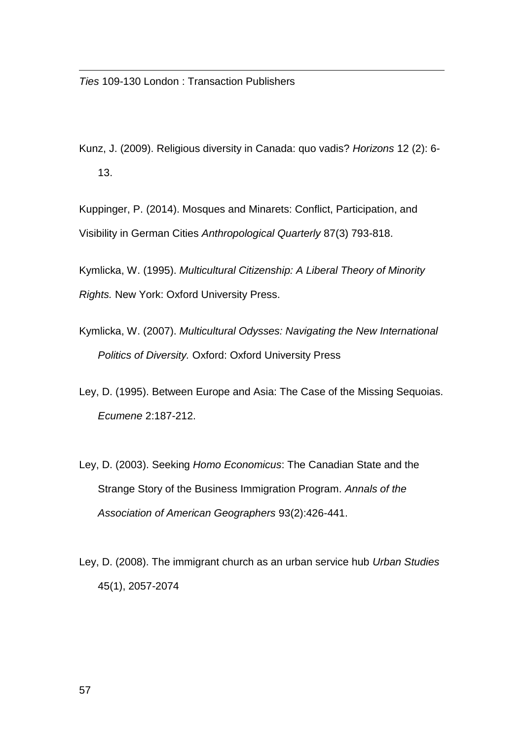*Ties* 109-130 London : Transaction Publishers

Kunz, J. (2009). Religious diversity in Canada: quo vadis? *Horizons* 12 (2): 6-13.

Kuppinger, P. (2014). Mosques and Minarets: Conflict, Participation, and Visibility in German Cities *Anthropological Quarterly* 87(3) 793-818.

Kymlicka, W. (1995). *Multicultural Citizenship: A Liberal Theory of Minority Rights.* New York: Oxford University Press.

Kymlicka, W. (2007). *Multicultural Odysses: Navigating the New International Politics of Diversity.* Oxford: Oxford University Press

Ley, D. (1995). Between Europe and Asia: The Case of the Missing Sequoias. *Ecumene* 2:187-212.

Ley, D. (2003). Seeking *Homo Economicus*: The Canadian State and the Strange Story of the Business Immigration Program. *Annals of the Association of American Geographers* 93(2):426-441.

Ley, D. (2008). The immigrant church as an urban service hub *Urban Studies* 45(1), 2057-2074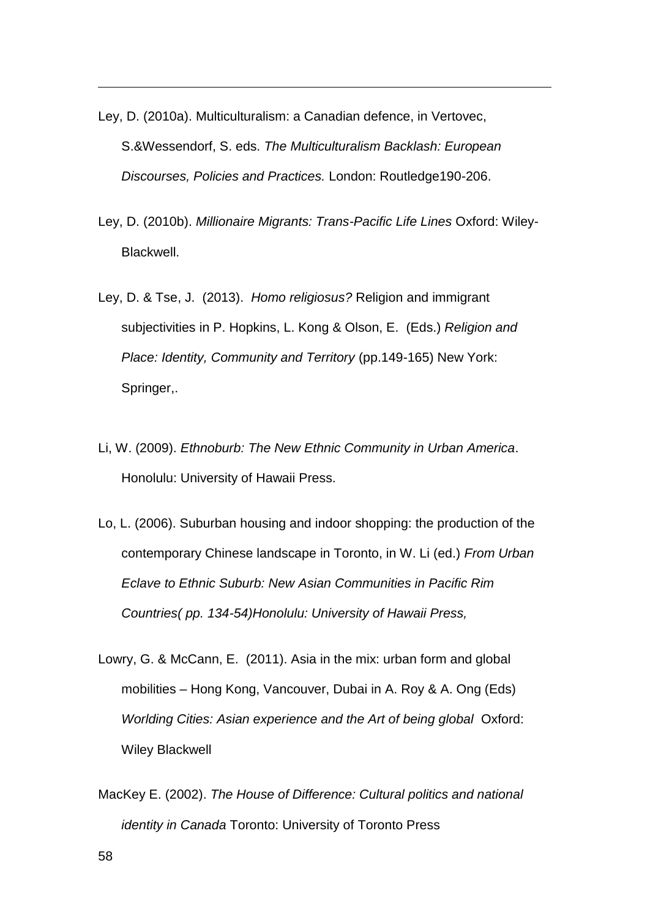Ley, D. (2010a). Multiculturalism: a Canadian defence, in Vertovec, S.&Wessendorf, S. eds. *The Multiculturalism Backlash: European Discourses, Policies and Practices.* London: Routledge190-206.

Ley, D. (2010b). *Millionaire Migrants: Trans-Pacific Life Lines* Oxford: Wiley-Blackwell.

Ley, D. & Tse, J. (2013). *Homo religiosus?* Religion and immigrant subjectivities in P. Hopkins, L. Kong & Olson, E. (Eds.) *Religion and Place: Identity, Community and Territory* (pp.149-165) New York: Springer,.

Li, W. (2009). *Ethnoburb: The New Ethnic Community in Urban America*. Honolulu: University of Hawaii Press.

Lo, L. (2006). Suburban housing and indoor shopping: the production of the contemporary Chinese landscape in Toronto, in W. Li (ed.) *From Urban Eclave to Ethnic Suburb: New Asian Communities in Pacific Rim Countries( pp. 134-54)Honolulu: University of Hawaii Press,*

Lowry, G. & McCann, E. (2011). Asia in the mix: urban form and global mobilities – Hong Kong, Vancouver, Dubai in A. Roy & A. Ong (Eds) *Worlding Cities: Asian experience and the Art of being global* Oxford: Wiley Blackwell

MacKey E. (2002). *The House of Difference: Cultural politics and national identity in Canada* Toronto: University of Toronto Press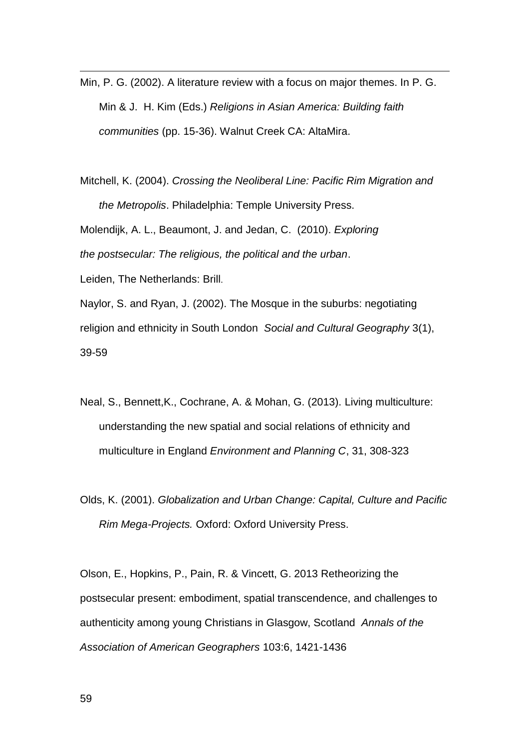Min, P. G. (2002). A literature review with a focus on major themes. In P. G. Min & J. H. Kim (Eds.) *Religions in Asian America: Building faith communities* (pp. 15-36). Walnut Creek CA: AltaMira.

Mitchell, K. (2004). *Crossing the Neoliberal Line: Pacific Rim Migration and the Metropolis*. Philadelphia: Temple University Press.

Molendijk, A. L., Beaumont, J. and Jedan, C. (2010). *Exploring the postsecular: The religious, the political and the urban*. Leiden, The Netherlands: Brill.

Naylor, S. and Ryan, J. (2002). The Mosque in the suburbs: negotiating religion and ethnicity in South London *Social and Cultural Geography* 3(1), 39-59

Neal, S., Bennett,K., Cochrane, A. & Mohan, G. (2013). Living multiculture: understanding the new spatial and social relations of ethnicity and multiculture in England *Environment and Planning C*, 31, 308-323

Olds, K. (2001). *Globalization and Urban Change: Capital, Culture and Pacific Rim Mega-Projects.* Oxford: Oxford University Press.

Olson, E., Hopkins, P., Pain, R. & Vincett, G. 2013 Retheorizing the postsecular present: embodiment, spatial transcendence, and challenges to authenticity among young Christians in Glasgow, Scotland *Annals of the Association of American Geographers* 103:6, 1421-1436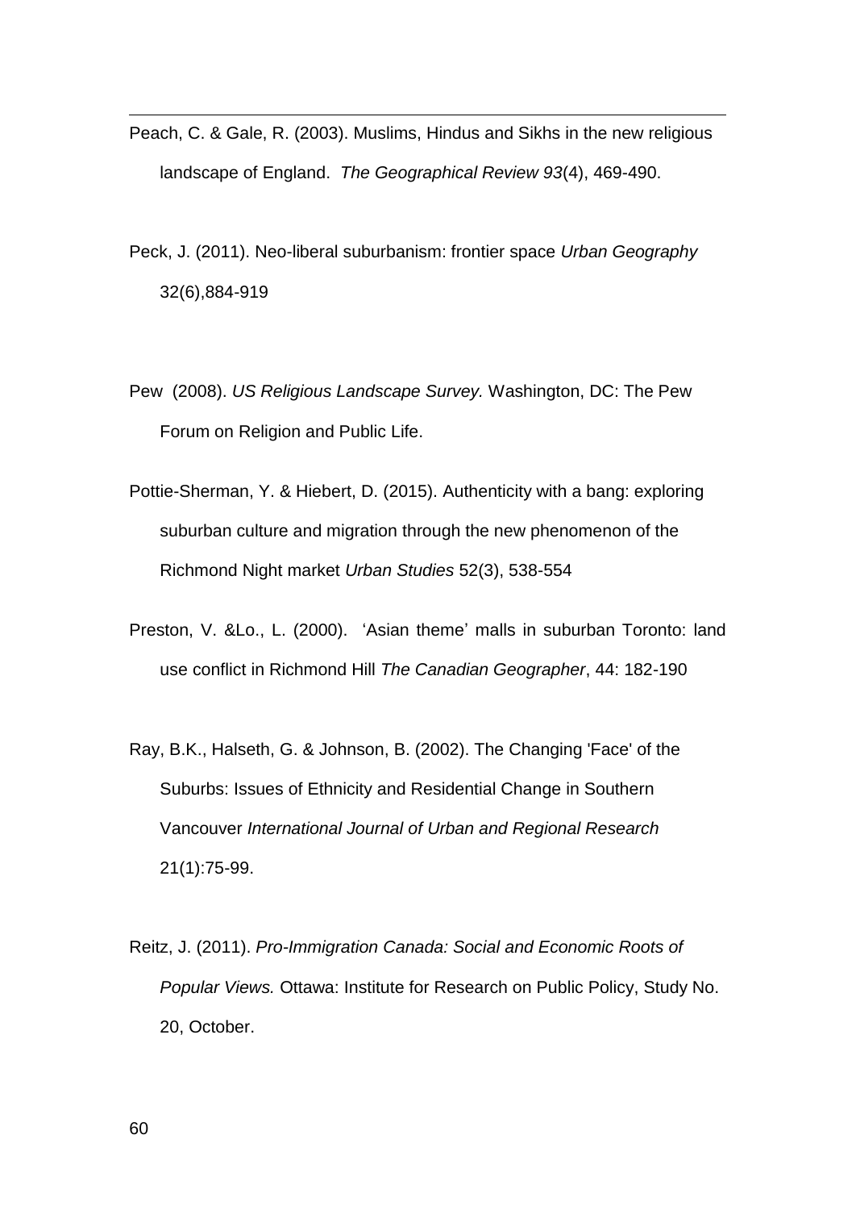Peach, C. & Gale, R. (2003). Muslims, Hindus and Sikhs in the new religious landscape of England. *The Geographical Review 93*(4), 469-490.

Peck, J. (2011). Neo-liberal suburbanism: frontier space *Urban Geography* 32(6),884-919

Pew (2008). *US Religious Landscape Survey.* Washington, DC: The Pew Forum on Religion and Public Life.

Pottie-Sherman, Y. & Hiebert, D. (2015). Authenticity with a bang: exploring suburban culture and migration through the new phenomenon of the Richmond Night market *Urban Studies* 52(3), 538-554

Preston, V. &Lo., L. (2000). 'Asian theme' malls in suburban Toronto: land use conflict in Richmond Hill *The Canadian Geographer*, 44: 182-190

Ray, B.K., Halseth, G. & Johnson, B. (2002). The Changing 'Face' of the Suburbs: Issues of Ethnicity and Residential Change in Southern Vancouver *International Journal of Urban and Regional Research* 21(1):75-99.

Reitz, J. (2011). *Pro-Immigration Canada: Social and Economic Roots of Popular Views.* Ottawa: Institute for Research on Public Policy, Study No. 20, October.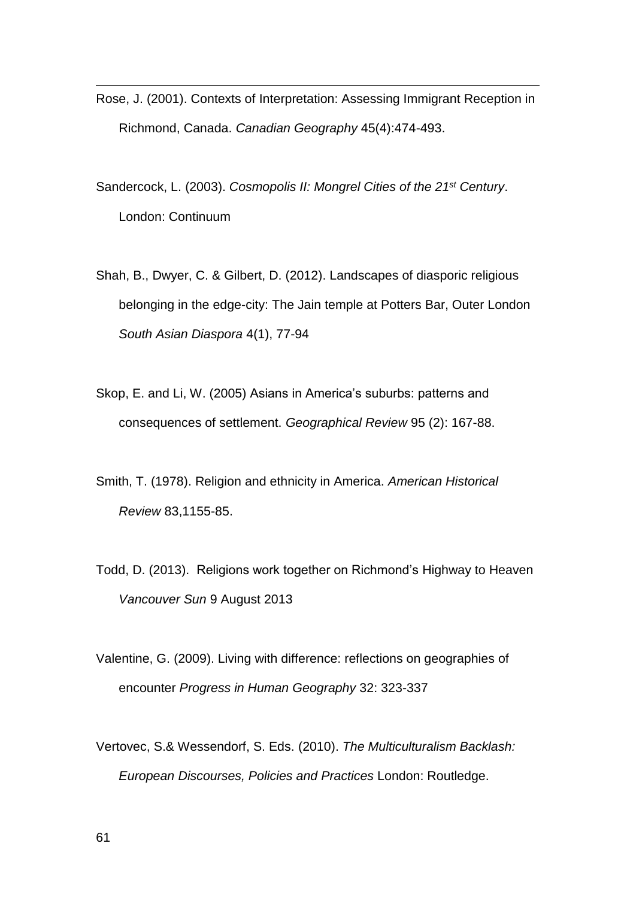Rose, J. (2001). Contexts of Interpretation: Assessing Immigrant Reception in Richmond, Canada. *Canadian Geography* 45(4):474-493.

Sandercock, L. (2003). *Cosmopolis II: Mongrel Cities of the 21st Century*. London: Continuum

Shah, B., Dwyer, C. & Gilbert, D. (2012). Landscapes of diasporic religious belonging in the edge-city: The Jain temple at Potters Bar, Outer London *South Asian Diaspora* 4(1), 77-94

Skop, E. and Li, W. (2005) Asians in America's suburbs: patterns and consequences of settlement. *Geographical Review* 95 (2): 167-88.

Smith, T. (1978). Religion and ethnicity in America. *American Historical Review* 83,1155-85.

Todd, D. (2013). Religions work together on Richmond's Highway to Heaven *Vancouver Sun* 9 August 2013

Valentine, G. (2009). Living with difference: reflections on geographies of encounter *Progress in Human Geography* 32: 323-337

Vertovec, S.& Wessendorf, S. Eds. (2010). *The Multiculturalism Backlash: European Discourses, Policies and Practices* London: Routledge.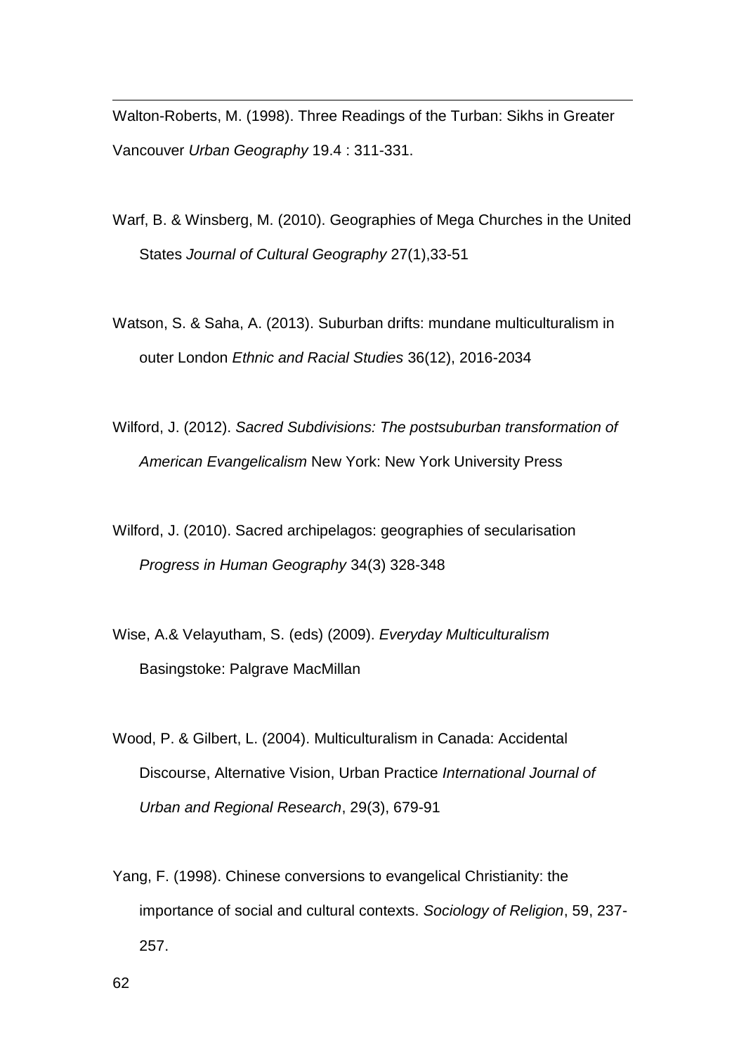Walton-Roberts, M. (1998). Three Readings of the Turban: Sikhs in Greater Vancouver *Urban Geography* 19.4 : 311-331.

Warf, B. & Winsberg, M. (2010). Geographies of Mega Churches in the United States *Journal of Cultural Geography* 27(1),33-51

Watson, S. & Saha, A. (2013). Suburban drifts: mundane multiculturalism in outer London *Ethnic and Racial Studies* 36(12), 2016-2034

Wilford, J. (2012). *Sacred Subdivisions: The postsuburban transformation of American Evangelicalism* New York: New York University Press

Wilford, J. (2010). Sacred archipelagos: geographies of secularisation *Progress in Human Geography* 34(3) 328-348

Wise, A.& Velayutham, S. (eds) (2009). *Everyday Multiculturalism* Basingstoke: Palgrave MacMillan

Wood, P. & Gilbert, L. (2004). Multiculturalism in Canada: Accidental Discourse, Alternative Vision, Urban Practice *International Journal of Urban and Regional Research*, 29(3), 679-91

Yang, F. (1998). Chinese conversions to evangelical Christianity: the importance of social and cultural contexts. *Sociology of Religion*, 59, 237-257.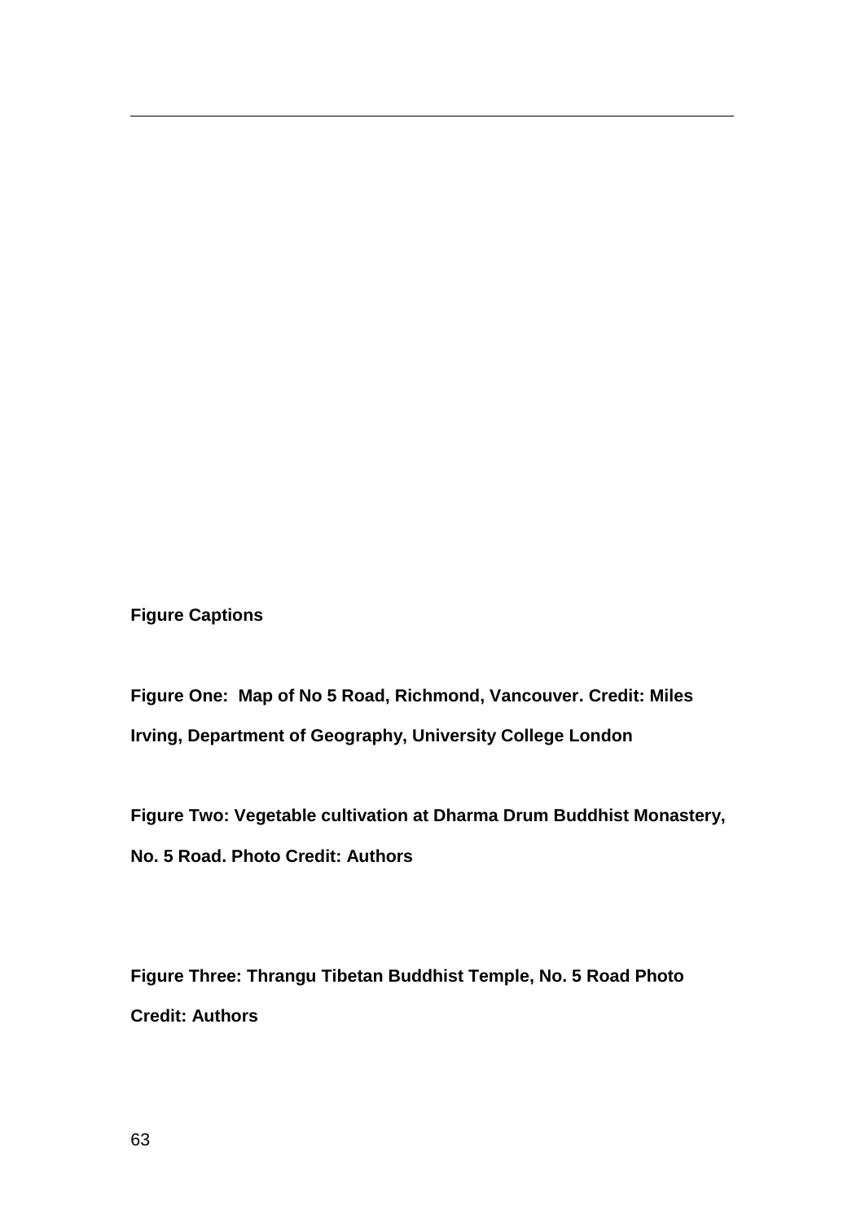**Figure Captions**

**Figure One: Map of No 5 Road, Richmond, Vancouver. Credit: Miles Irving, Department of Geography, University College London**

**Figure Two: Vegetable cultivation at Dharma Drum Buddhist Monastery, No. 5 Road. Photo Credit: Authors**

**Figure Three: Thrangu Tibetan Buddhist Temple, No. 5 Road Photo Credit: Authors**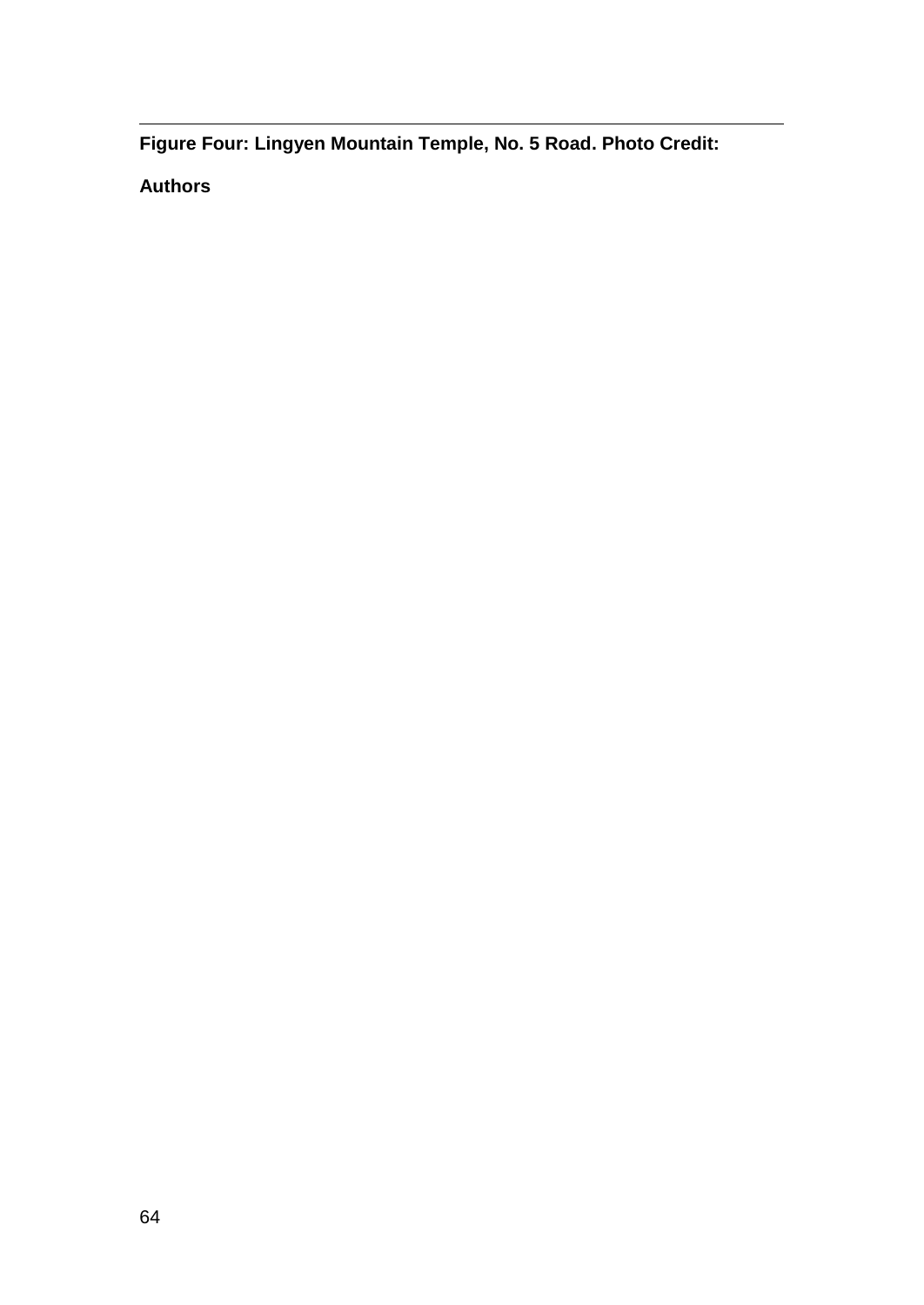**Figure Four: Lingyen Mountain Temple, No. 5 Road. Photo Credit: Authors**